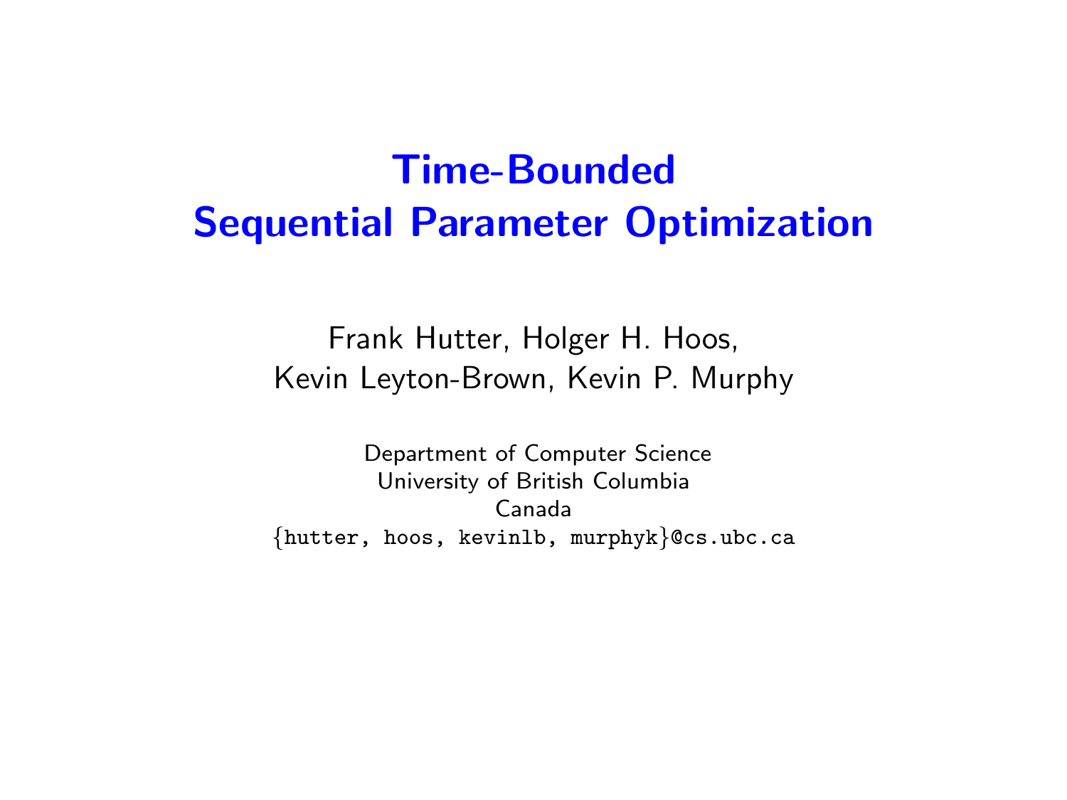# Time-Bounded Sequential Parameter Optimization

Frank Hutter, Holger H. Hoos,
Kevin Leyton-Brown, Kevin P. Murphy

Department of Computer Science
University of British Columbia
Canada
{hutter, hoos, kevinlb, murphyk}@cs.ubc.ca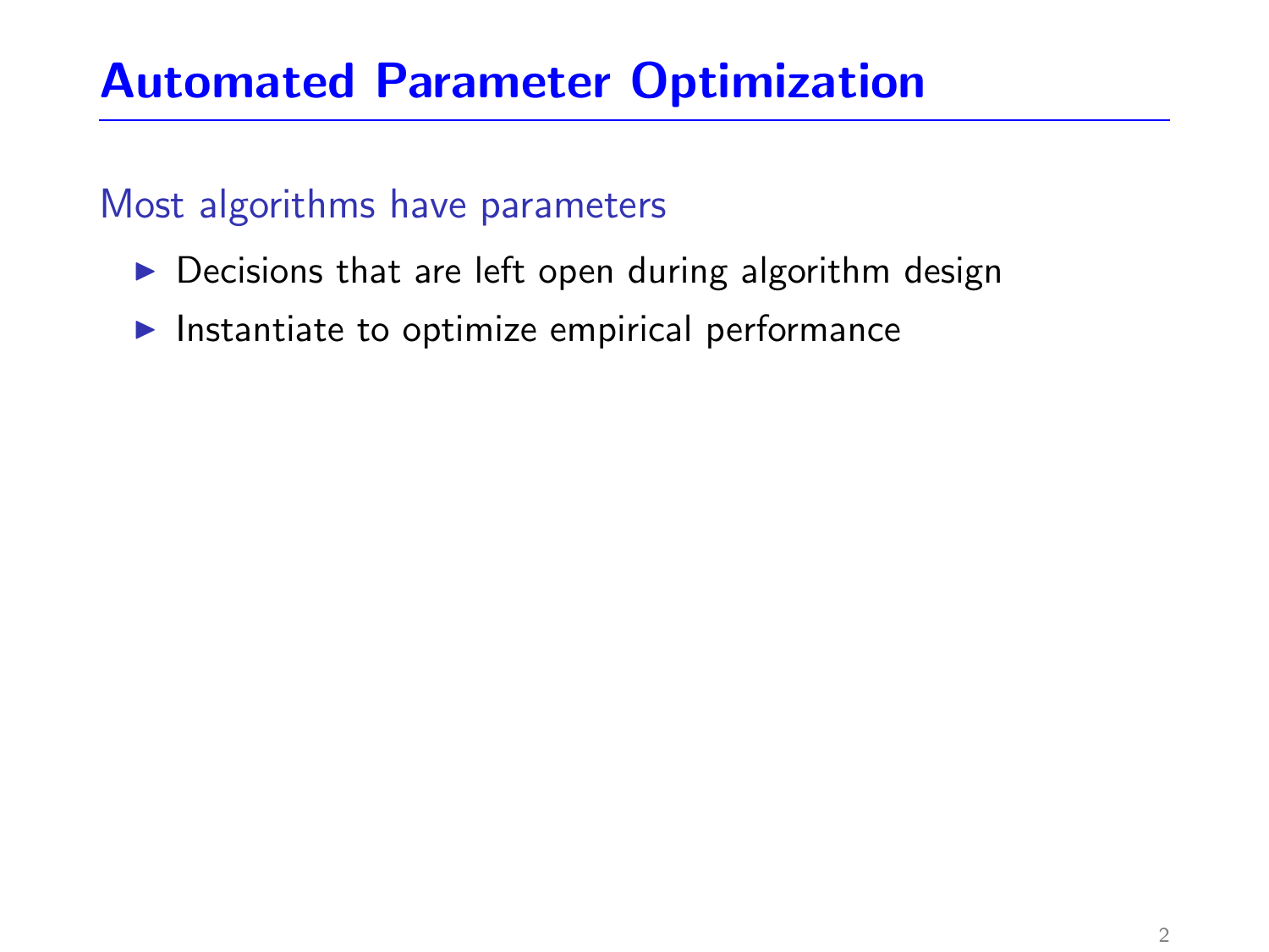# Automated Parameter Optimization

## Most algorithms have parameters

- Decisions that are left open during algorithm design
- Instantiate to optimize empirical performance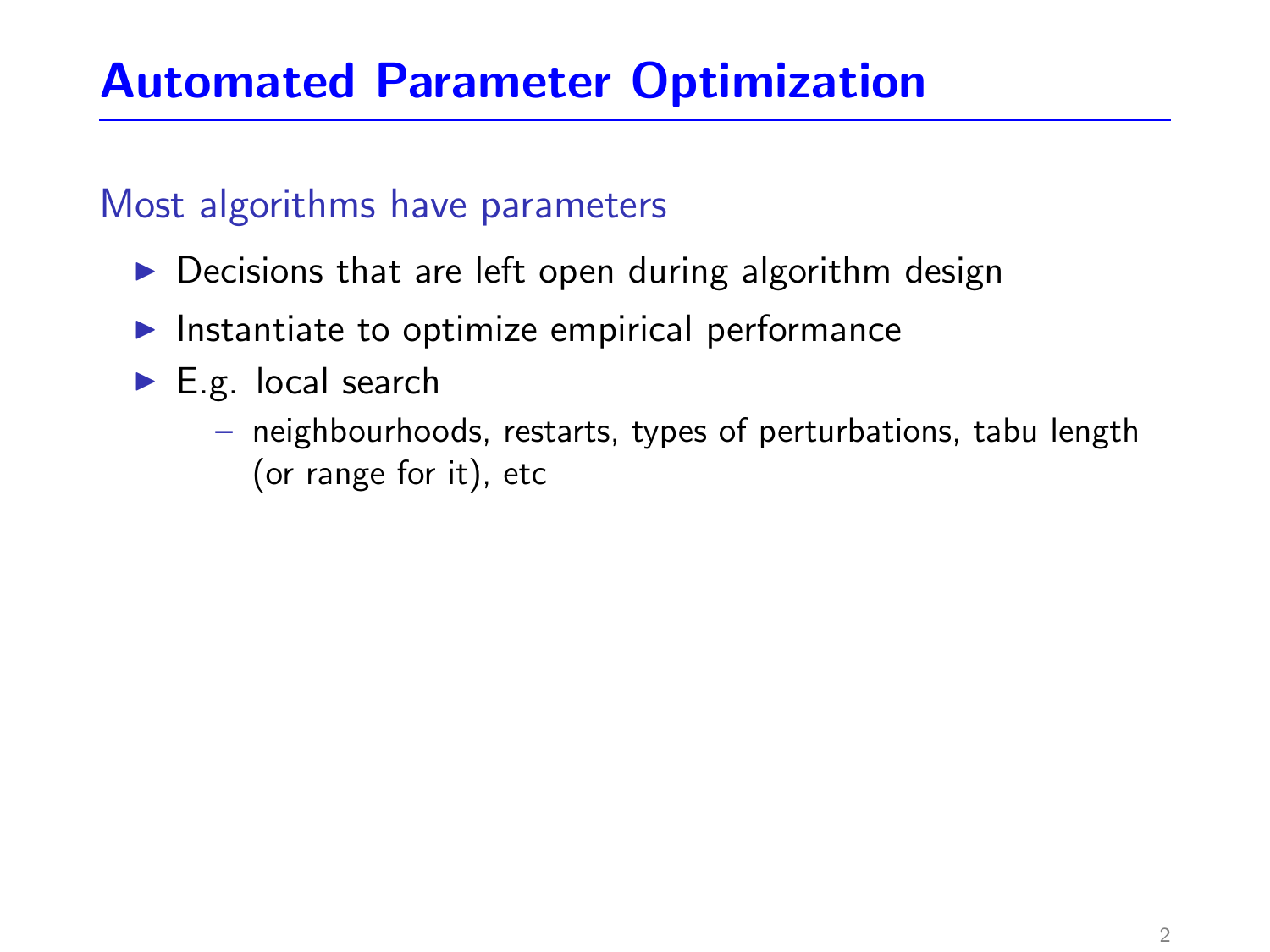# Automated Parameter Optimization

## Most algorithms have parameters

- Decisions that are left open during algorithm design
- Instantiate to optimize empirical performance
- E.g. local search
  - neighbourhoods, restarts, types of perturbations, tabu length (or range for it), etc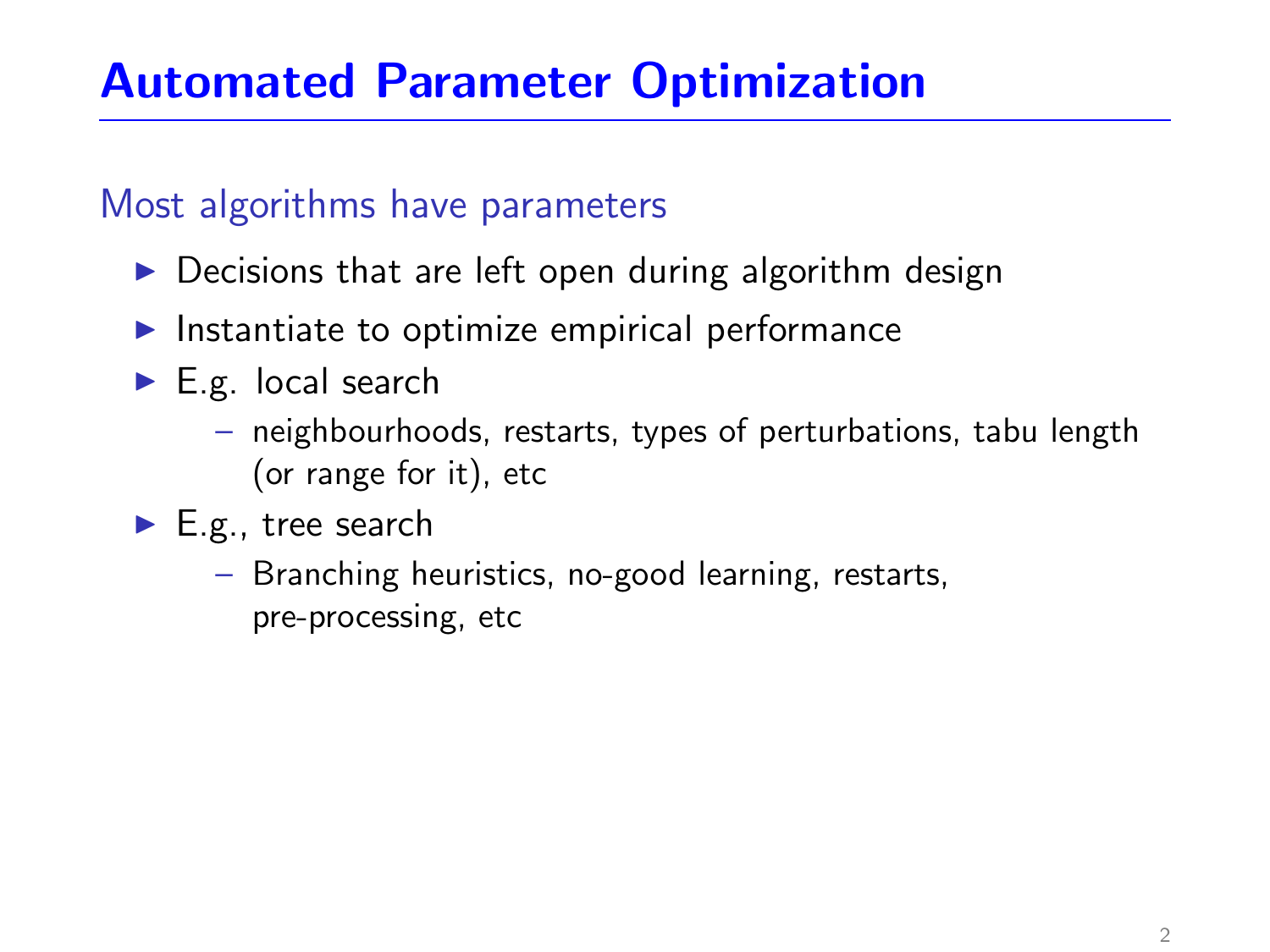# Automated Parameter Optimization

## Most algorithms have parameters

- Decisions that are left open during algorithm design
- Instantiate to optimize empirical performance
- E.g. local search
  - neighbourhoods, restarts, types of perturbations, tabu length (or range for it), etc
- E.g., tree search
  - Branching heuristics, no-good learning, restarts, pre-processing, etc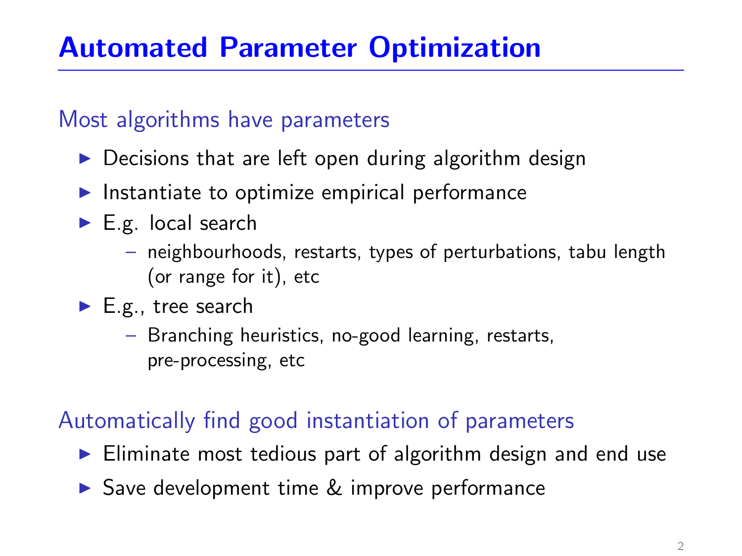# Automated Parameter Optimization

## Most algorithms have parameters

- Decisions that are left open during algorithm design
- Instantiate to optimize empirical performance
- E.g. local search
  - neighbourhoods, restarts, types of perturbations, tabu length (or range for it), etc
- E.g., tree search
  - Branching heuristics, no-good learning, restarts, pre-processing, etc

## Automatically find good instantiation of parameters

- Eliminate most tedious part of algorithm design and end use
- Save development time & improve performance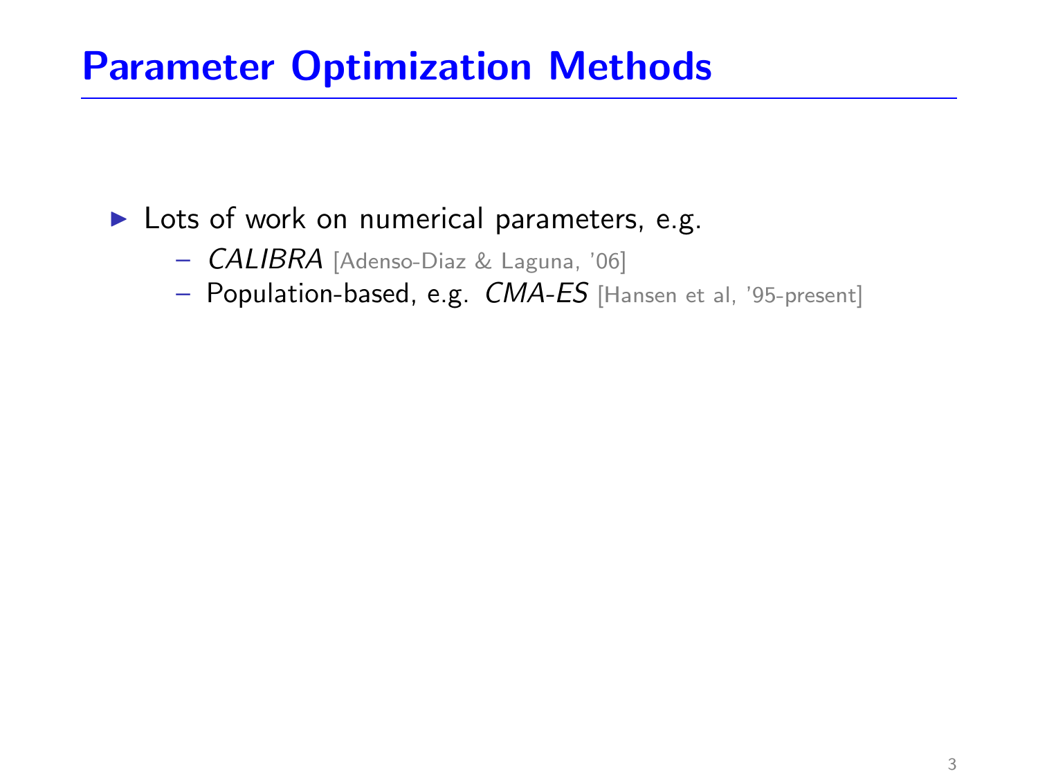# Parameter Optimization Methods

- Lots of work on numerical parameters, e.g.
  - *CALIBRA* [Adenso-Diaz & Laguna, '06]
  - Population-based, e.g. *CMA-ES* [Hansen et al, '95-present]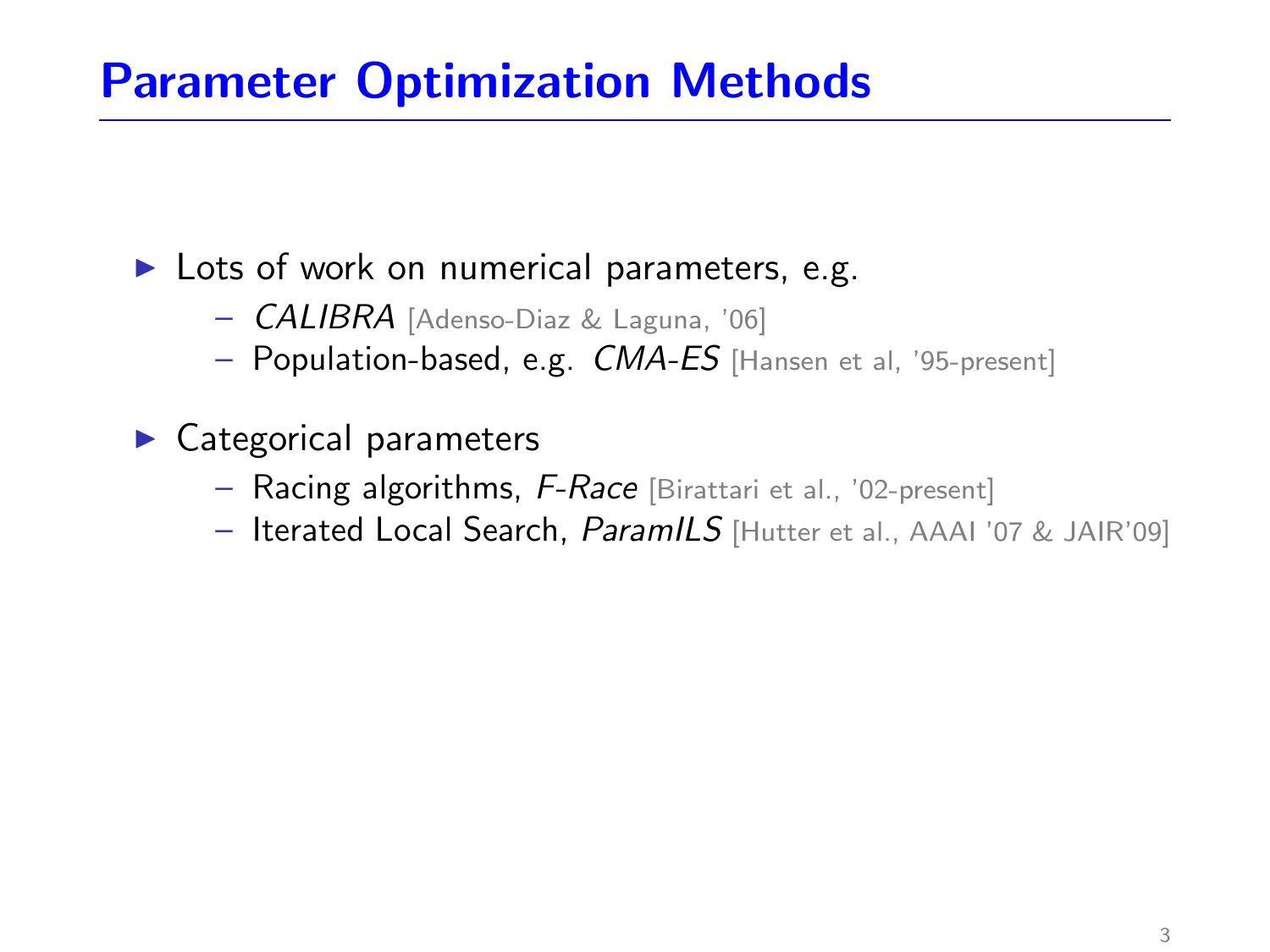# Parameter Optimization Methods

- Lots of work on numerical parameters, e.g.
  - *CALIBRA* [Adenso-Diaz & Laguna, '06]
  - Population-based, e.g. *CMA-ES* [Hansen et al, '95-present]
- Categorical parameters
  - Racing algorithms, *F-Race* [Birattari et al., '02-present]
  - Iterated Local Search, *ParamILS* [Hutter et al., AAAI '07 & JAIR'09]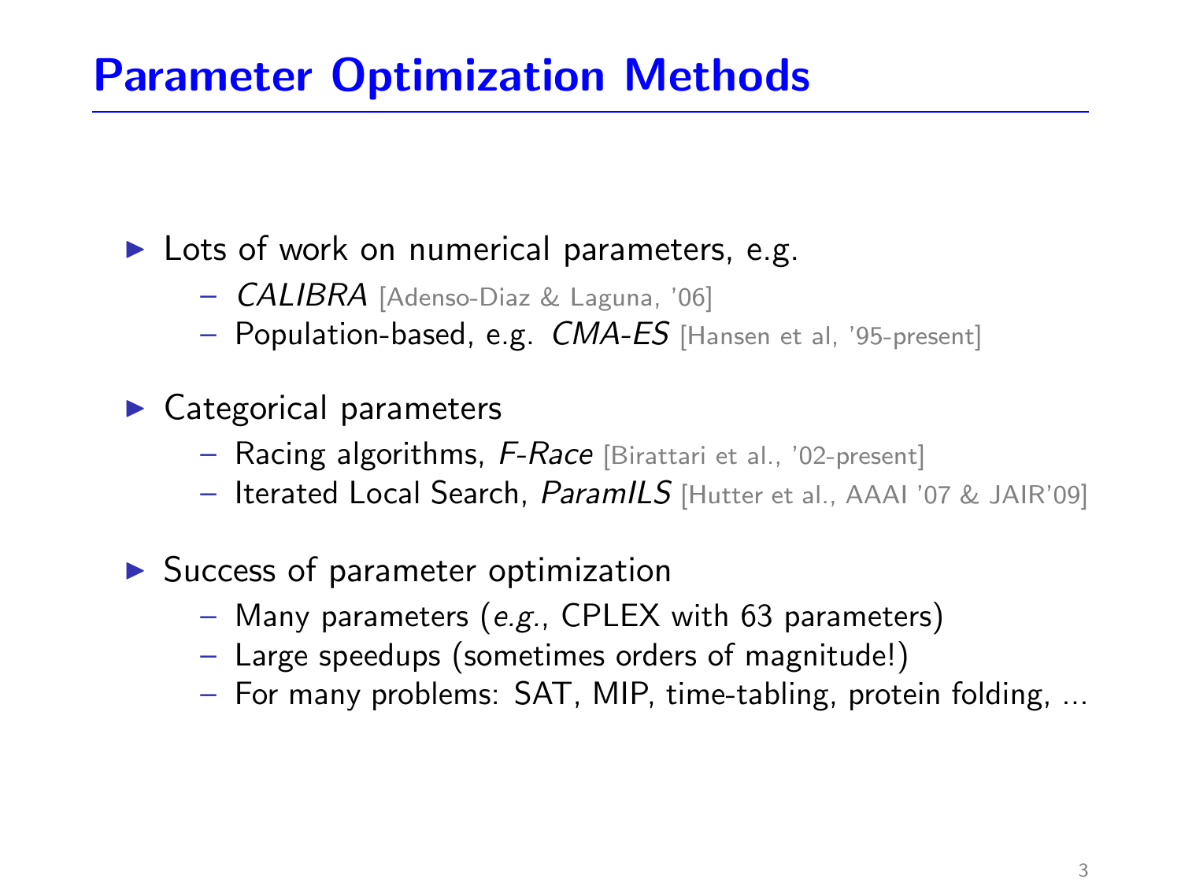# Parameter Optimization Methods

- Lots of work on numerical parameters, e.g.
  - *CALIBRA* [Adenso-Diaz & Laguna, '06]
  - Population-based, e.g. *CMA-ES* [Hansen et al, '95-present]
- Categorical parameters
  - Racing algorithms, *F-Race* [Birattari et al., '02-present]
  - Iterated Local Search, *ParamILS* [Hutter et al., AAAI '07 & JAIR'09]
- Success of parameter optimization
  - Many parameters (*e.g.*, CPLEX with 63 parameters)
  - Large speedups (sometimes orders of magnitude!)
  - For many problems: SAT, MIP, time-tabling, protein folding, ...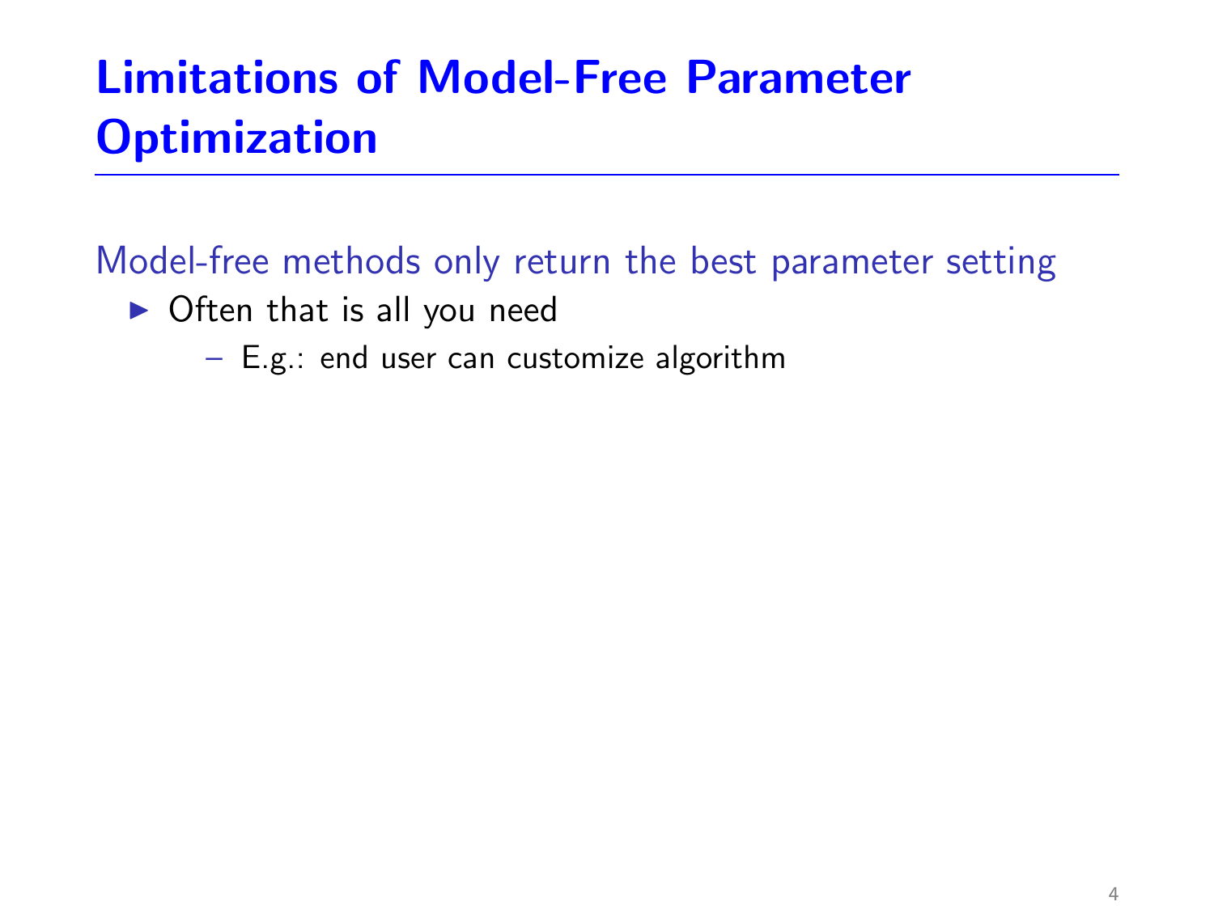# Limitations of Model-Free Parameter Optimization

Model-free methods only return the best parameter setting

- Often that is all you need
  - E.g.: end user can customize algorithm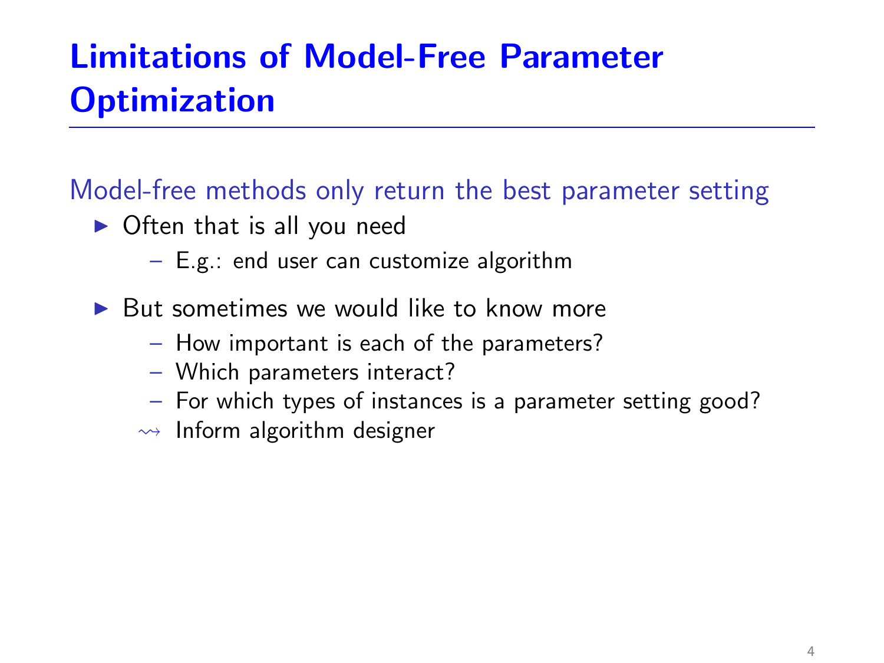# Limitations of Model-Free Parameter Optimization

Model-free methods only return the best parameter setting

- Often that is all you need
  - E.g.: end user can customize algorithm
- But sometimes we would like to know more
  - How important is each of the parameters?
  - Which parameters interact?
  - For which types of instances is a parameter setting good?
  - $\rightsquigarrow$ Inform algorithm designer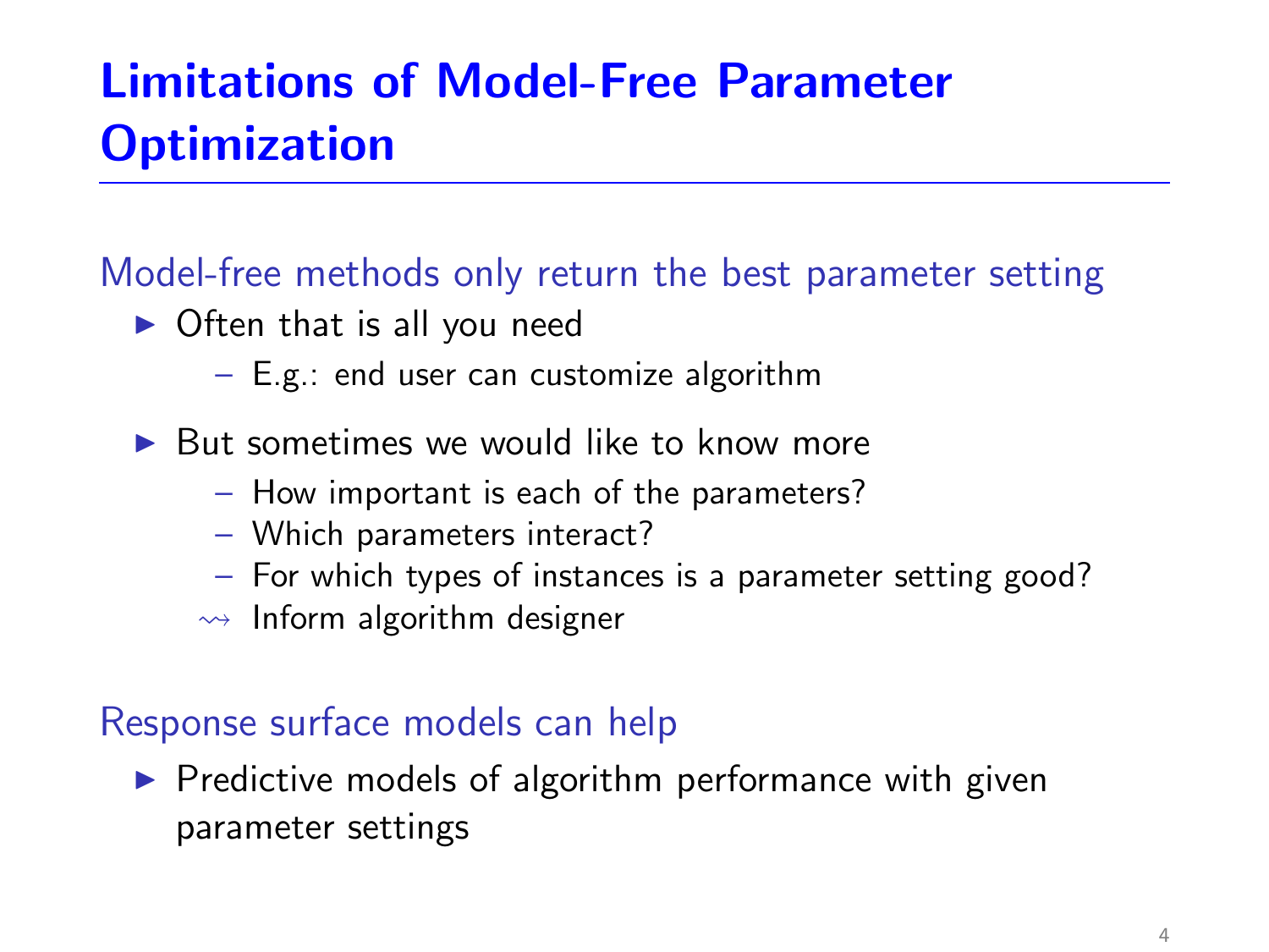# Limitations of Model-Free Parameter Optimization

Model-free methods only return the best parameter setting

- Often that is all you need
  - E.g.: end user can customize algorithm
- But sometimes we would like to know more
  - How important is each of the parameters?
  - Which parameters interact?
  - For which types of instances is a parameter setting good?

  $\rightsquigarrow$ Inform algorithm designer

Response surface models can help

- Predictive models of algorithm performance with given parameter settings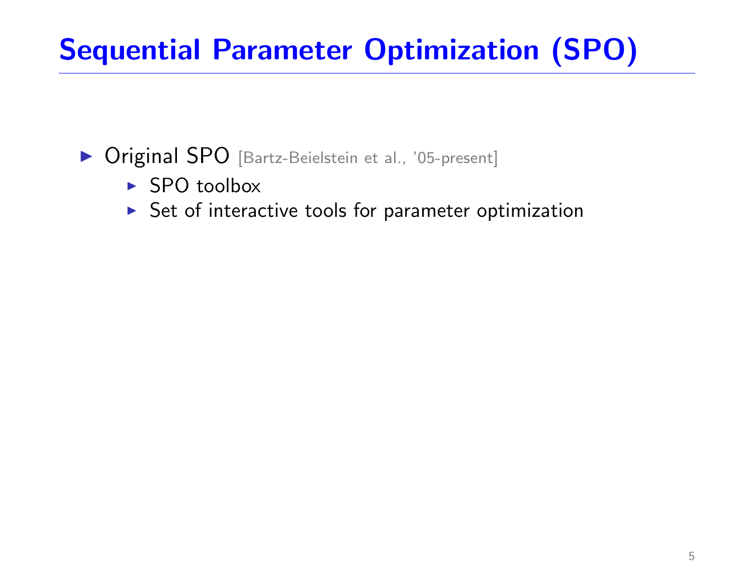# Sequential Parameter Optimization (SPO)

- Original SPO [Bartz-Beielstein et al., '05-present]
  - SPO toolbox
  - Set of interactive tools for parameter optimization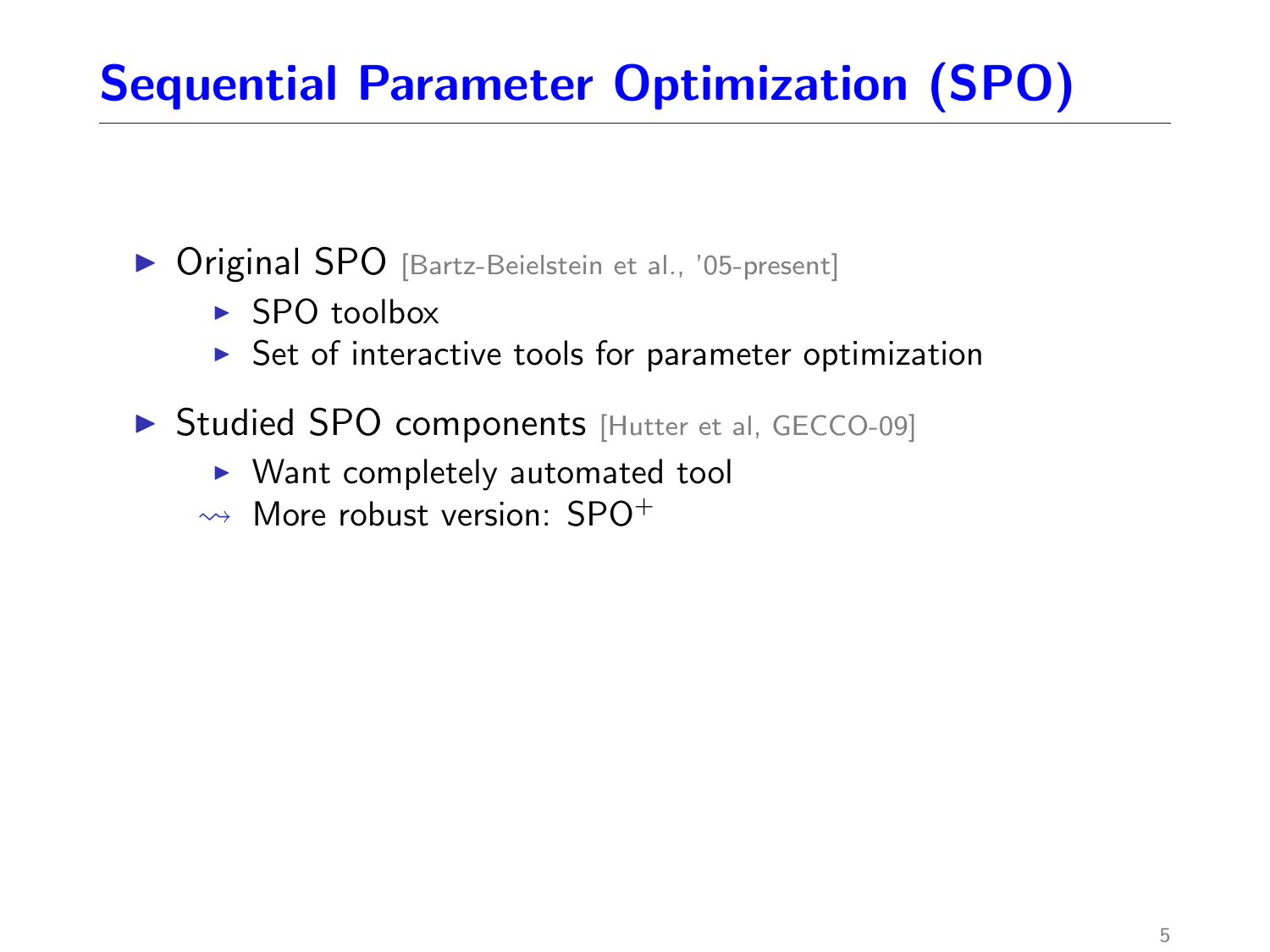# Sequential Parameter Optimization (SPO)

- Original SPO [Bartz-Beielstein et al., '05-present]
  - SPO toolbox
  - Set of interactive tools for parameter optimization
- Studied SPO components [Hutter et al, GECCO-09]
  - Want completely automated tool
  - $\rightsquigarrow$ More robust version: SPO$^+$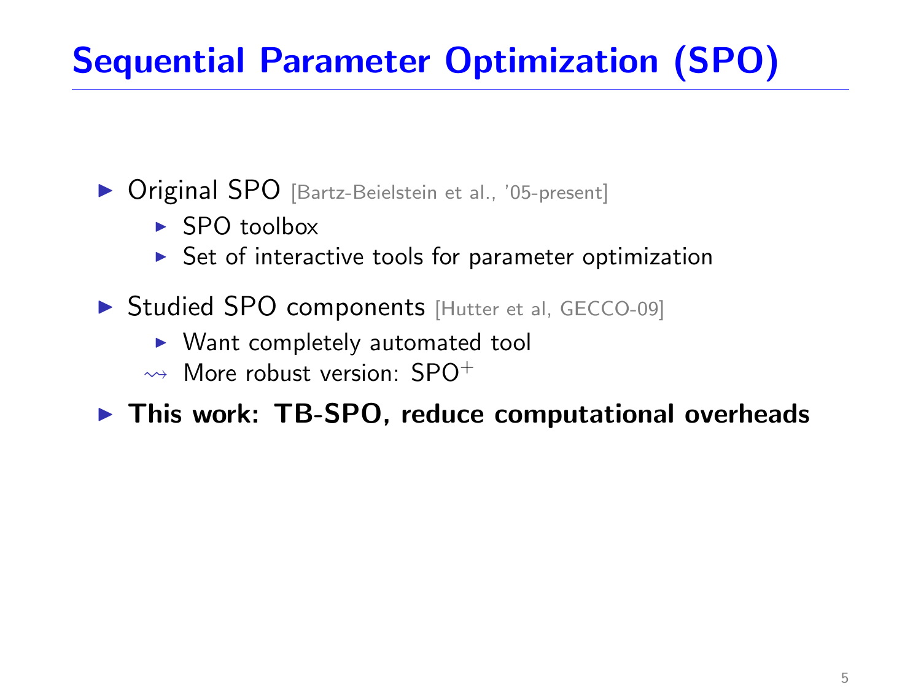# Sequential Parameter Optimization (SPO)

- Original SPO [Bartz-Beielstein et al., '05-present]
  - SPO toolbox
  - Set of interactive tools for parameter optimization
- Studied SPO components [Hutter et al, GECCO-09]
  - Want completely automated tool
  - ⇝ More robust version: $SPO^+$
- **This work: TB-SPO, reduce computational overheads**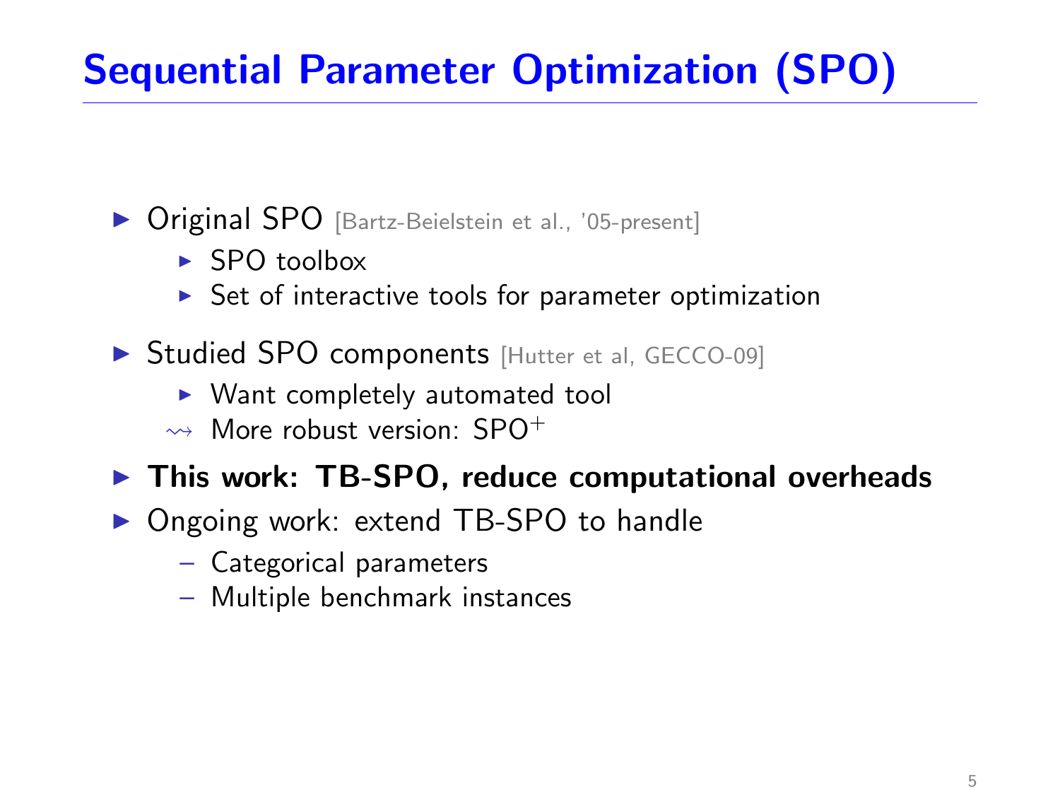# Sequential Parameter Optimization (SPO)

- Original SPO [Bartz-Beielstein et al., '05-present]
  - SPO toolbox
  - Set of interactive tools for parameter optimization
- Studied SPO components [Hutter et al, GECCO-09]
  - Want completely automated tool
  - ⇝ More robust version: $SPO^+$
- **This work: TB-SPO, reduce computational overheads**
- Ongoing work: extend TB-SPO to handle
  - Categorical parameters
  - Multiple benchmark instances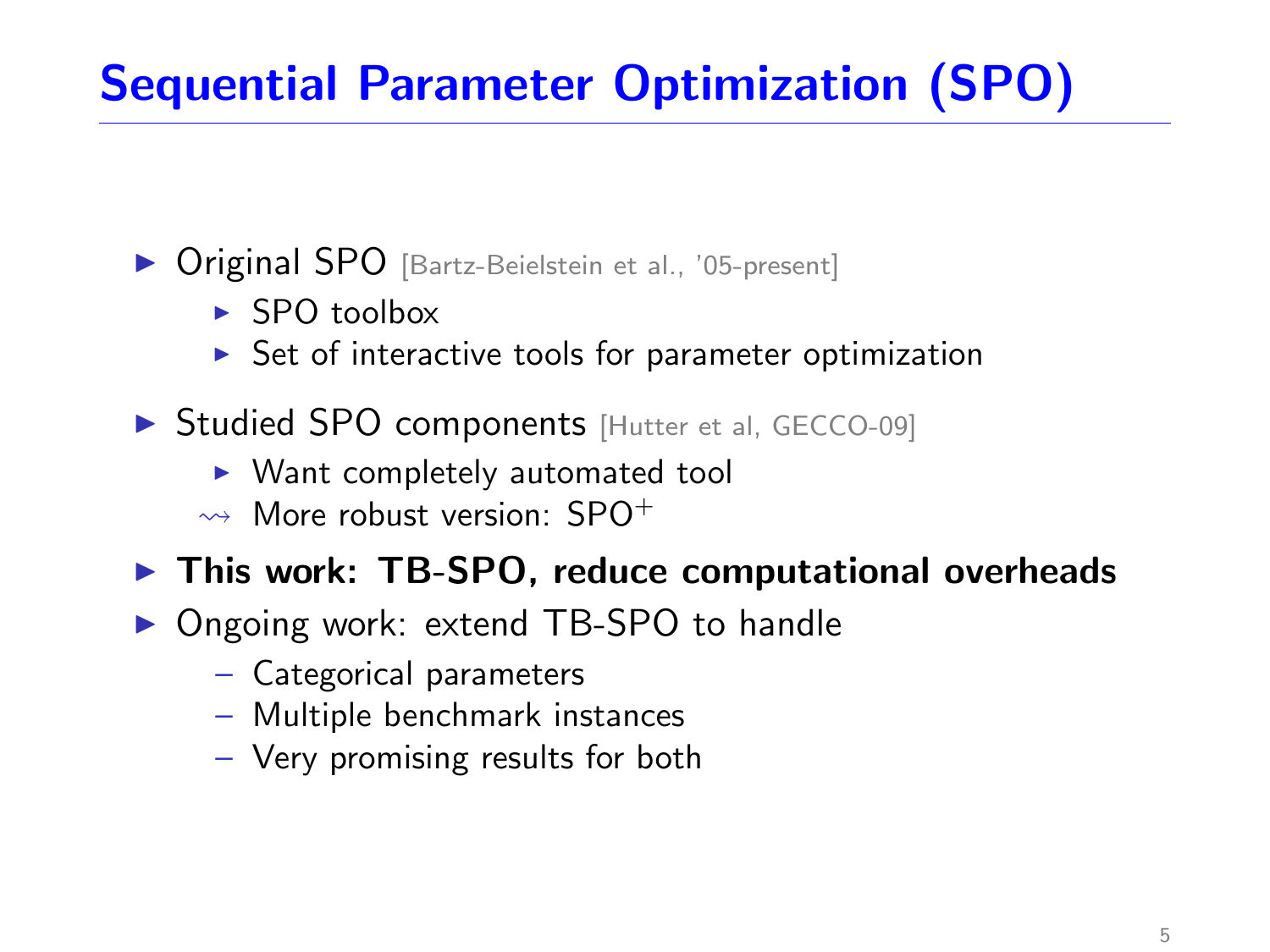# Sequential Parameter Optimization (SPO)

- Original SPO [Bartz-Beielstein et al., '05-present]
  - SPO toolbox
  - Set of interactive tools for parameter optimization
- Studied SPO components [Hutter et al, GECCO-09]
  - Want completely automated tool
  - $\rightsquigarrow$ More robust version: SPO$^+$
- **This work: TB-SPO, reduce computational overheads**
- Ongoing work: extend TB-SPO to handle
  - Categorical parameters
  - Multiple benchmark instances
  - Very promising results for both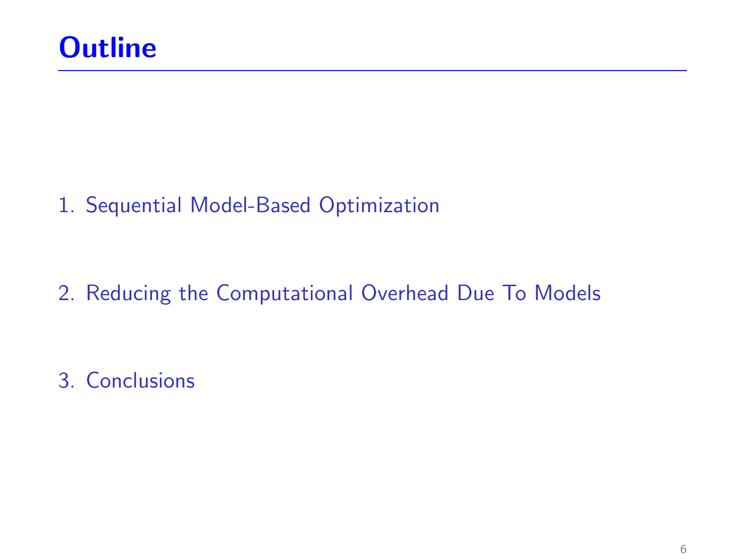# Outline

1. Sequential Model-Based Optimization

2. Reducing the Computational Overhead Due To Models

3. Conclusions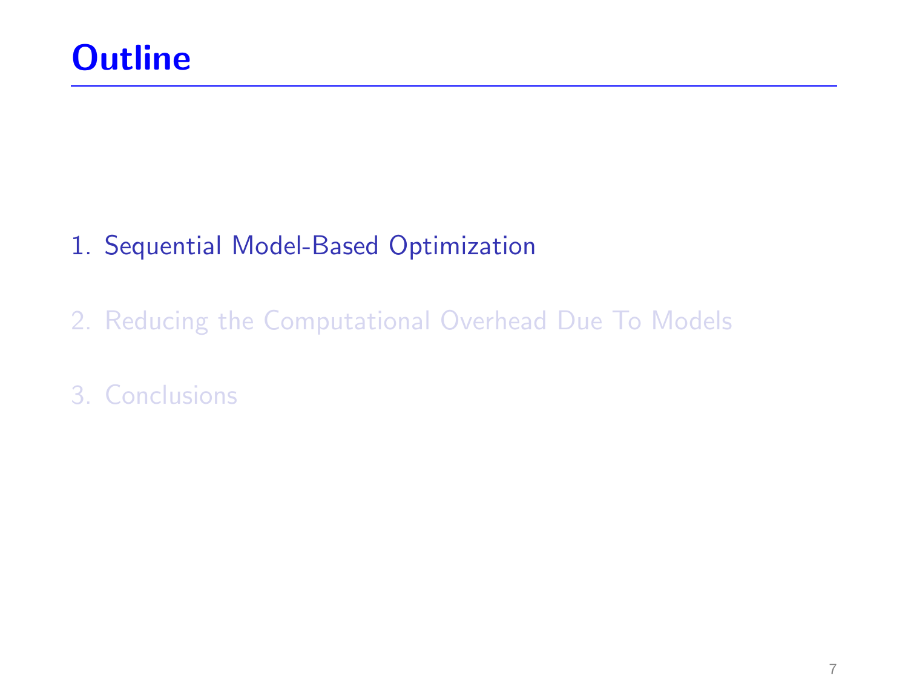# Outline

1. Sequential Model-Based Optimization
2. Reducing the Computational Overhead Due To Models
3. Conclusions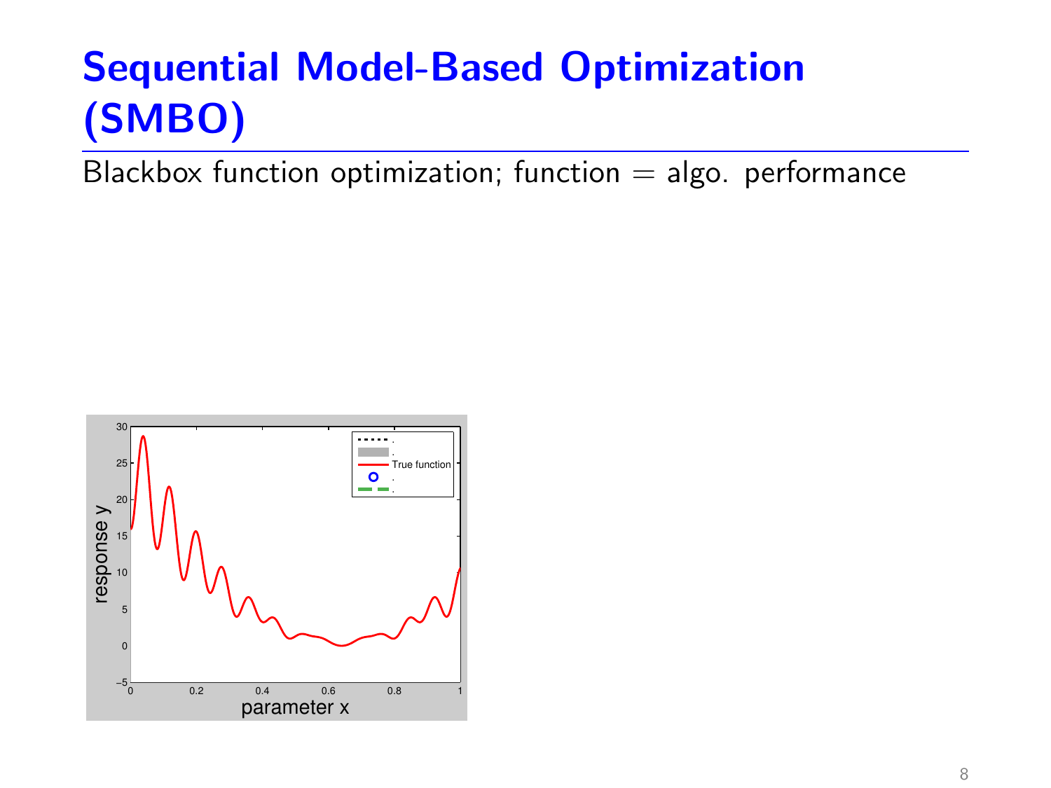# Sequential Model-Based Optimization (SMBO)

Blackbox function optimization; function = algo. performance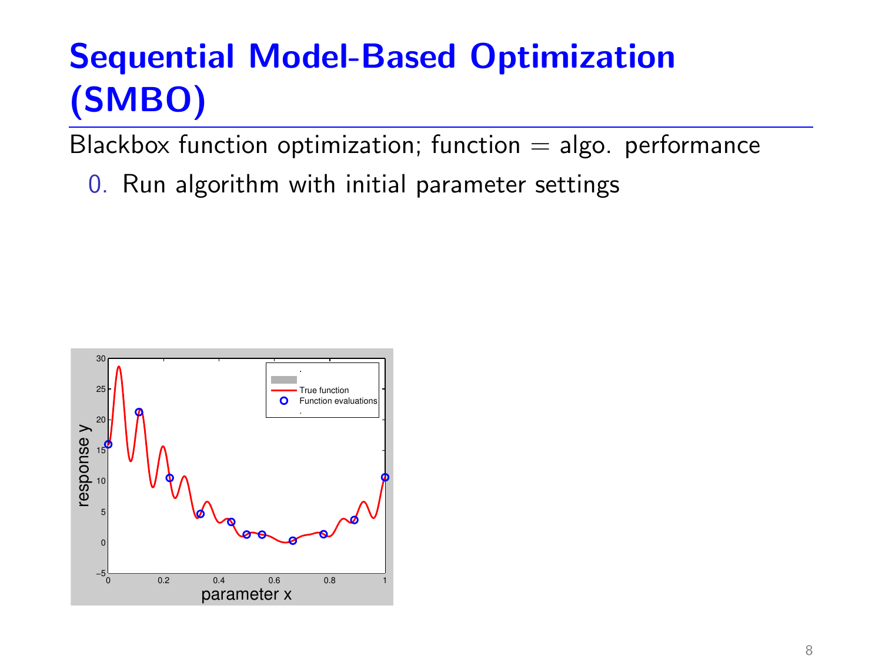# Sequential Model-Based Optimization (SMBO)

Blackbox function optimization; function = algo. performance

0. Run algorithm with initial parameter settings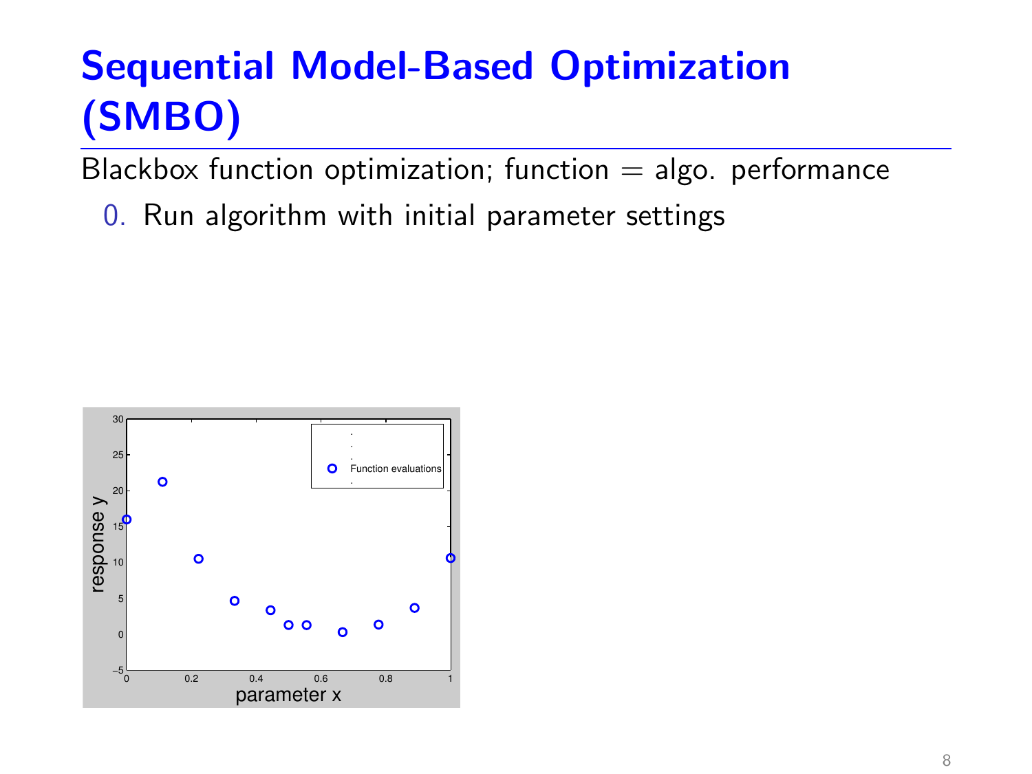# Sequential Model-Based Optimization (SMBO)

Blackbox function optimization; function = algo. performance

0. Run algorithm with initial parameter settings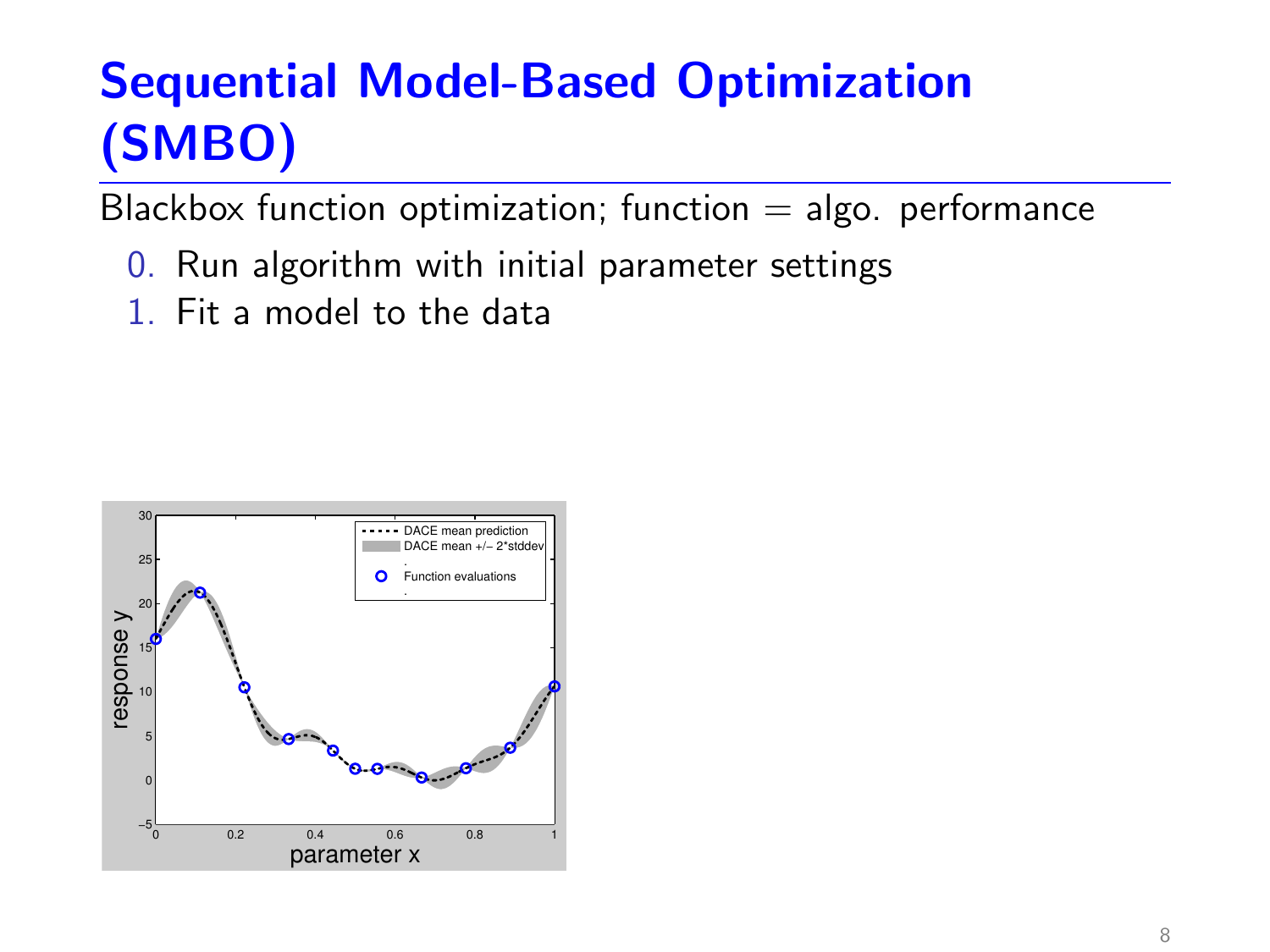# Sequential Model-Based Optimization (SMBO)

Blackbox function optimization; function = algo. performance

0. Run algorithm with initial parameter settings
1. Fit a model to the data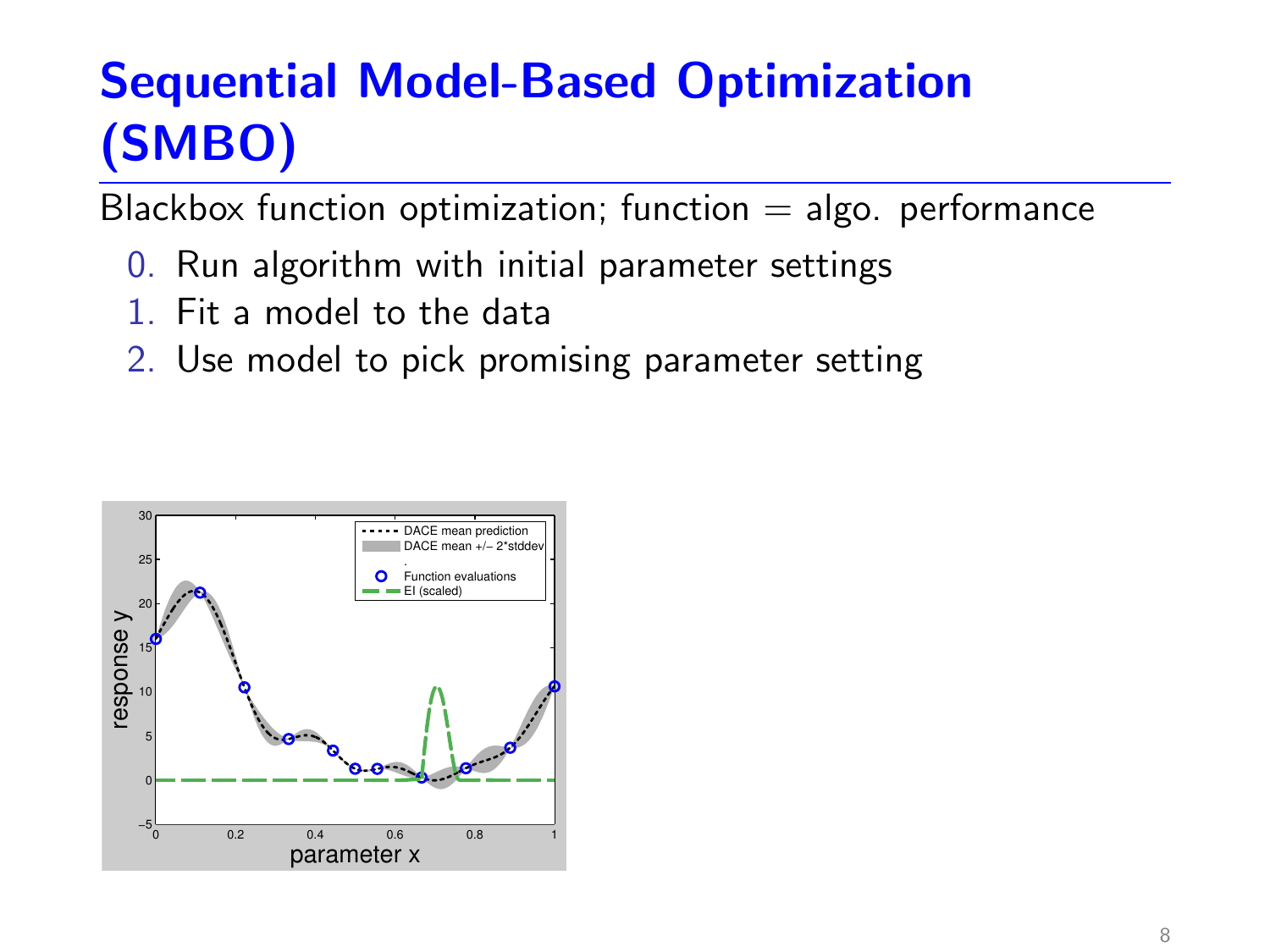# Sequential Model-Based Optimization (SMBO)

Blackbox function optimization; function = algo. performance

0. Run algorithm with initial parameter settings
1. Fit a model to the data
2. Use model to pick promising parameter setting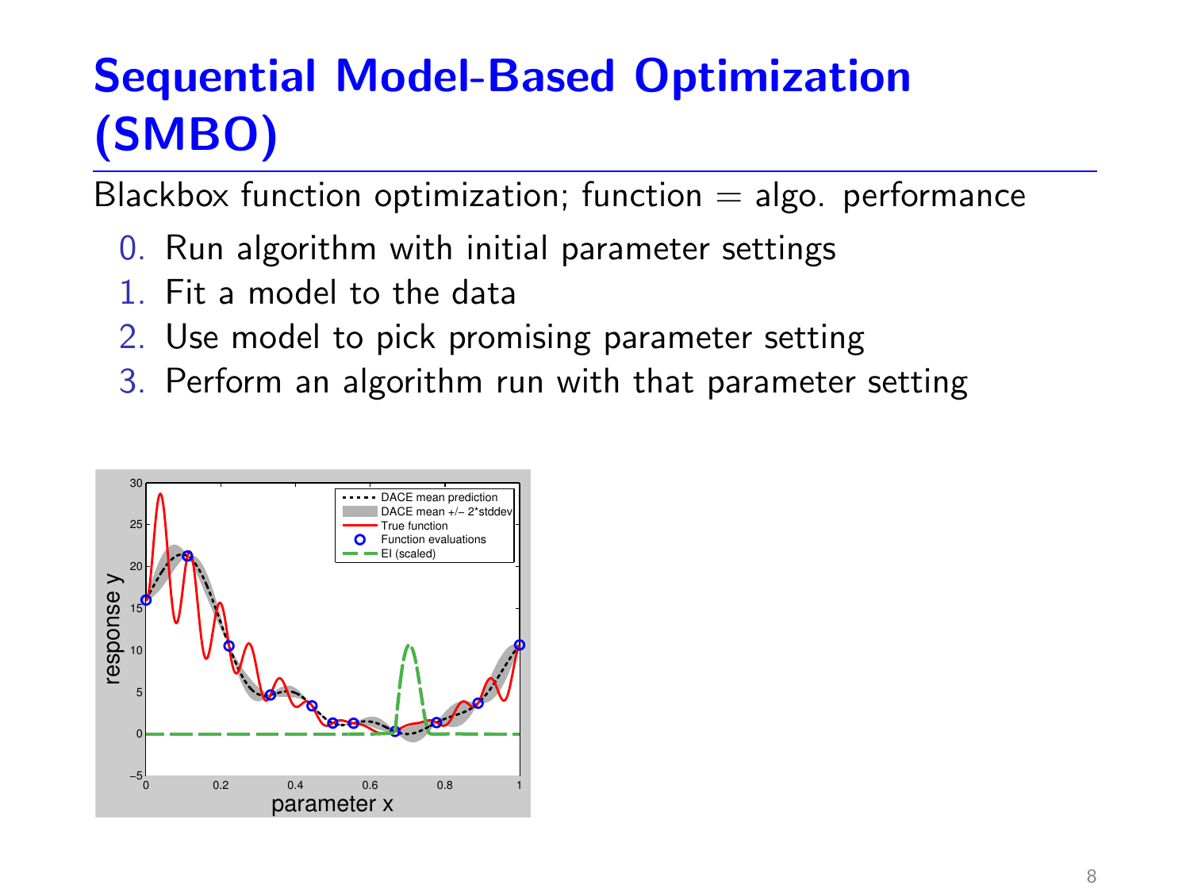# Sequential Model-Based Optimization (SMBO)

Blackbox function optimization; function = algo. performance

0. Run algorithm with initial parameter settings
1. Fit a model to the data
2. Use model to pick promising parameter setting
3. Perform an algorithm run with that parameter setting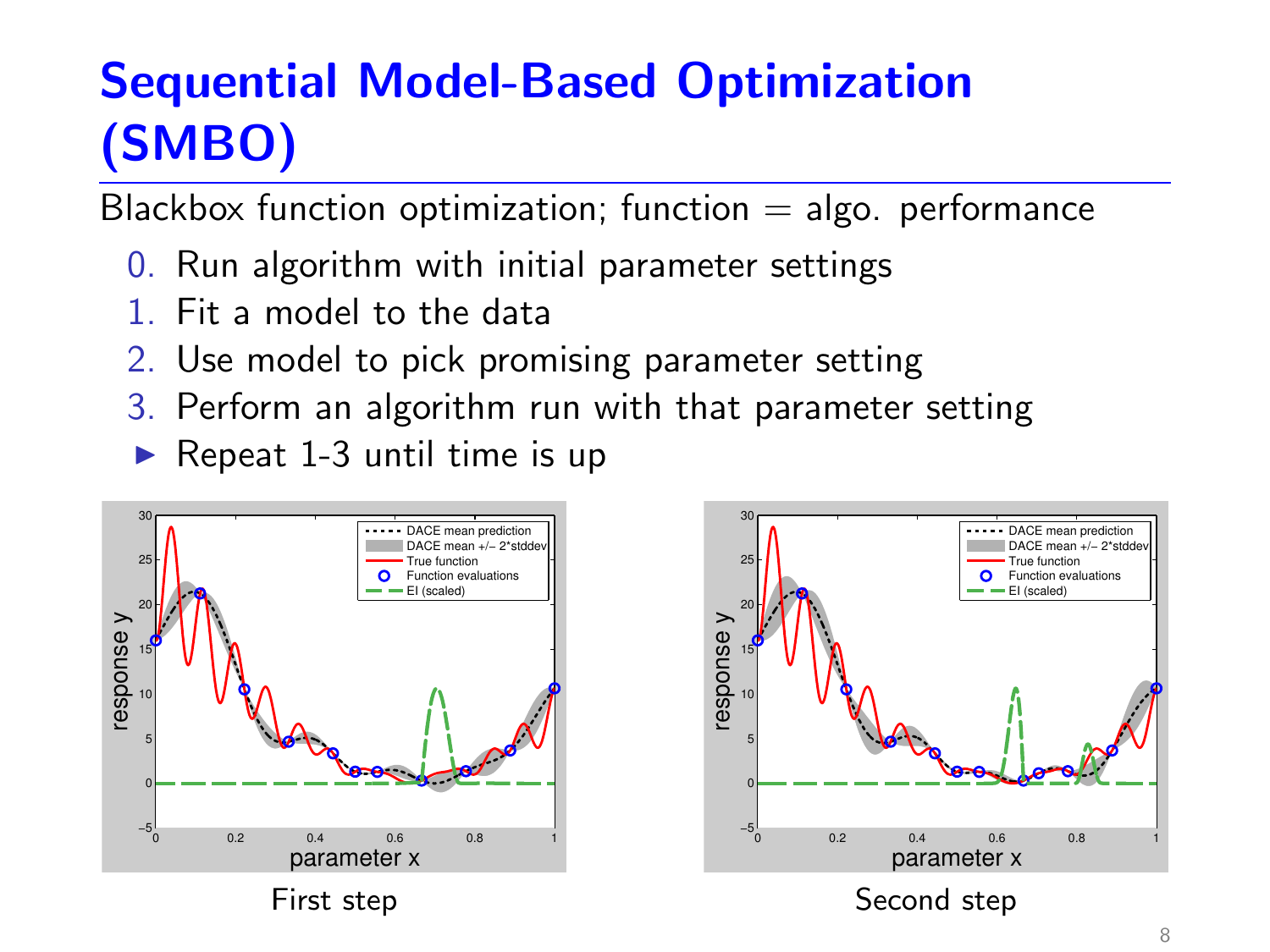# Sequential Model-Based Optimization (SMBO)

Blackbox function optimization; function = algo. performance

0. Run algorithm with initial parameter settings
1. Fit a model to the data
2. Use model to pick promising parameter setting
3. Perform an algorithm run with that parameter setting

- Repeat 1-3 until time is up

First step

Second step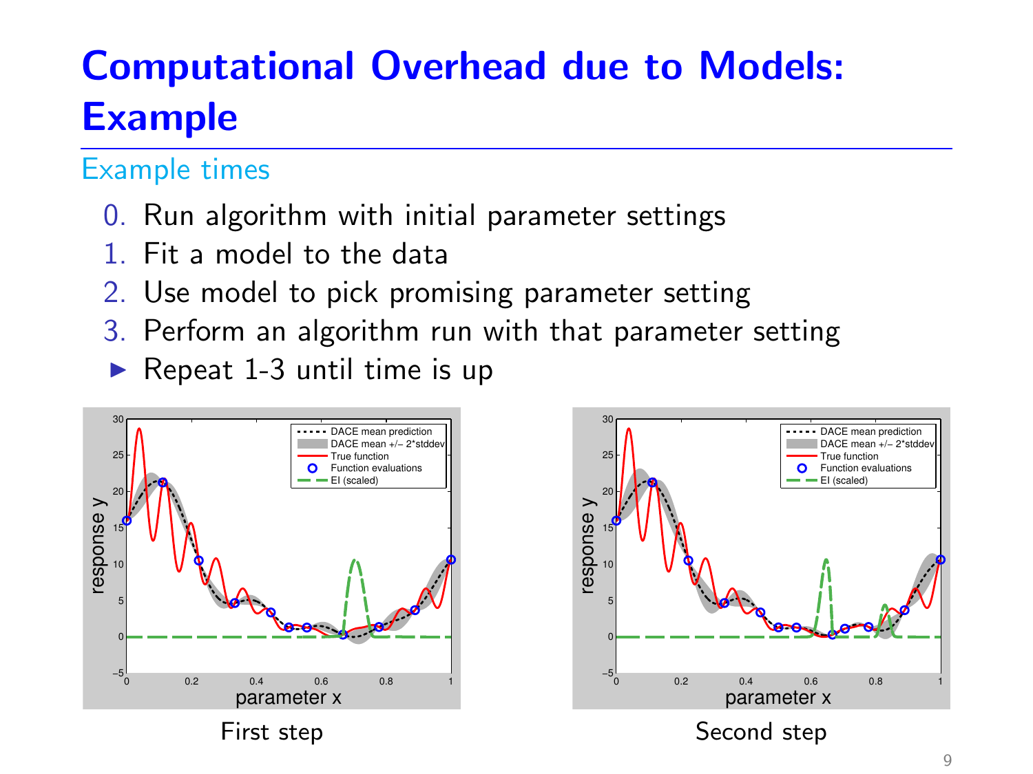# Computational Overhead due to Models: Example

## Example times

0. Run algorithm with initial parameter settings
1. Fit a model to the data
2. Use model to pick promising parameter setting
3. Perform an algorithm run with that parameter setting

- Repeat 1-3 until time is up

First step

Second step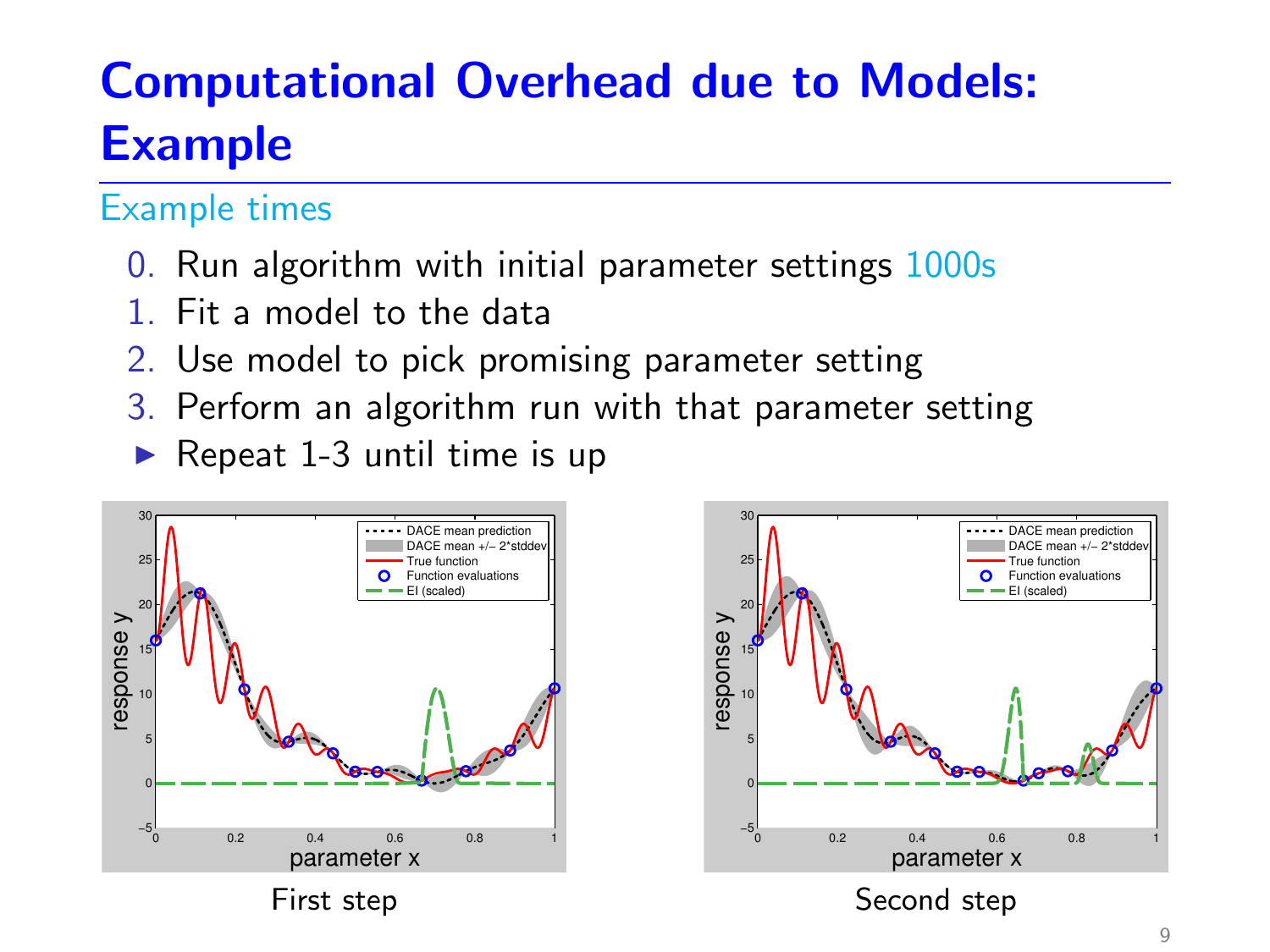# Computational Overhead due to Models: Example

## Example times

0. Run algorithm with initial parameter settings 1000s
1. Fit a model to the data
2. Use model to pick promising parameter setting
3. Perform an algorithm run with that parameter setting

- Repeat 1-3 until time is up

First step

Second step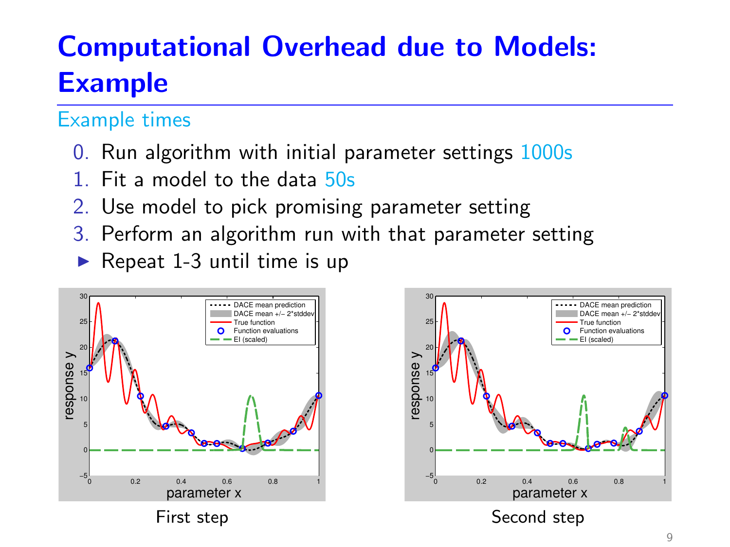# Computational Overhead due to Models: Example

## Example times

0. Run algorithm with initial parameter settings 1000s
1. Fit a model to the data 50s
2. Use model to pick promising parameter setting
3. Perform an algorithm run with that parameter setting

- Repeat 1-3 until time is up

First step

Second step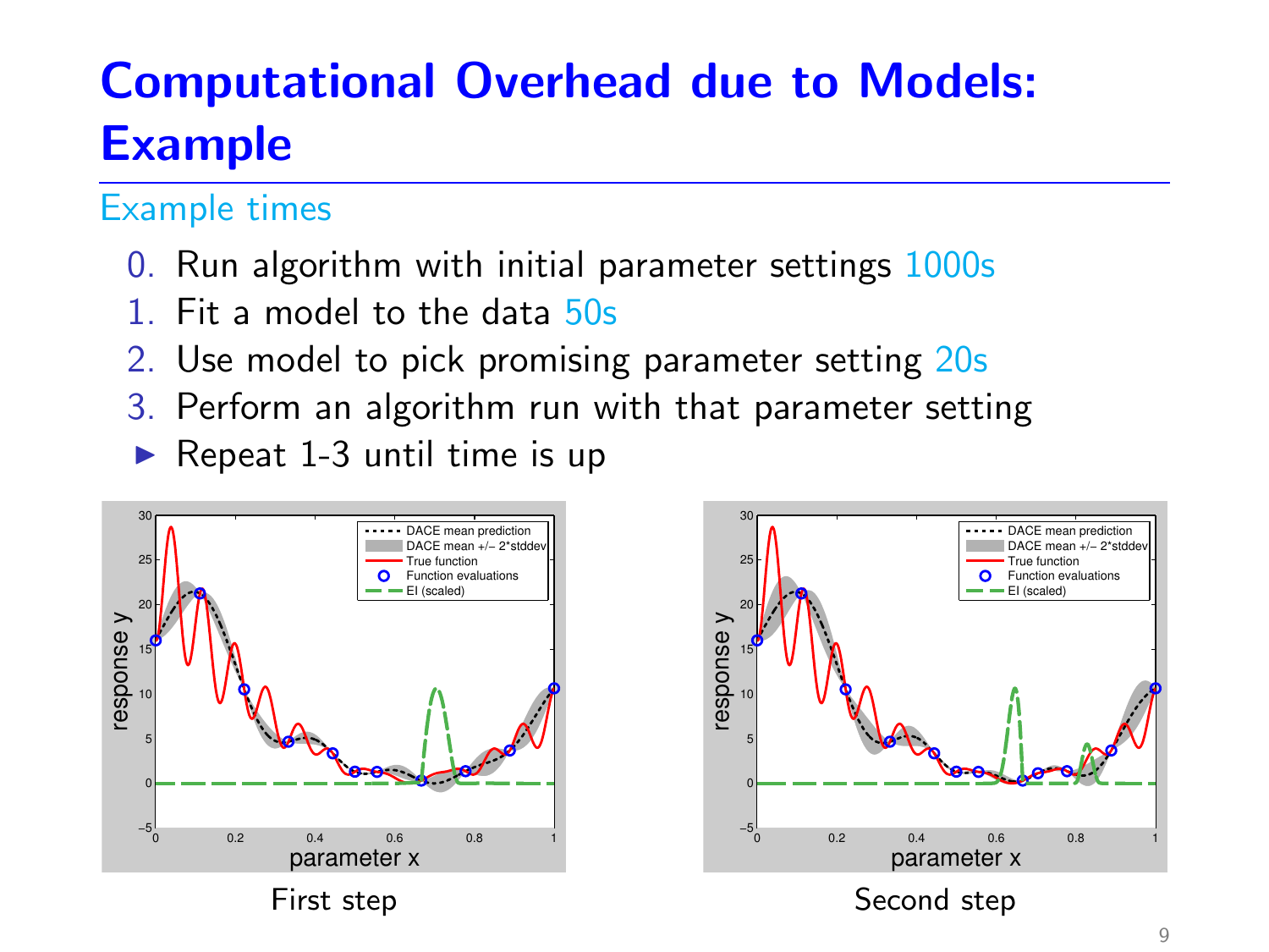# Computational Overhead due to Models: Example

## Example times

0. Run algorithm with initial parameter settings 1000s
1. Fit a model to the data 50s
2. Use model to pick promising parameter setting 20s
3. Perform an algorithm run with that parameter setting

- Repeat 1-3 until time is up

First step

Second step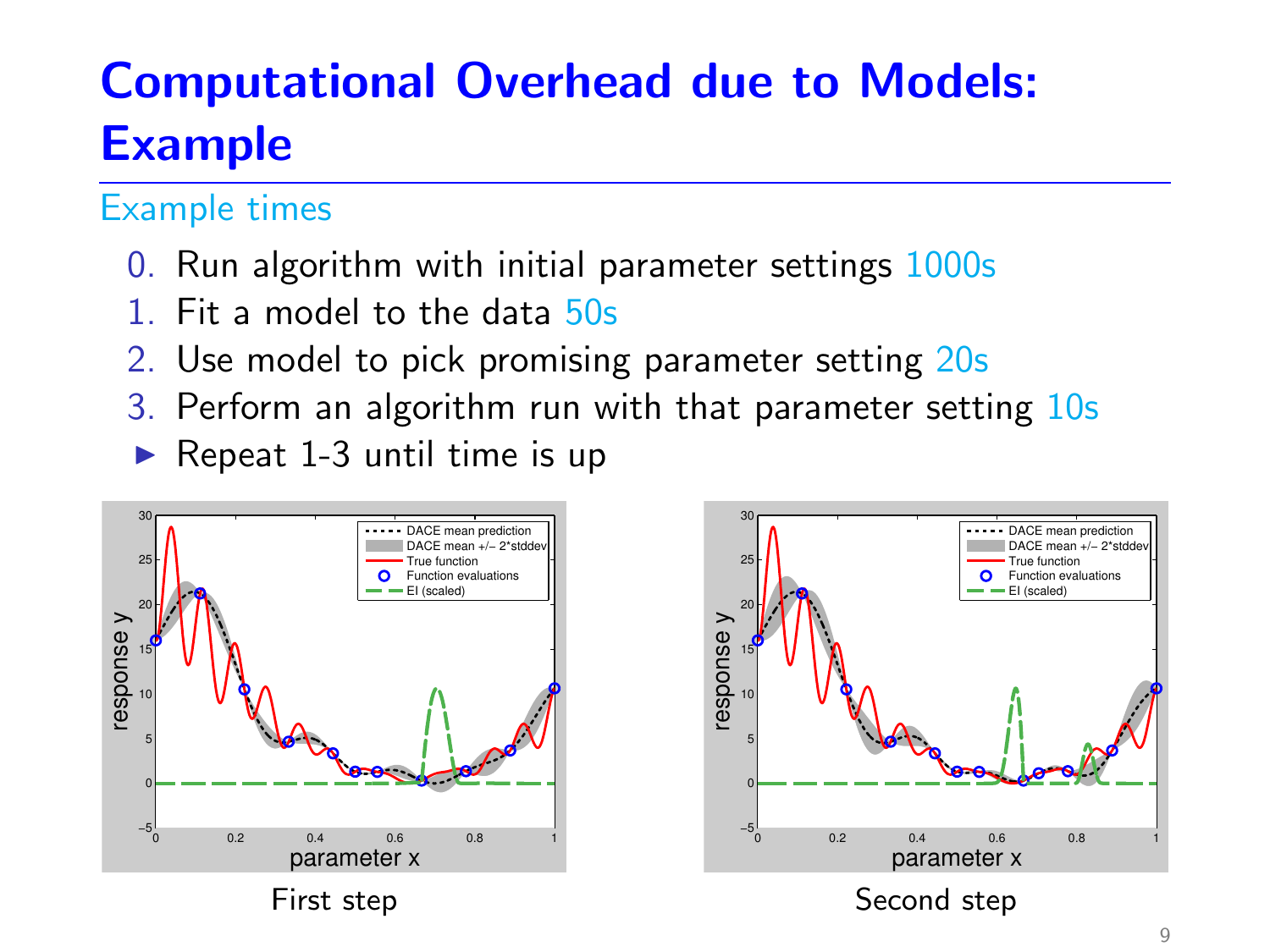# Computational Overhead due to Models: Example

## Example times

0. Run algorithm with initial parameter settings 1000s
1. Fit a model to the data 50s
2. Use model to pick promising parameter setting 20s
3. Perform an algorithm run with that parameter setting 10s

- Repeat 1-3 until time is up

First step

Second step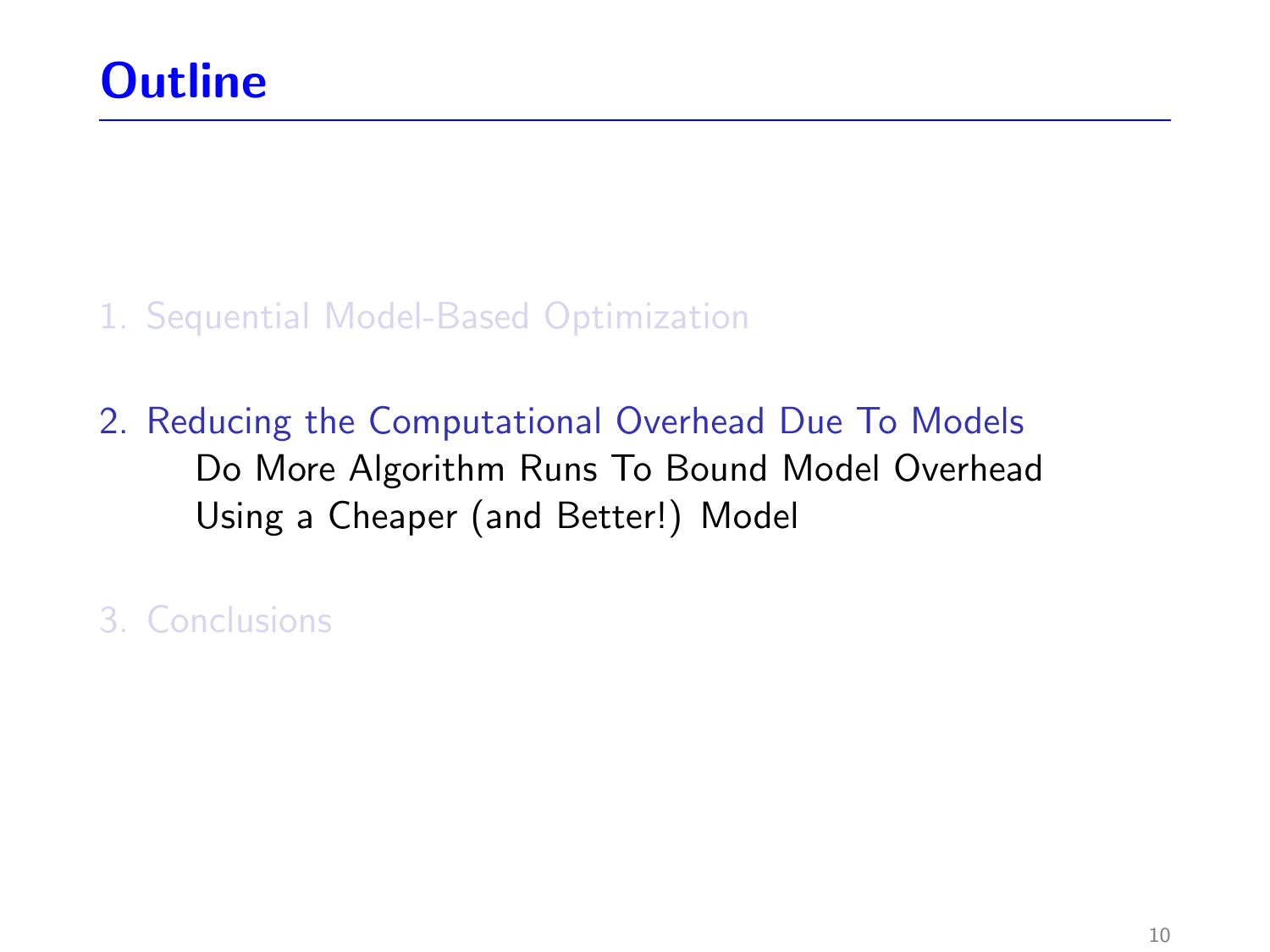# Outline

1. Sequential Model-Based Optimization

2. Reducing the Computational Overhead Due To Models
   - Do More Algorithm Runs To Bound Model Overhead
   - Using a Cheaper (and Better!) Model

3. Conclusions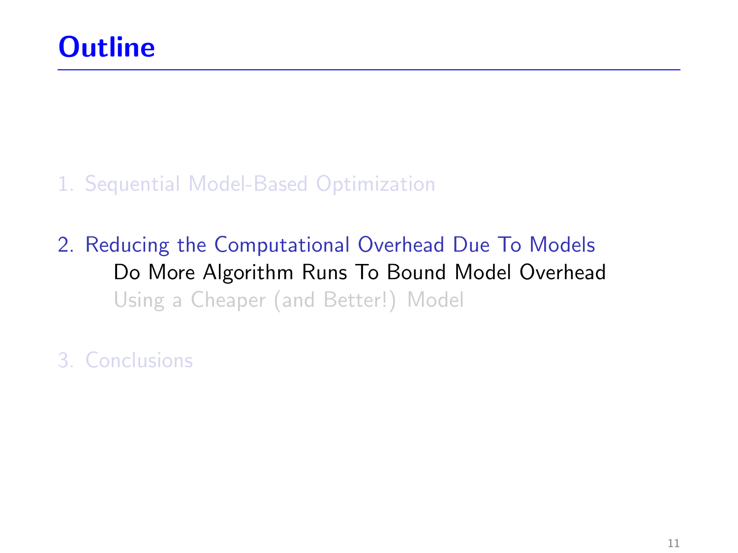# Outline

1. Sequential Model-Based Optimization

2. Reducing the Computational Overhead Due To Models
   - Do More Algorithm Runs To Bound Model Overhead
   - Using a Cheaper (and Better!) Model

3. Conclusions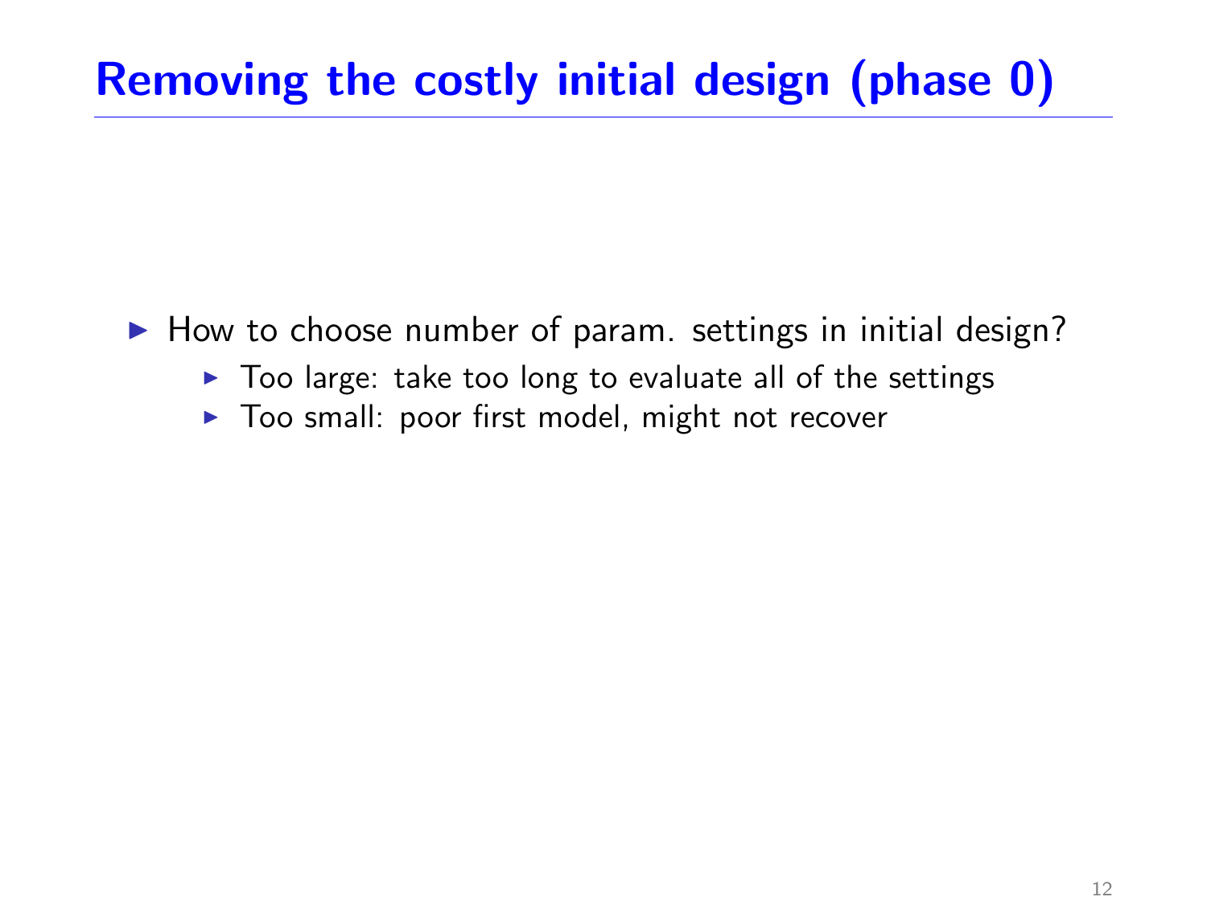# Removing the costly initial design (phase 0)

- How to choose number of param. settings in initial design?
  - Too large: take too long to evaluate all of the settings
  - Too small: poor first model, might not recover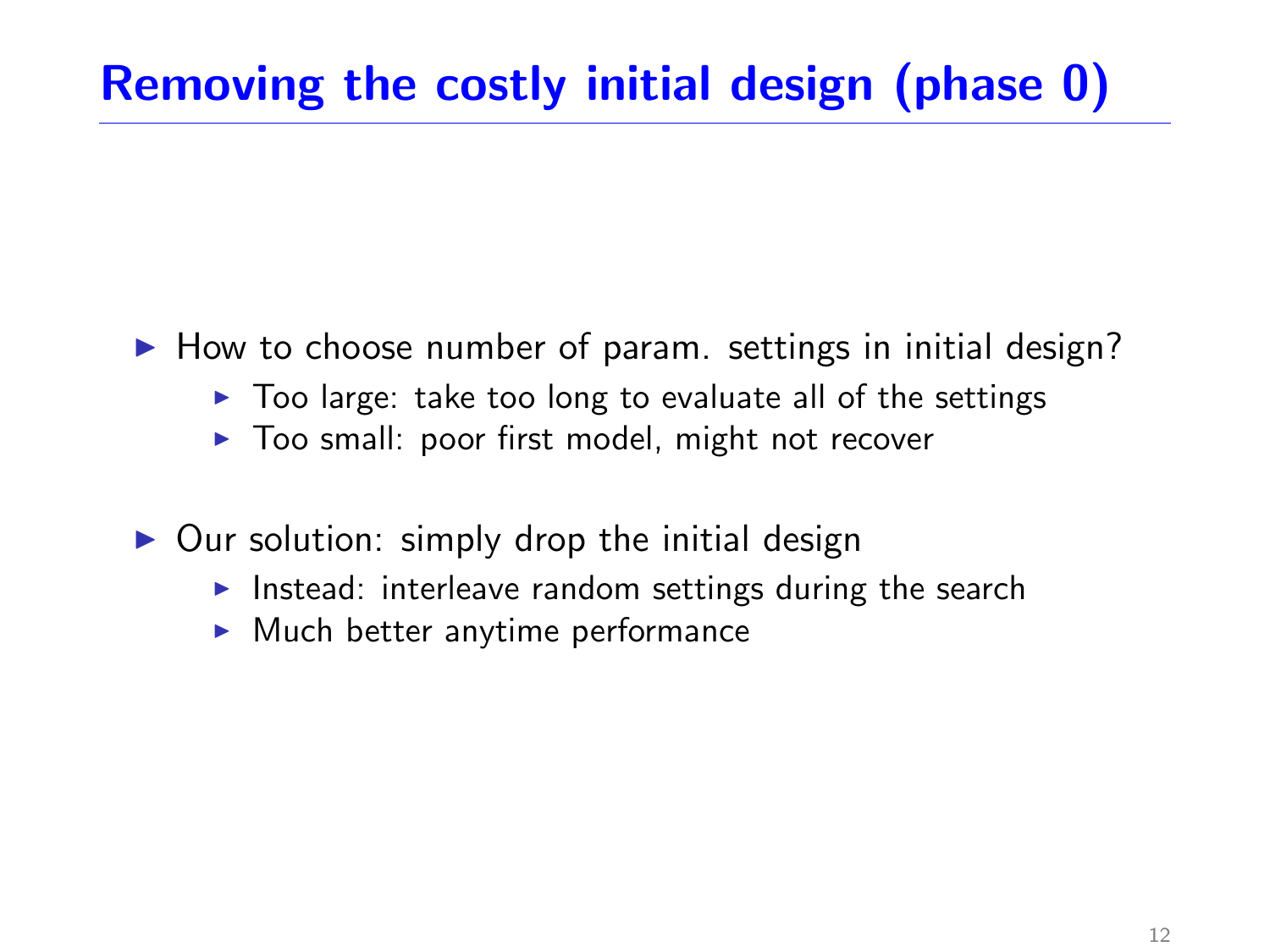# Removing the costly initial design (phase 0)

- How to choose number of param. settings in initial design?
  - Too large: take too long to evaluate all of the settings
  - Too small: poor first model, might not recover
- Our solution: simply drop the initial design
  - Instead: interleave random settings during the search
  - Much better anytime performance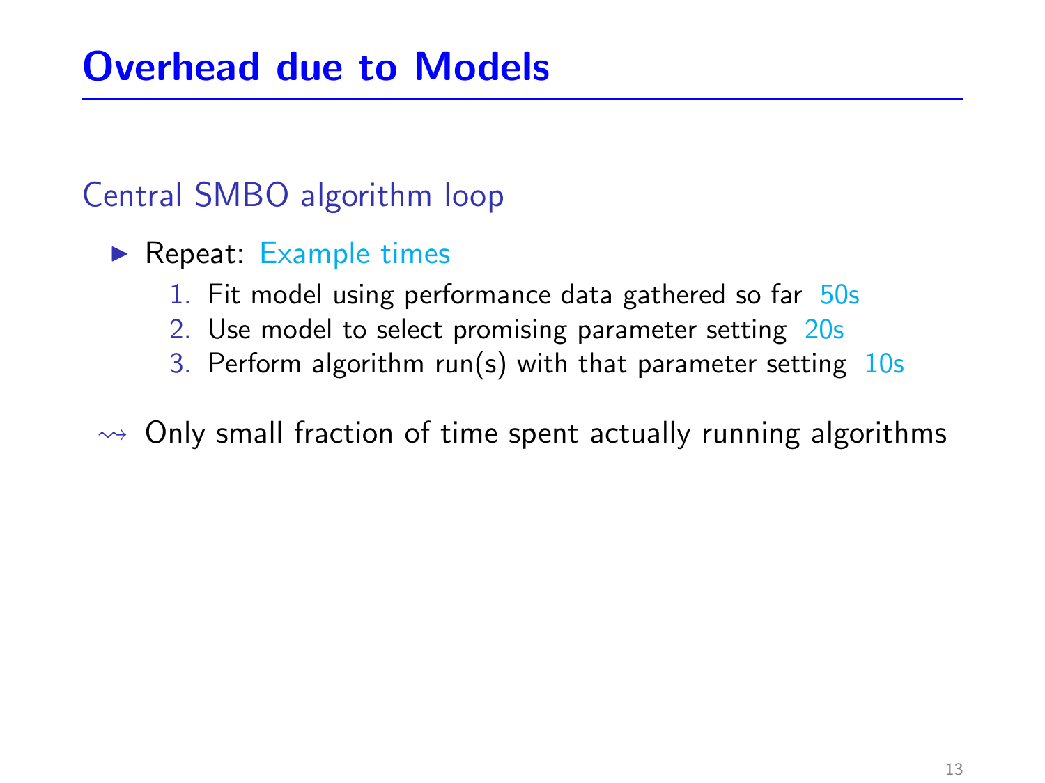# Overhead due to Models

## Central SMBO algorithm loop

- Repeat: Example times
  1. Fit model using performance data gathered so far 50s
  2. Use model to select promising parameter setting 20s
  3. Perform algorithm run(s) with that parameter setting 10s

$\rightsquigarrow$ Only small fraction of time spent actually running algorithms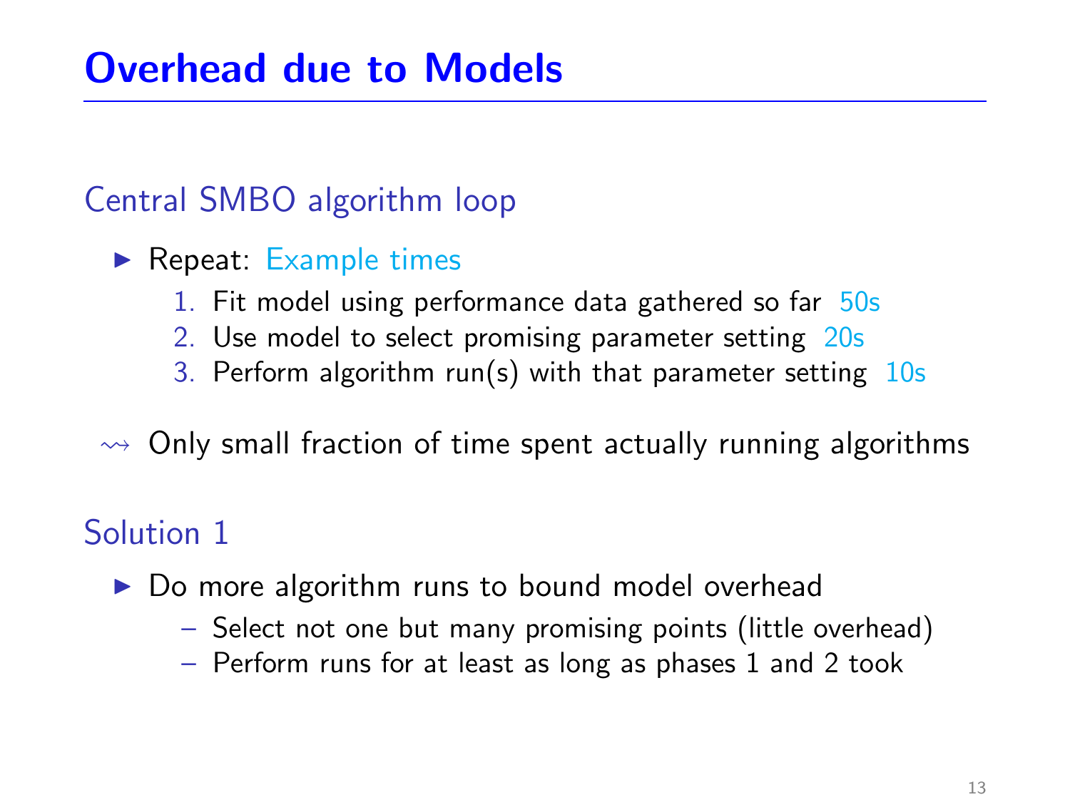# Overhead due to Models

## Central SMBO algorithm loop

- Repeat: Example times
  1. Fit model using performance data gathered so far 50s
  2. Use model to select promising parameter setting 20s
  3. Perform algorithm run(s) with that parameter setting 10s

$\rightsquigarrow$ Only small fraction of time spent actually running algorithms

## Solution 1

- Do more algorithm runs to bound model overhead
  - Select not one but many promising points (little overhead)
  - Perform runs for at least as long as phases 1 and 2 took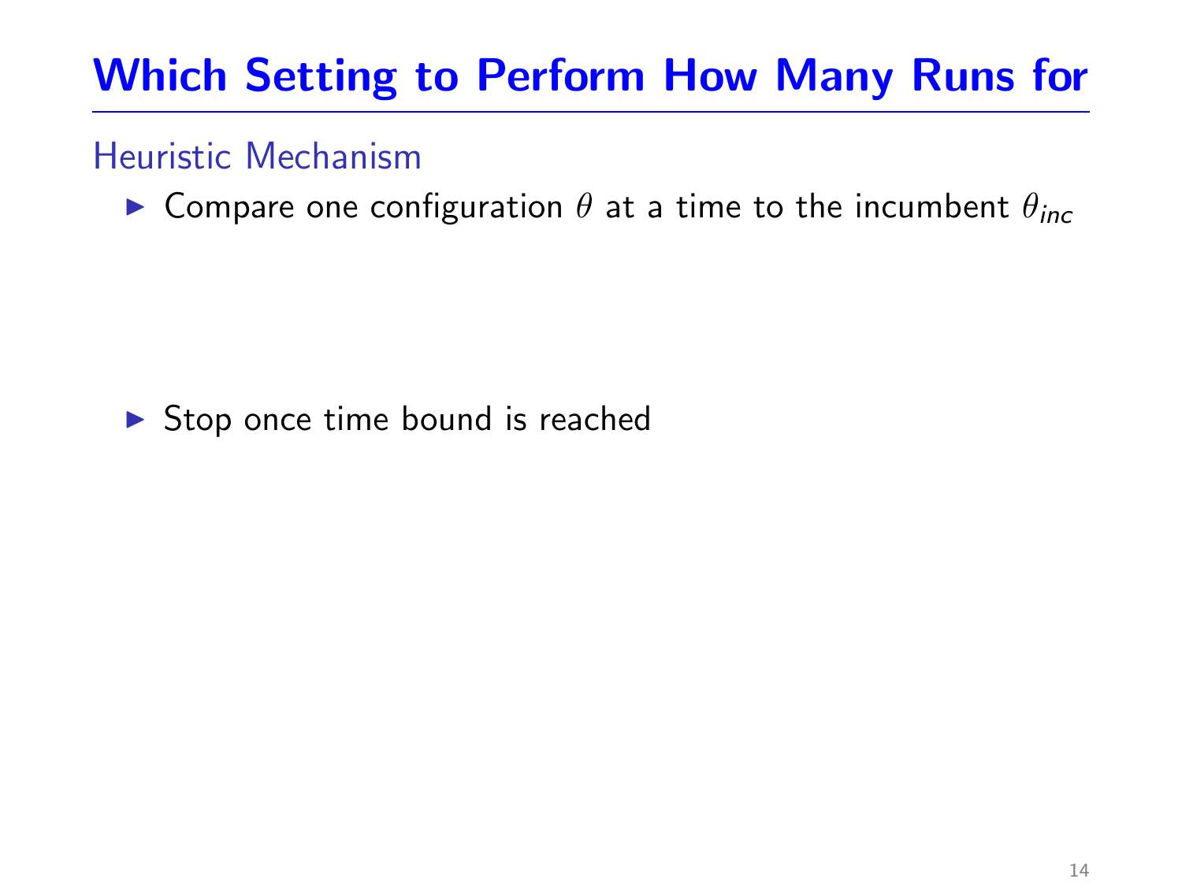# Which Setting to Perform How Many Runs for

## Heuristic Mechanism

- Compare one configuration $\theta$ at a time to the incumbent $\theta_{inc}$

- Stop once time bound is reached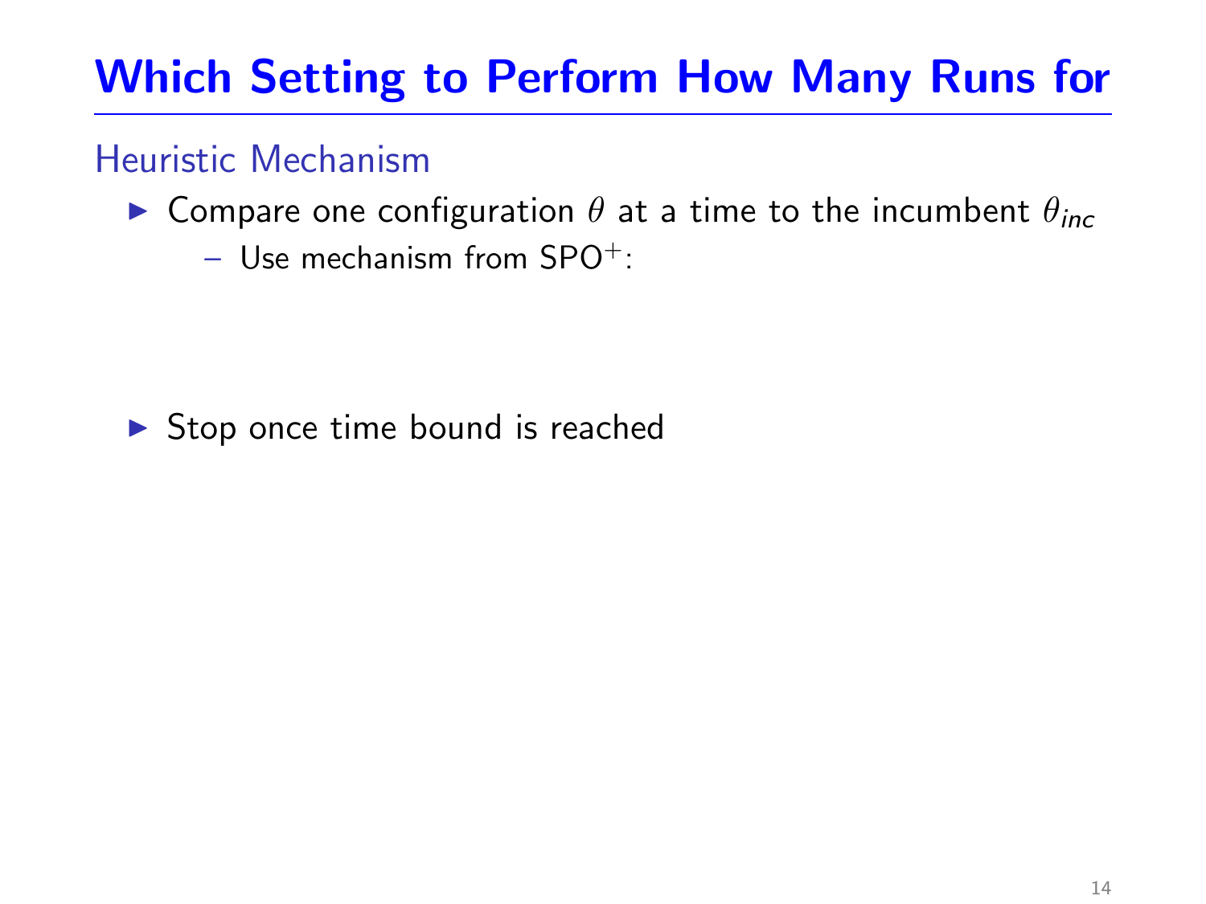# Which Setting to Perform How Many Runs for

## Heuristic Mechanism

- Compare one configuration $\theta$ at a time to the incumbent $\theta_{inc}$
  - Use mechanism from $SPO^{+}$:
- Stop once time bound is reached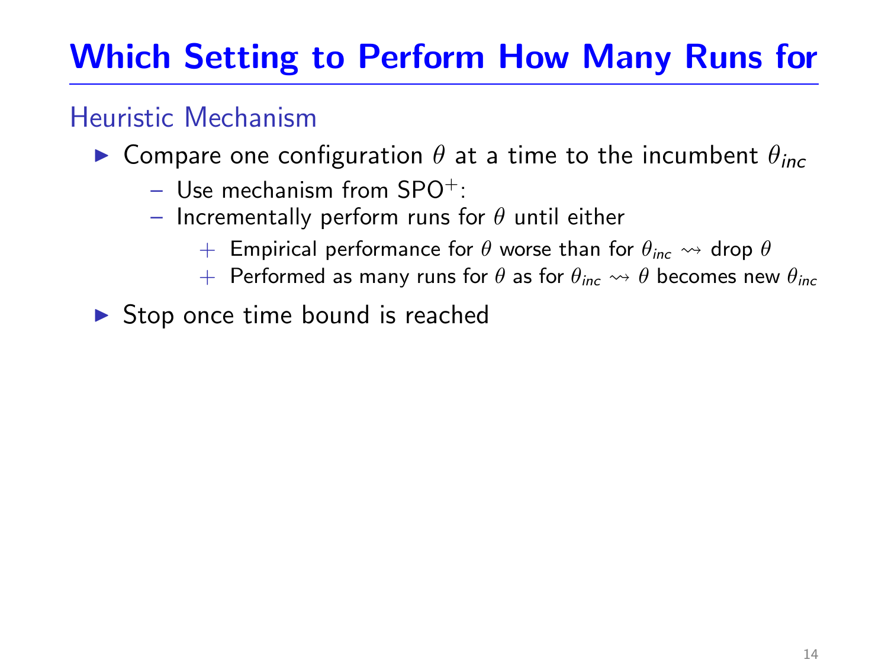# Which Setting to Perform How Many Runs for

## Heuristic Mechanism

- Compare one configuration $\theta$ at a time to the incumbent $\theta_{inc}$
  - Use mechanism from $SPO^+$:
  - Incrementally perform runs for $\theta$ until either
    - + Empirical performance for $\theta$ worse than for $\theta_{inc}$ $\rightsquigarrow$ drop $\theta$
    - + Performed as many runs for $\theta$ as for $\theta_{inc}$ $\rightsquigarrow$ $\theta$ becomes new $\theta_{inc}$
- Stop once time bound is reached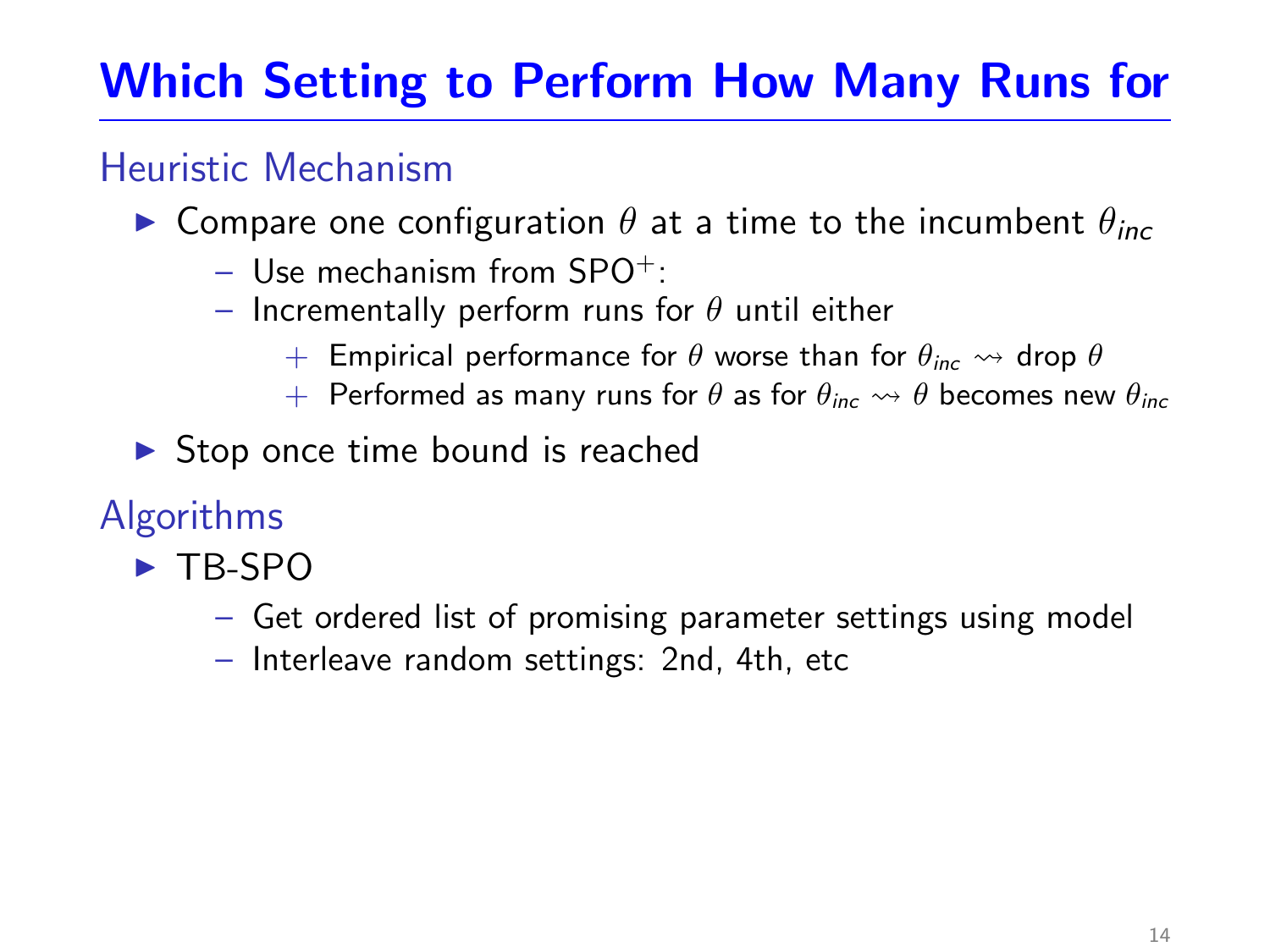# Which Setting to Perform How Many Runs for

## Heuristic Mechanism

- Compare one configuration $\theta$ at a time to the incumbent $\theta_{inc}$
  - Use mechanism from $SPO^+$:
  - Incrementally perform runs for $\theta$ until either
    - + Empirical performance for $\theta$ worse than for $\theta_{inc}$ $\rightsquigarrow$ drop $\theta$
    - + Performed as many runs for $\theta$ as for $\theta_{inc}$ $\rightsquigarrow$ $\theta$ becomes new $\theta_{inc}$
- Stop once time bound is reached

## Algorithms

- TB-SPO
  - Get ordered list of promising parameter settings using model
  - Interleave random settings: 2nd, 4th, etc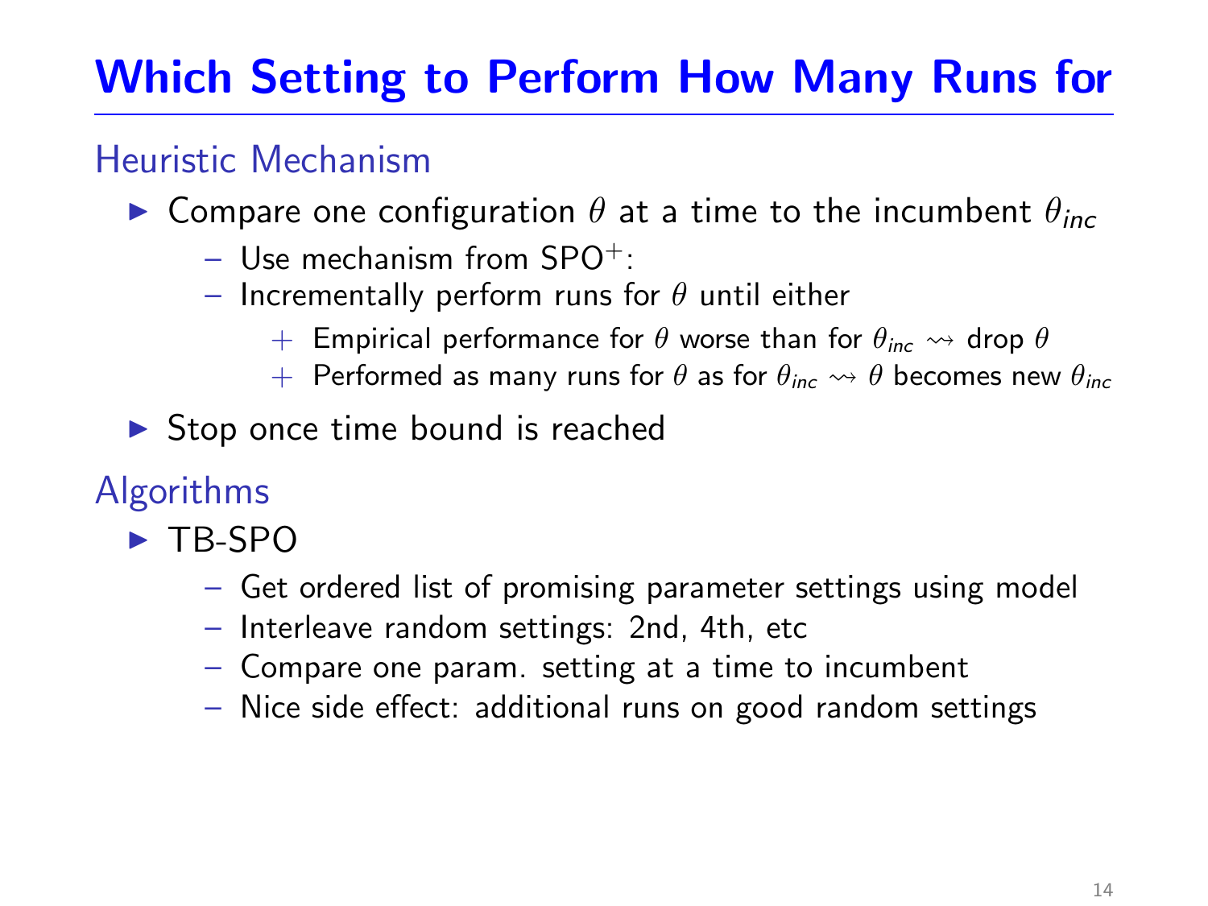# Which Setting to Perform How Many Runs for

## Heuristic Mechanism

- Compare one configuration $\theta$ at a time to the incumbent $\theta_{inc}$
  - Use mechanism from SPO$^+$:
  - Incrementally perform runs for $\theta$ until either
    - \+ Empirical performance for $\theta$ worse than for $\theta_{inc}$ $\rightsquigarrow$ drop $\theta$
    - \+ Performed as many runs for $\theta$ as for $\theta_{inc}$ $\rightsquigarrow$ $\theta$ becomes new $\theta_{inc}$
- Stop once time bound is reached

## Algorithms

- TB-SPO
  - Get ordered list of promising parameter settings using model
  - Interleave random settings: 2nd, 4th, etc
  - Compare one param. setting at a time to incumbent
  - Nice side effect: additional runs on good random settings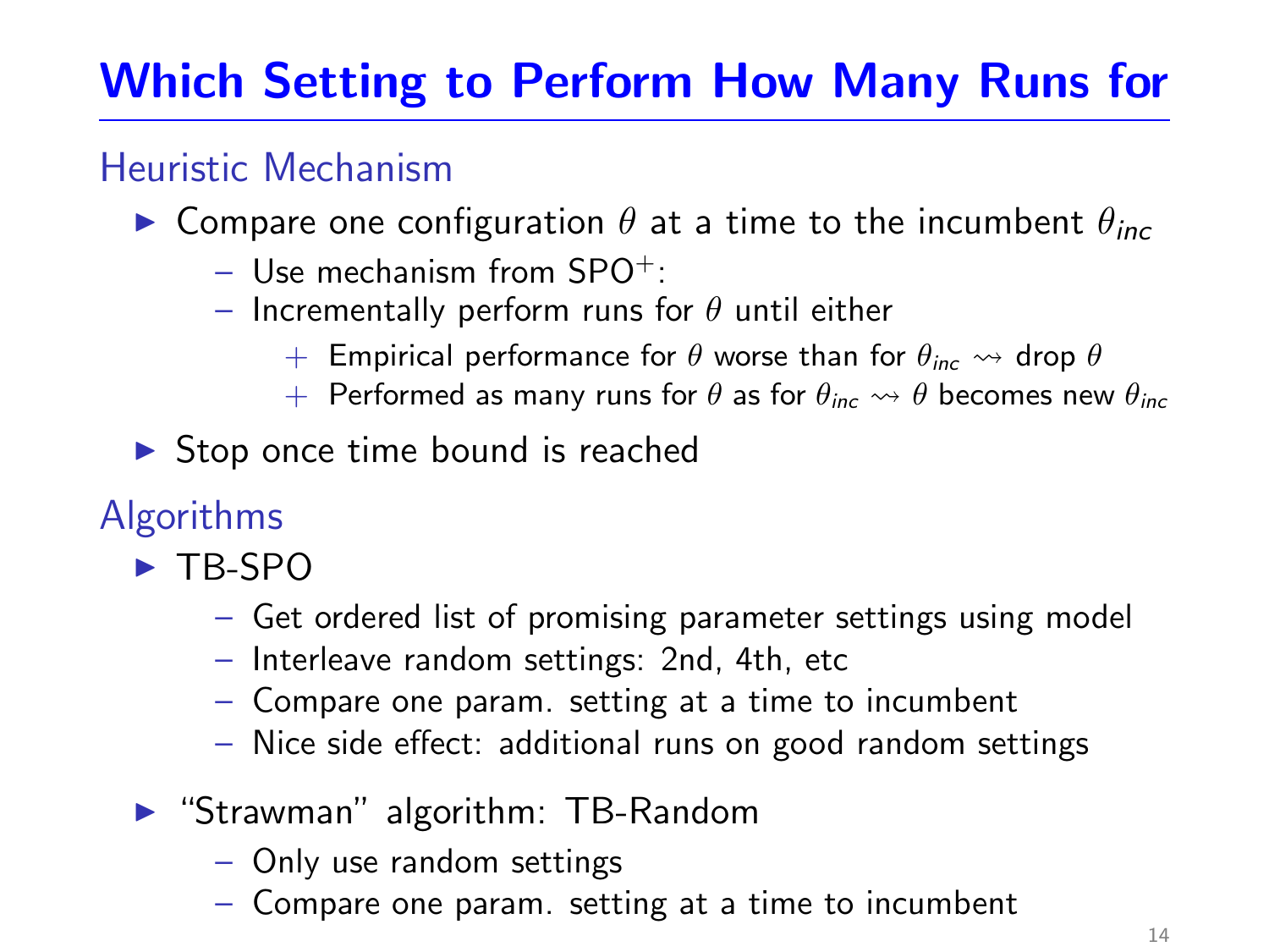# Which Setting to Perform How Many Runs for

## Heuristic Mechanism

- Compare one configuration $\theta$ at a time to the incumbent $\theta_{inc}$
  - Use mechanism from $SPO^+$:
  - Incrementally perform runs for $\theta$ until either
    - + Empirical performance for $\theta$ worse than for $\theta_{inc}$ $\leadsto$ drop $\theta$
    - + Performed as many runs for $\theta$ as for $\theta_{inc}$ $\leadsto$ $\theta$ becomes new $\theta_{inc}$
- Stop once time bound is reached

## Algorithms

- TB-SPO
  - Get ordered list of promising parameter settings using model
  - Interleave random settings: 2nd, 4th, etc
  - Compare one param. setting at a time to incumbent
  - Nice side effect: additional runs on good random settings
- "Strawman" algorithm: TB-Random
  - Only use random settings
  - Compare one param. setting at a time to incumbent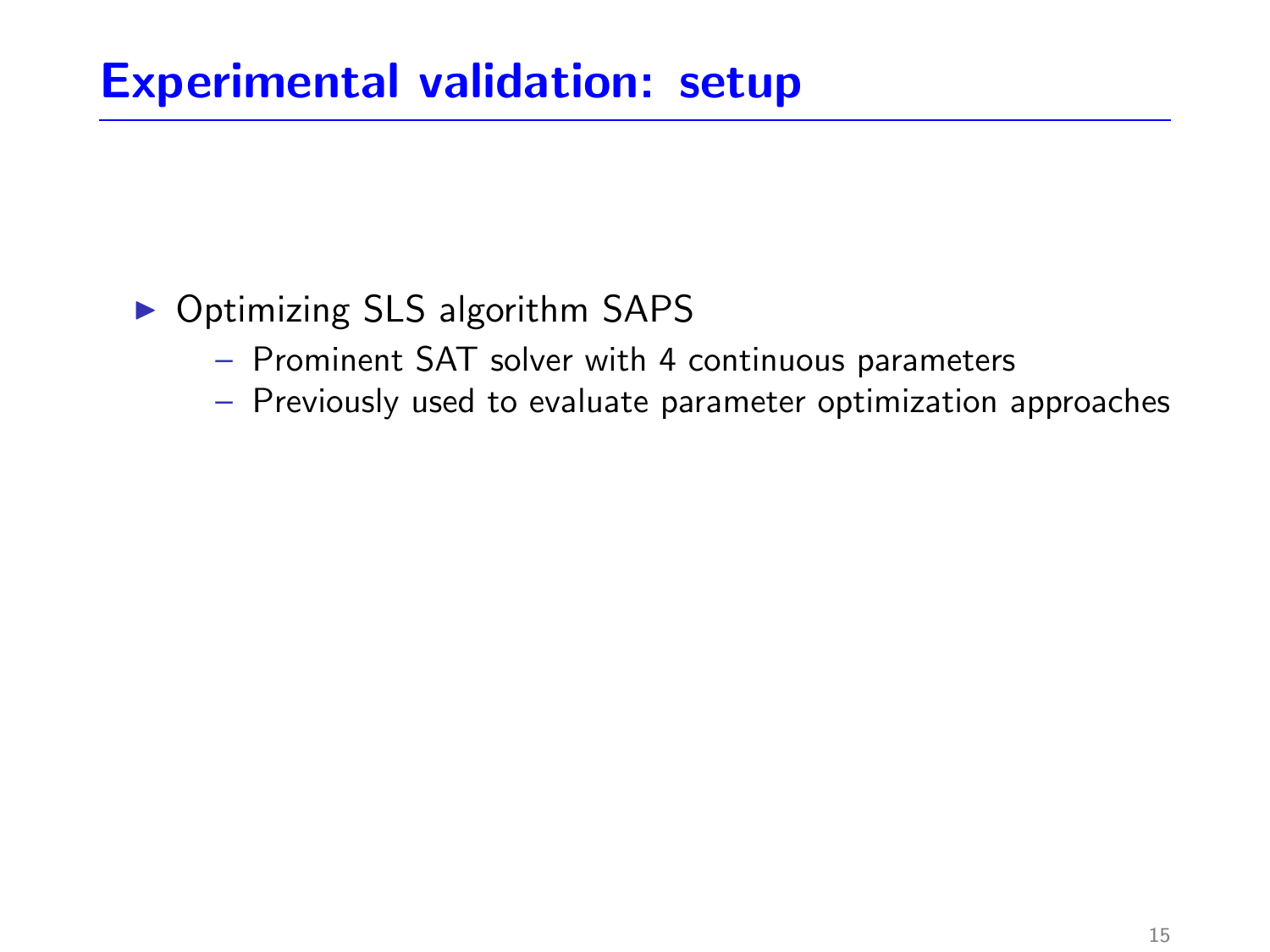# Experimental validation: setup

- Optimizing SLS algorithm SAPS
  - Prominent SAT solver with 4 continuous parameters
  - Previously used to evaluate parameter optimization approaches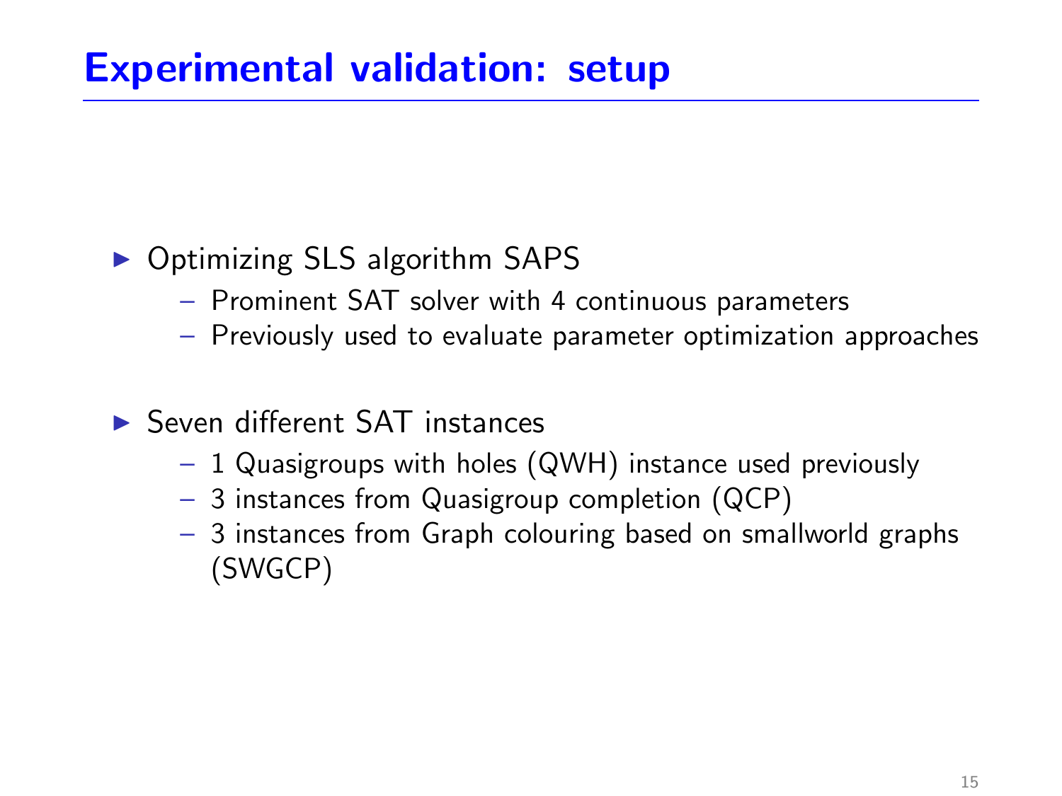# Experimental validation: setup

- Optimizing SLS algorithm SAPS
  - Prominent SAT solver with 4 continuous parameters
  - Previously used to evaluate parameter optimization approaches
- Seven different SAT instances
  - 1 Quasigroups with holes (QWH) instance used previously
  - 3 instances from Quasigroup completion (QCP)
  - 3 instances from Graph colouring based on smallworld graphs (SWGCP)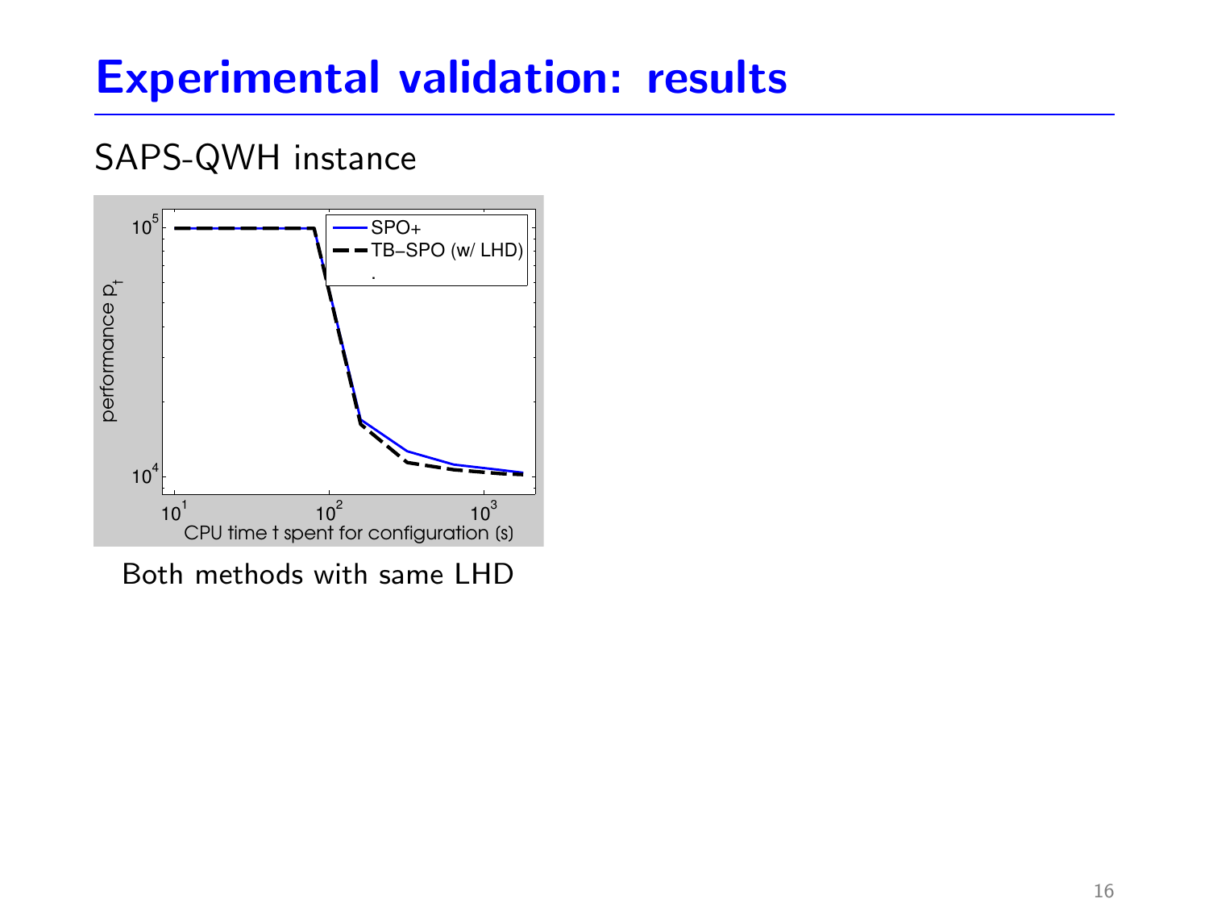# Experimental validation: results

## SAPS-QWH instance

Both methods with same LHD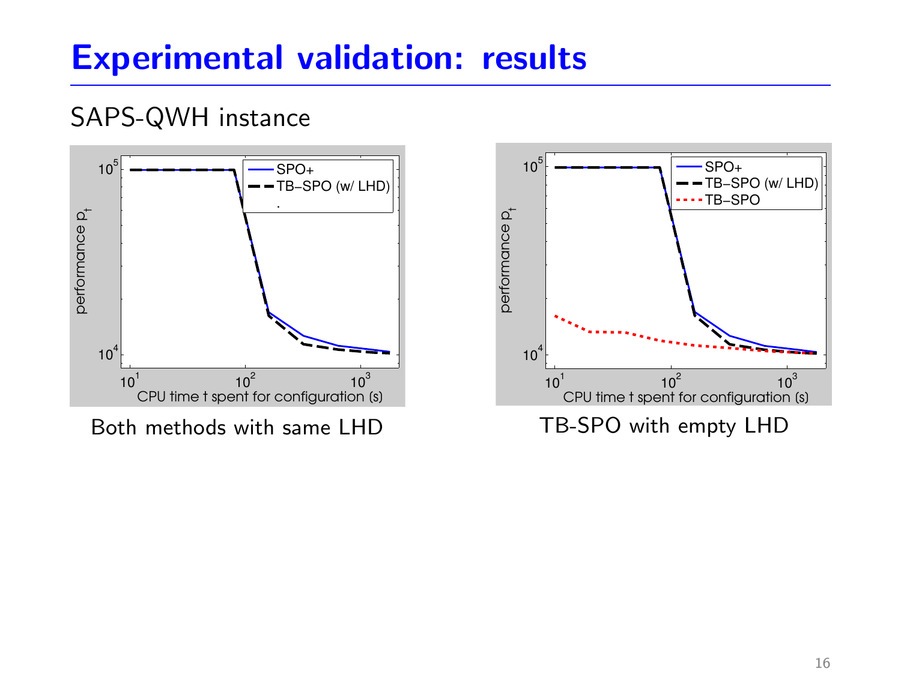# Experimental validation: results

SAPS-QWH instance

Both methods with same LHD

TB-SPO with empty LHD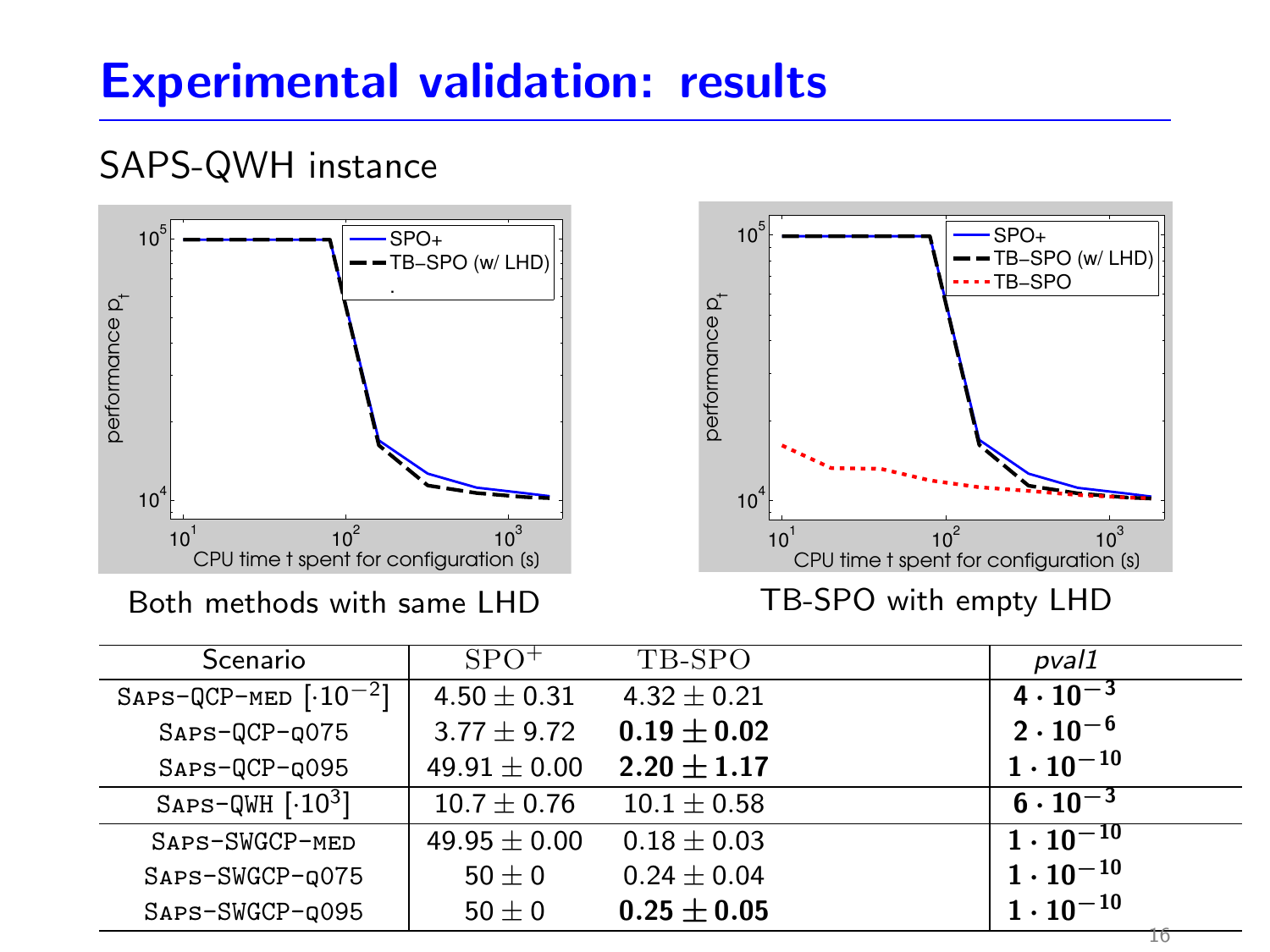# Experimental validation: results

## SAPS-QWH instance

Both methods with same LHD

TB-SPO with empty LHD

| Scenario | $\text{SPO}^{+}$ | TB-SPO | *pval1* |
|---|---|---|---|
| SAPS-QCP-MED $[\cdot 10^{-2}]$ | $4.50 \pm 0.31$ | $4.32 \pm 0.21$ | $\mathbf{4 \cdot 10^{-3}}$ |
| SAPS-QCP-Q075 | $3.77 \pm 9.72$ | $\mathbf{0.19 \pm 0.02}$ | $\mathbf{2 \cdot 10^{-6}}$ |
| SAPS-QCP-Q095 | $49.91 \pm 0.00$ | $\mathbf{2.20 \pm 1.17}$ | $\mathbf{1 \cdot 10^{-10}}$ |
| SAPS-QWH $[\cdot 10^{3}]$ | $10.7 \pm 0.76$ | $10.1 \pm 0.58$ | $\mathbf{6 \cdot 10^{-3}}$ |
| SAPS-SWGCP-MED | $49.95 \pm 0.00$ | $0.18 \pm 0.03$ | $\mathbf{1 \cdot 10^{-10}}$ |
| SAPS-SWGCP-Q075 | $50 \pm 0$ | $0.24 \pm 0.04$ | $\mathbf{1 \cdot 10^{-10}}$ |
| SAPS-SWGCP-Q095 | $50 \pm 0$ | $\mathbf{0.25 \pm 0.05}$ | $\mathbf{1 \cdot 10^{-10}}$ |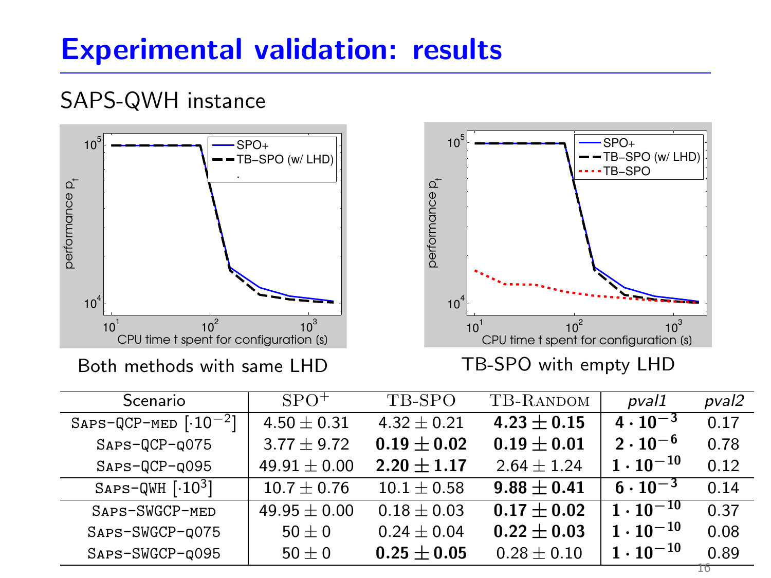# Experimental validation: results

## SAPS-QWH instance

Both methods with same LHD

TB-SPO with empty LHD

| Scenario | SPO$^+$ | TB-SPO | TB-Random | *pval1* | *pval2* |
|---|---|---|---|---|---|
| Saps-QCP-med $[\cdot 10^{-2}]$ | $4.50 \pm 0.31$ | $4.32 \pm 0.21$ | $\mathbf{4.23 \pm 0.15}$ | $\mathbf{4 \cdot 10^{-3}}$ | 0.17 |
| Saps-QCP-q075 | $3.77 \pm 9.72$ | $\mathbf{0.19 \pm 0.02}$ | $\mathbf{0.19 \pm 0.01}$ | $\mathbf{2 \cdot 10^{-6}}$ | 0.78 |
| Saps-QCP-q095 | $49.91 \pm 0.00$ | $\mathbf{2.20 \pm 1.17}$ | $2.64 \pm 1.24$ | $\mathbf{1 \cdot 10^{-10}}$ | 0.12 |
| Saps-QWH $[\cdot 10^{3}]$ | $10.7 \pm 0.76$ | $10.1 \pm 0.58$ | $\mathbf{9.88 \pm 0.41}$ | $\mathbf{6 \cdot 10^{-3}}$ | 0.14 |
| Saps-SWGCP-med | $49.95 \pm 0.00$ | $0.18 \pm 0.03$ | $\mathbf{0.17 \pm 0.02}$ | $\mathbf{1 \cdot 10^{-10}}$ | 0.37 |
| Saps-SWGCP-q075 | $50 \pm 0$ | $0.24 \pm 0.04$ | $\mathbf{0.22 \pm 0.03}$ | $\mathbf{1 \cdot 10^{-10}}$ | 0.08 |
| Saps-SWGCP-q095 | $50 \pm 0$ | $\mathbf{0.25 \pm 0.05}$ | $0.28 \pm 0.10$ | $\mathbf{1 \cdot 10^{-10}}$ | 0.89 |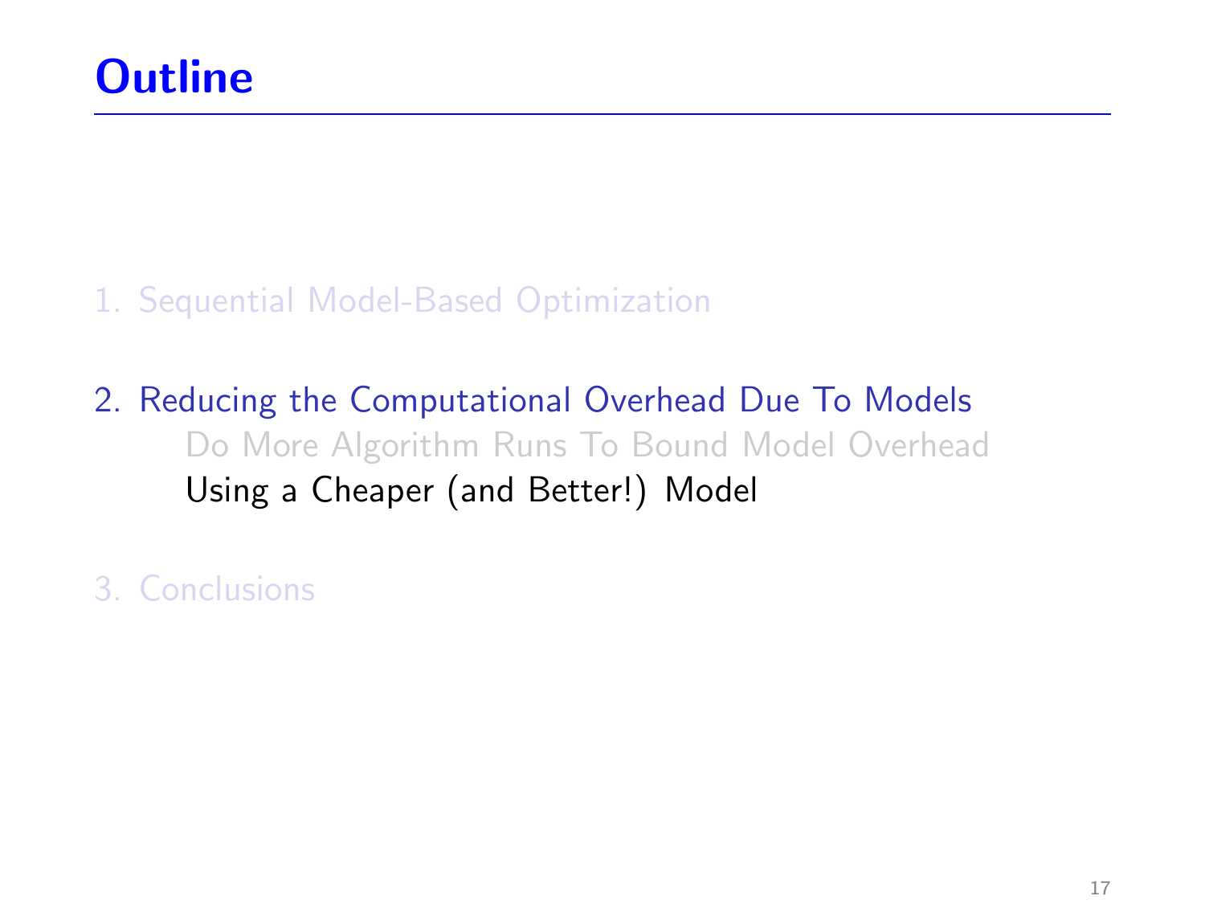# Outline

1. Sequential Model-Based Optimization

2. Reducing the Computational Overhead Due To Models
   - Do More Algorithm Runs To Bound Model Overhead
   - Using a Cheaper (and Better!) Model

3. Conclusions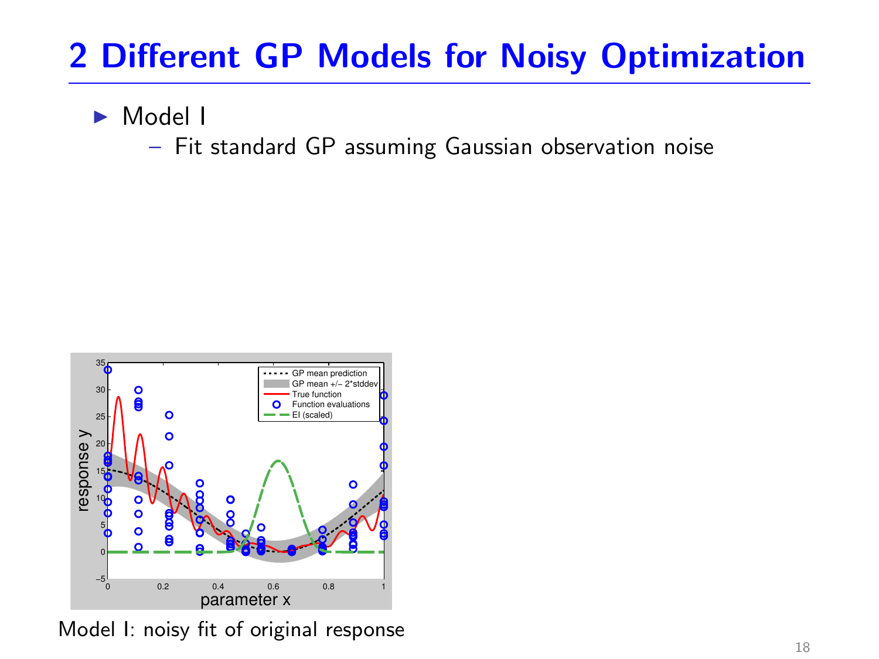# 2 Different GP Models for Noisy Optimization

- Model I
  - Fit standard GP assuming Gaussian observation noise

Model I: noisy fit of original response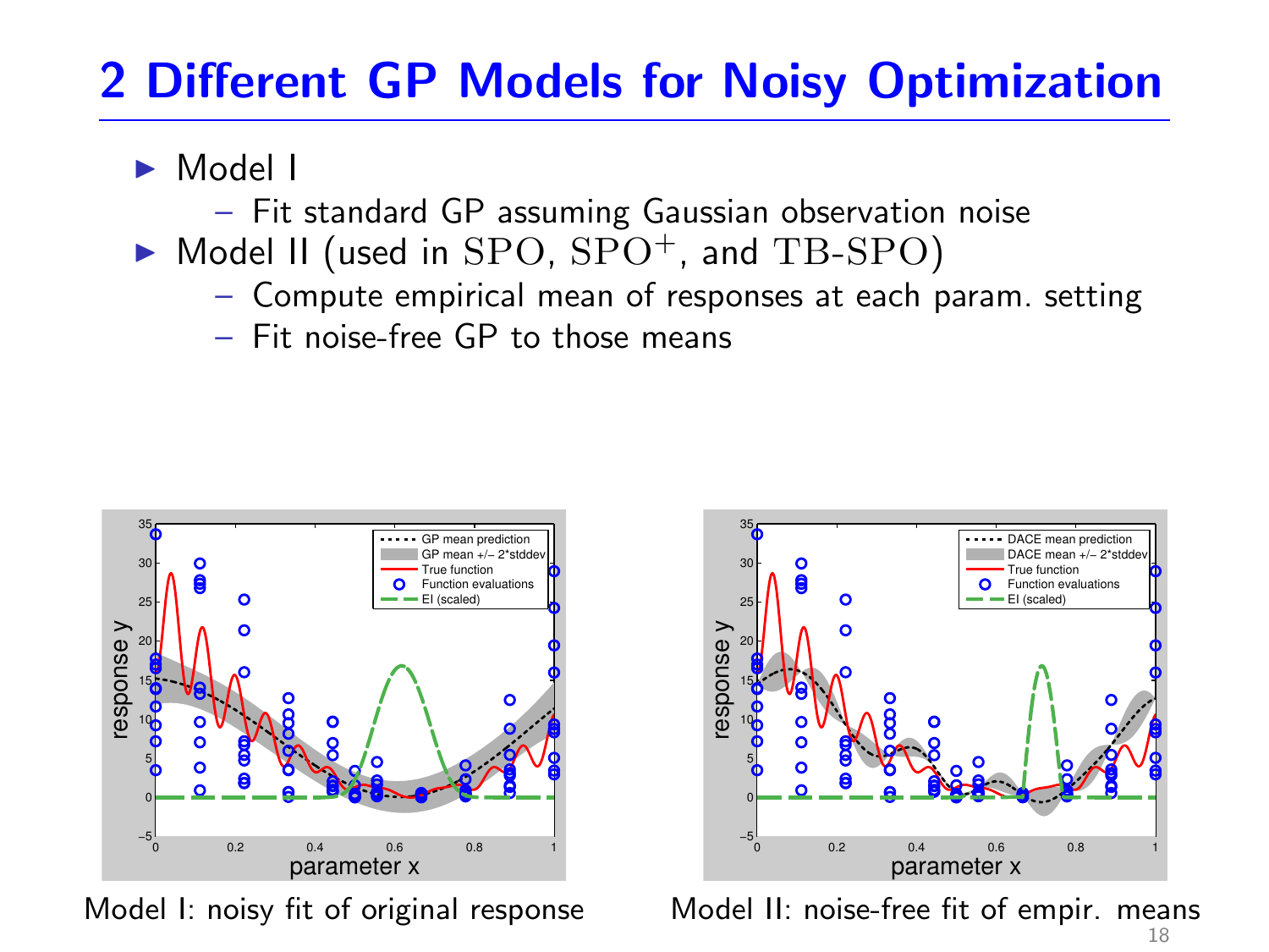# 2 Different GP Models for Noisy Optimization

- Model I
  - Fit standard GP assuming Gaussian observation noise
- Model II (used in SPO, $\mathrm{SPO}^{+}$, and TB-SPO)
  - Compute empirical mean of responses at each param. setting
  - Fit noise-free GP to those means

Model I: noisy fit of original response

Model II: noise-free fit of empir. means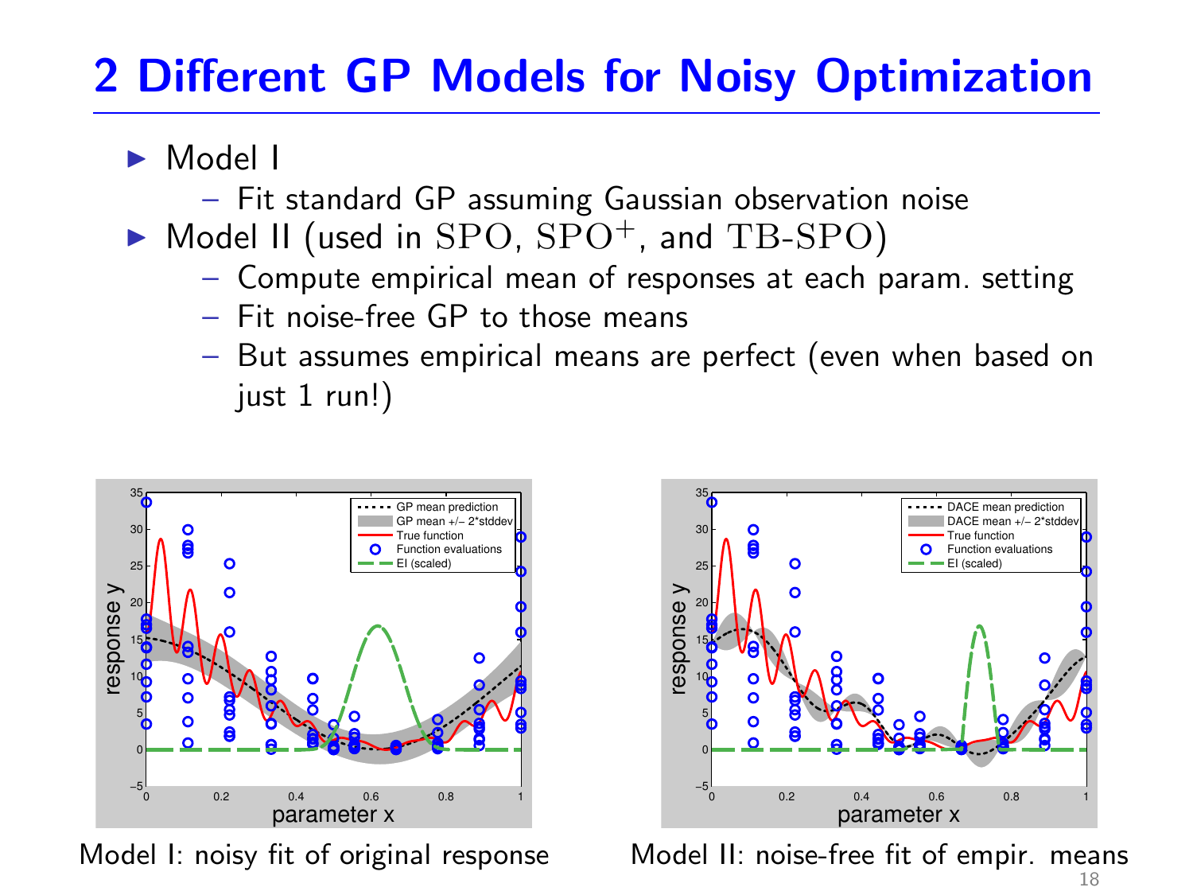# 2 Different GP Models for Noisy Optimization

- Model I
  - Fit standard GP assuming Gaussian observation noise
- Model II (used in SPO, $\mathrm{SPO}^{+}$, and TB-SPO)
  - Compute empirical mean of responses at each param. setting
  - Fit noise-free GP to those means
  - But assumes empirical means are perfect (even when based on just 1 run!)

Model I: noisy fit of original response

Model II: noise-free fit of empir. means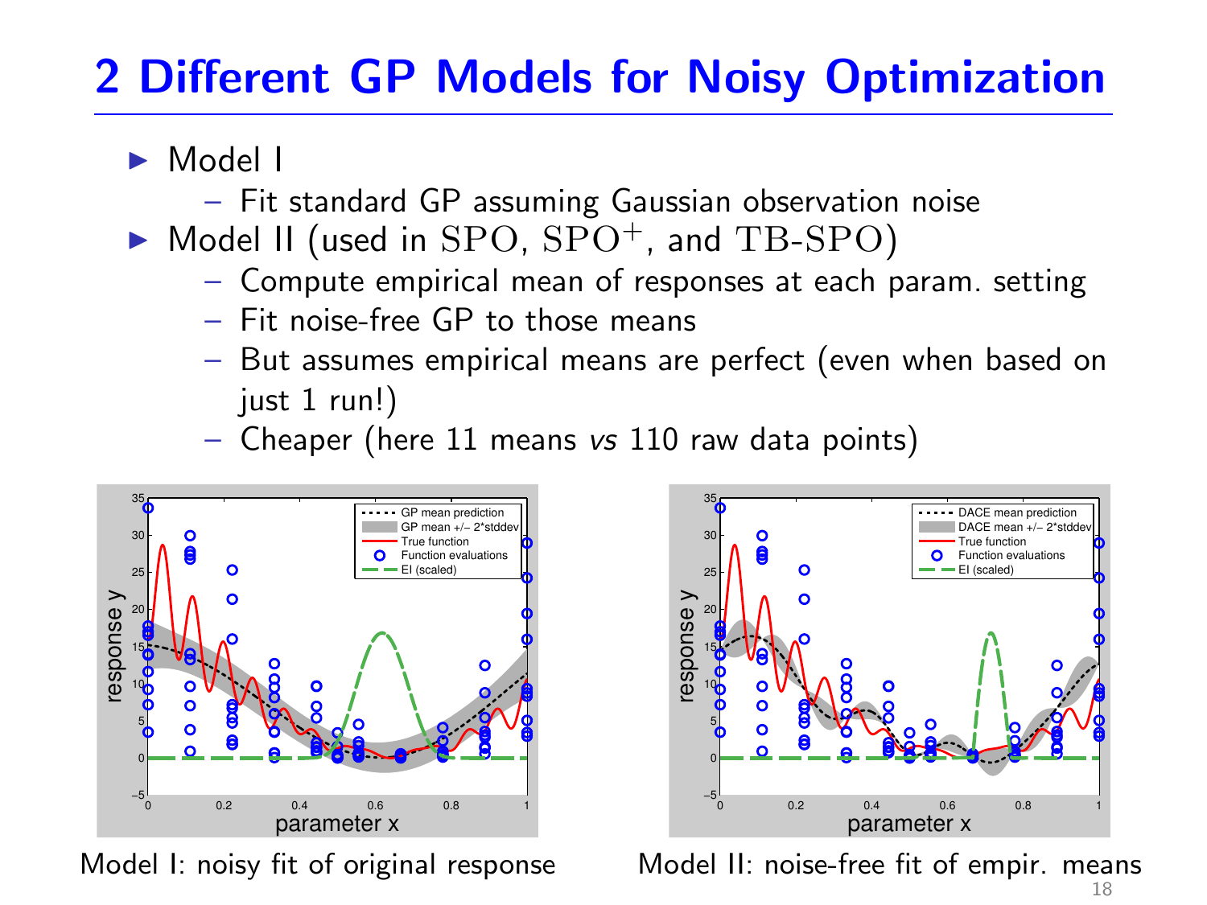# 2 Different GP Models for Noisy Optimization

- Model I
  - Fit standard GP assuming Gaussian observation noise
- Model II (used in SPO, $\mathrm{SPO}^{+}$, and TB-SPO)
  - Compute empirical mean of responses at each param. setting
  - Fit noise-free GP to those means
  - But assumes empirical means are perfect (even when based on just 1 run!)
  - Cheaper (here 11 means *vs* 110 raw data points)

Model I: noisy fit of original response

Model II: noise-free fit of empir. means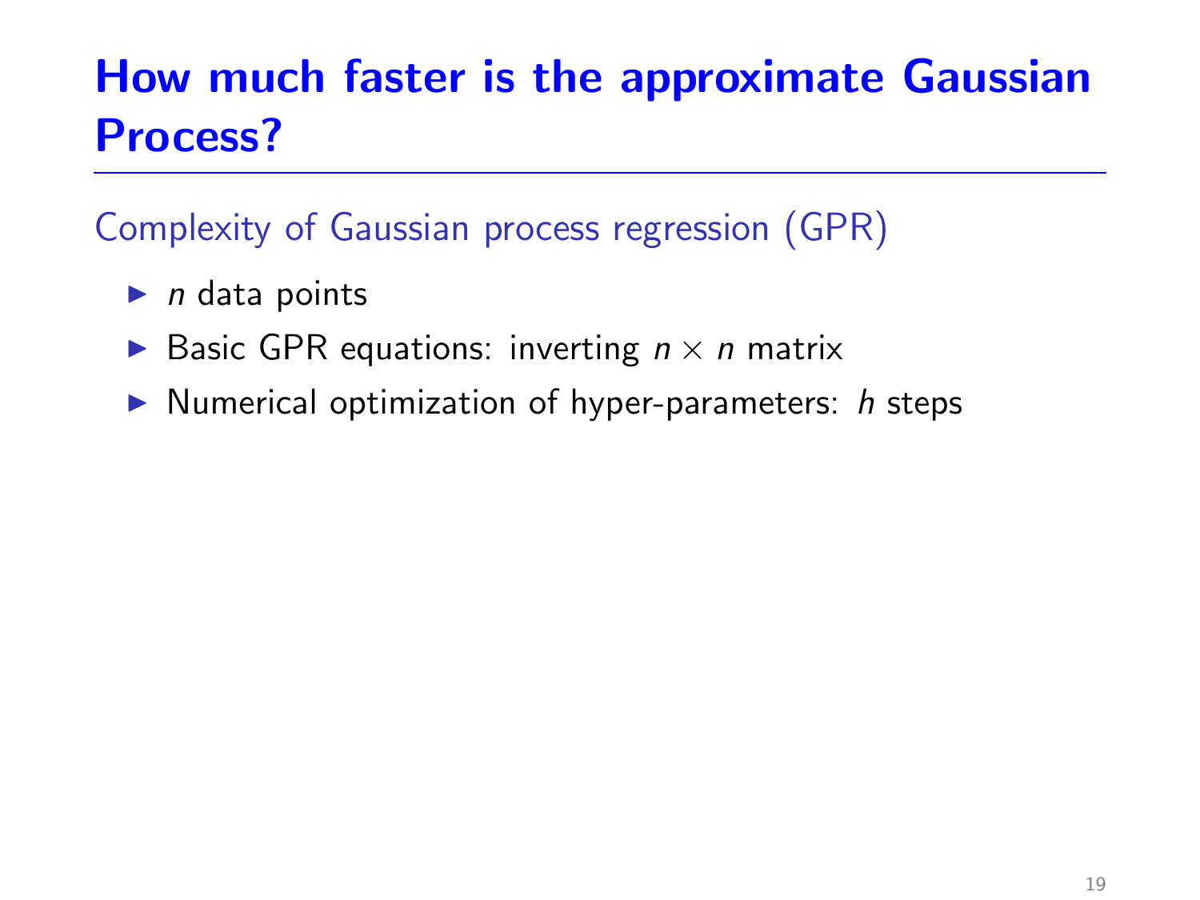# How much faster is the approximate Gaussian Process?

## Complexity of Gaussian process regression (GPR)

- $n$ data points
- Basic GPR equations: inverting $n \times n$ matrix
- Numerical optimization of hyper-parameters: $h$ steps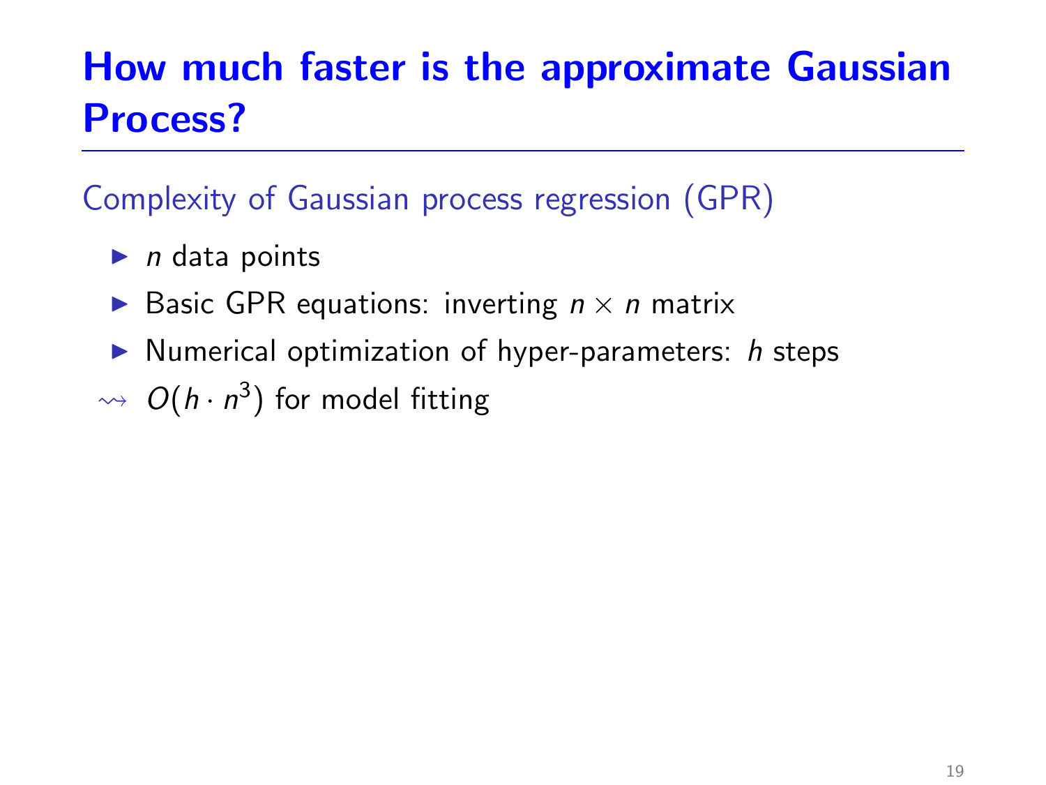# How much faster is the approximate Gaussian Process?

## Complexity of Gaussian process regression (GPR)

- $n$ data points
- Basic GPR equations: inverting $n \times n$ matrix
- Numerical optimization of hyper-parameters: $h$ steps

$\rightsquigarrow$ $O(h \cdot n^3)$ for model fitting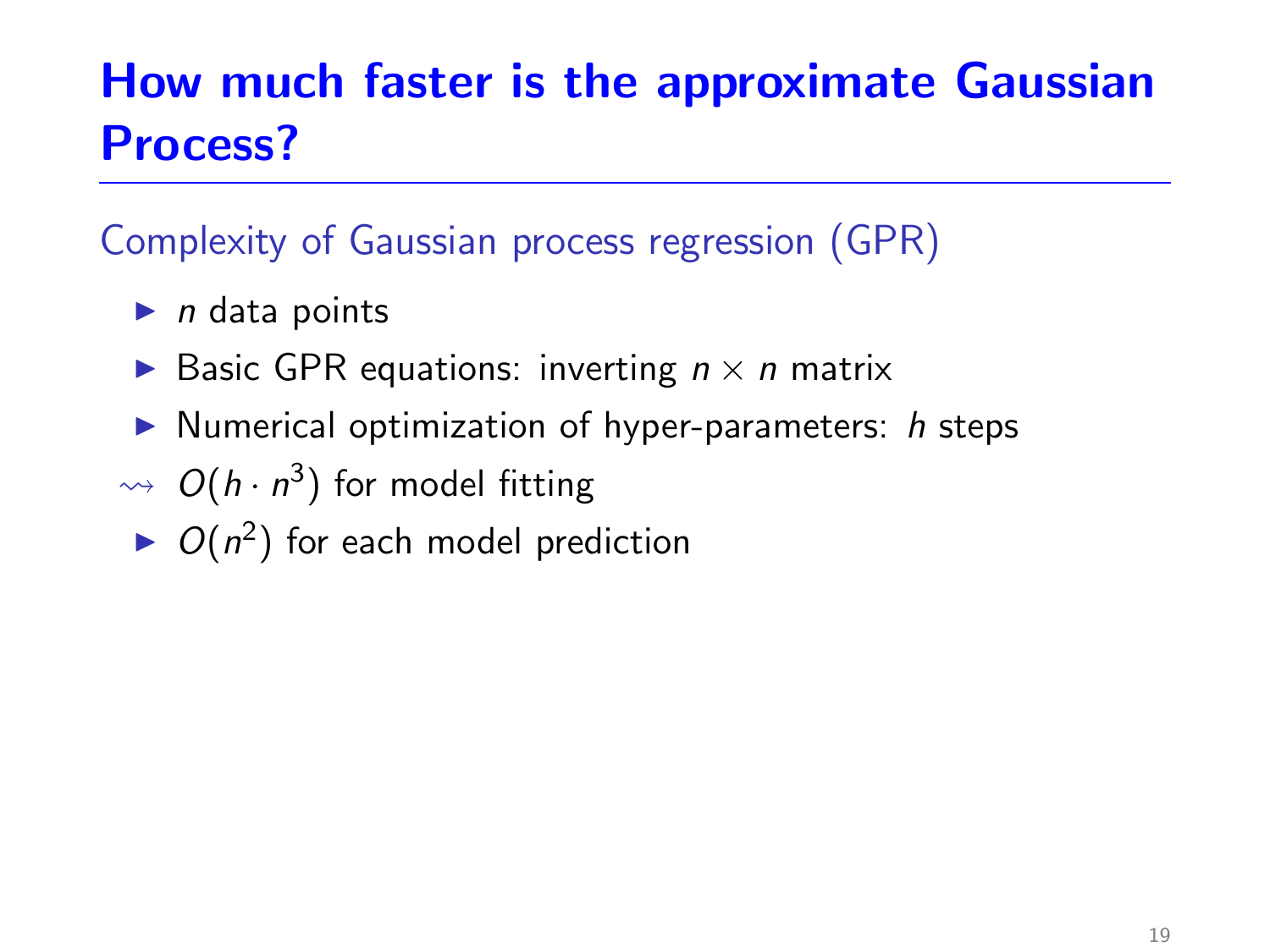# How much faster is the approximate Gaussian Process?

## Complexity of Gaussian process regression (GPR)

- $n$ data points
- Basic GPR equations: inverting $n \times n$ matrix
- Numerical optimization of hyper-parameters: $h$ steps

$\rightsquigarrow$ $O(h \cdot n^3)$ for model fitting

- $O(n^2)$ for each model prediction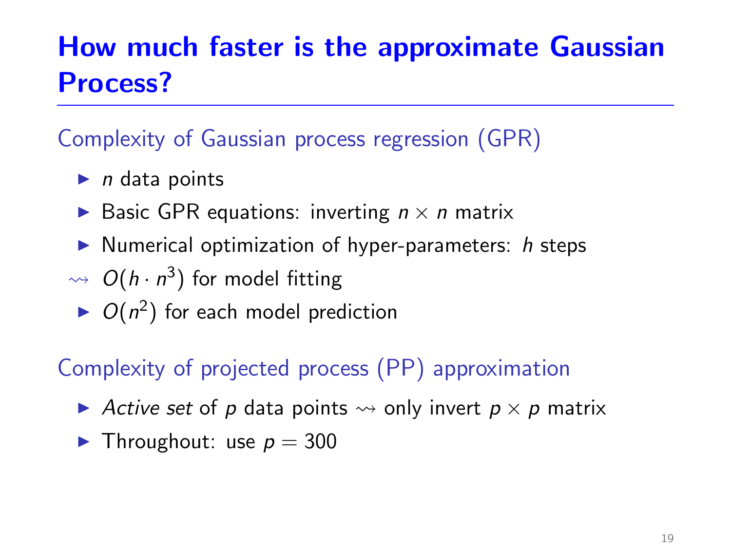# How much faster is the approximate Gaussian Process?

## Complexity of Gaussian process regression (GPR)

- $n$ data points
- Basic GPR equations: inverting $n \times n$ matrix
- Numerical optimization of hyper-parameters: $h$ steps

$\rightsquigarrow$ $O(h \cdot n^3)$ for model fitting

- $O(n^2)$ for each model prediction

## Complexity of projected process (PP) approximation

- *Active set* of $p$ data points $\rightsquigarrow$ only invert $p \times p$ matrix
- Throughout: use $p = 300$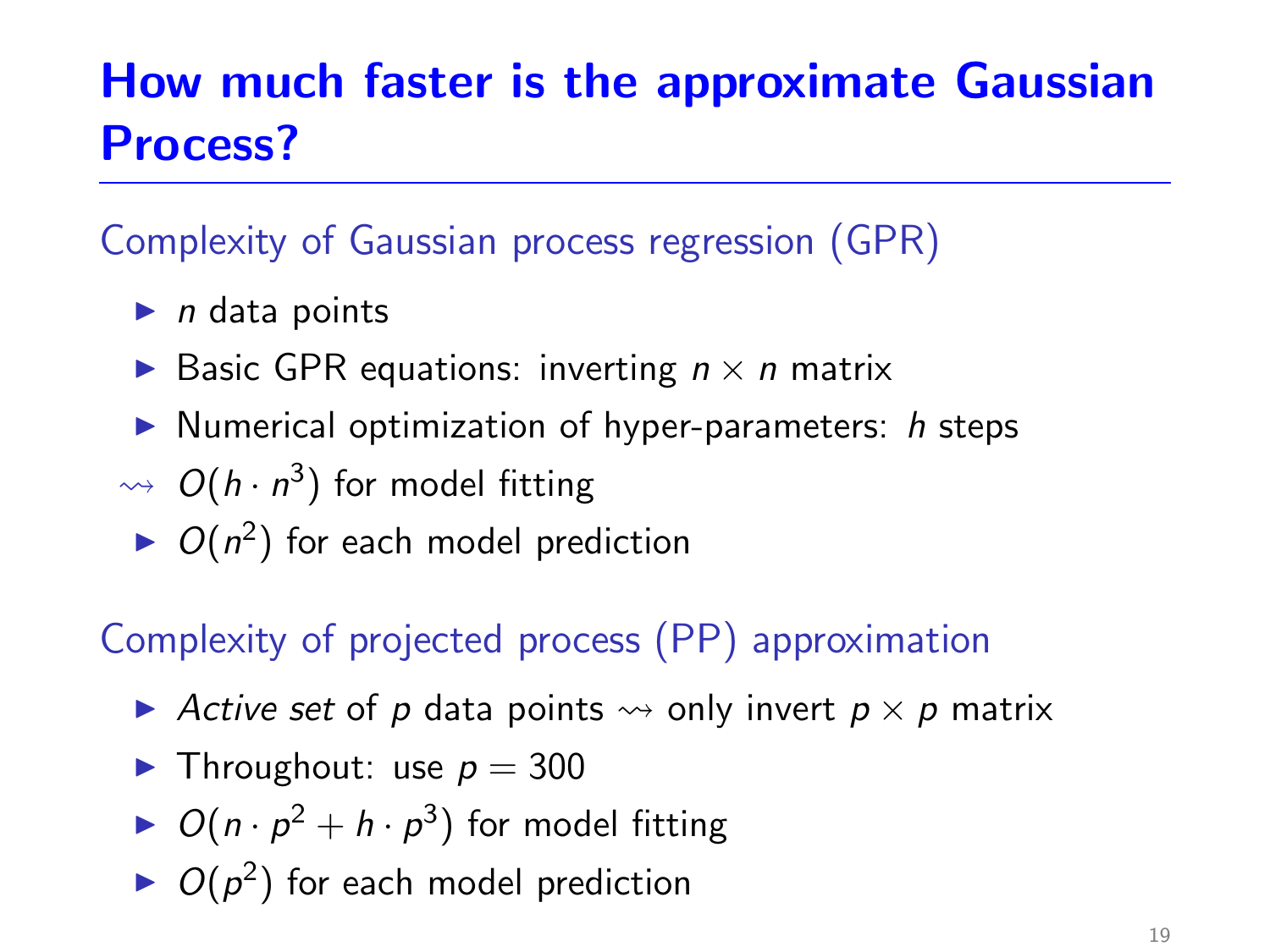# How much faster is the approximate Gaussian Process?

## Complexity of Gaussian process regression (GPR)

- $n$ data points
- Basic GPR equations: inverting $n \times n$ matrix
- Numerical optimization of hyper-parameters: $h$ steps

$\rightsquigarrow$ $O(h \cdot n^3)$ for model fitting

- $O(n^2)$ for each model prediction

## Complexity of projected process (PP) approximation

- *Active set* of $p$ data points $\rightsquigarrow$ only invert $p \times p$ matrix
- Throughout: use $p = 300$
- $O(n \cdot p^2 + h \cdot p^3)$ for model fitting
- $O(p^2)$ for each model prediction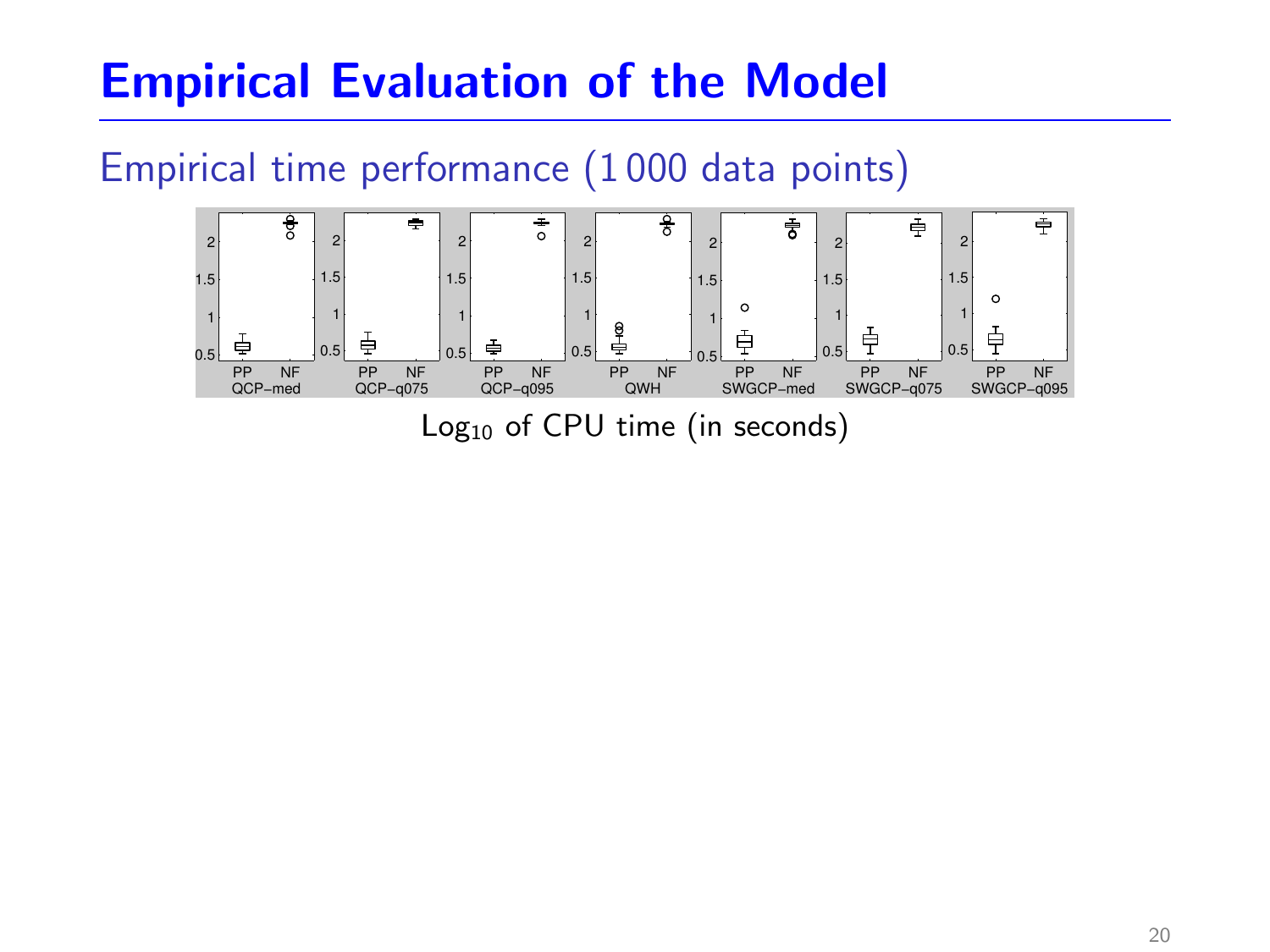# Empirical Evaluation of the Model

## Empirical time performance (1 000 data points)

Log$_{10}$ of CPU time (in seconds)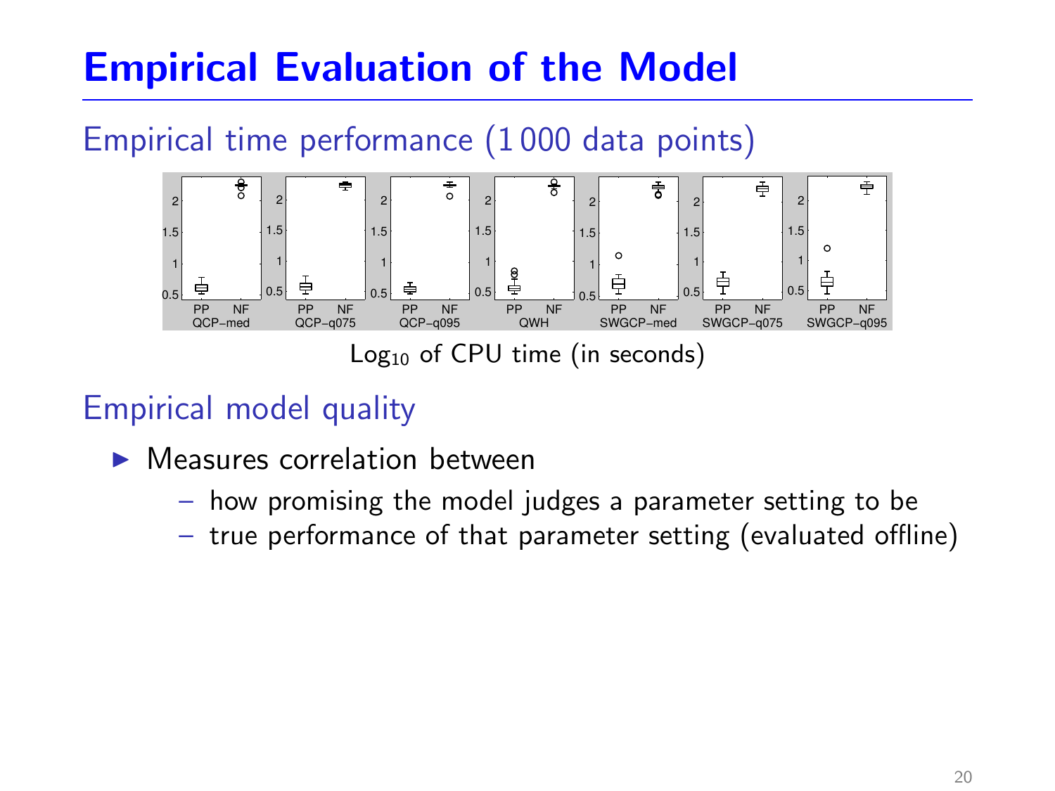# Empirical Evaluation of the Model

## Empirical time performance (1 000 data points)

$\text{Log}_{10}$ of CPU time (in seconds)

## Empirical model quality

- Measures correlation between
  - how promising the model judges a parameter setting to be
  - true performance of that parameter setting (evaluated offline)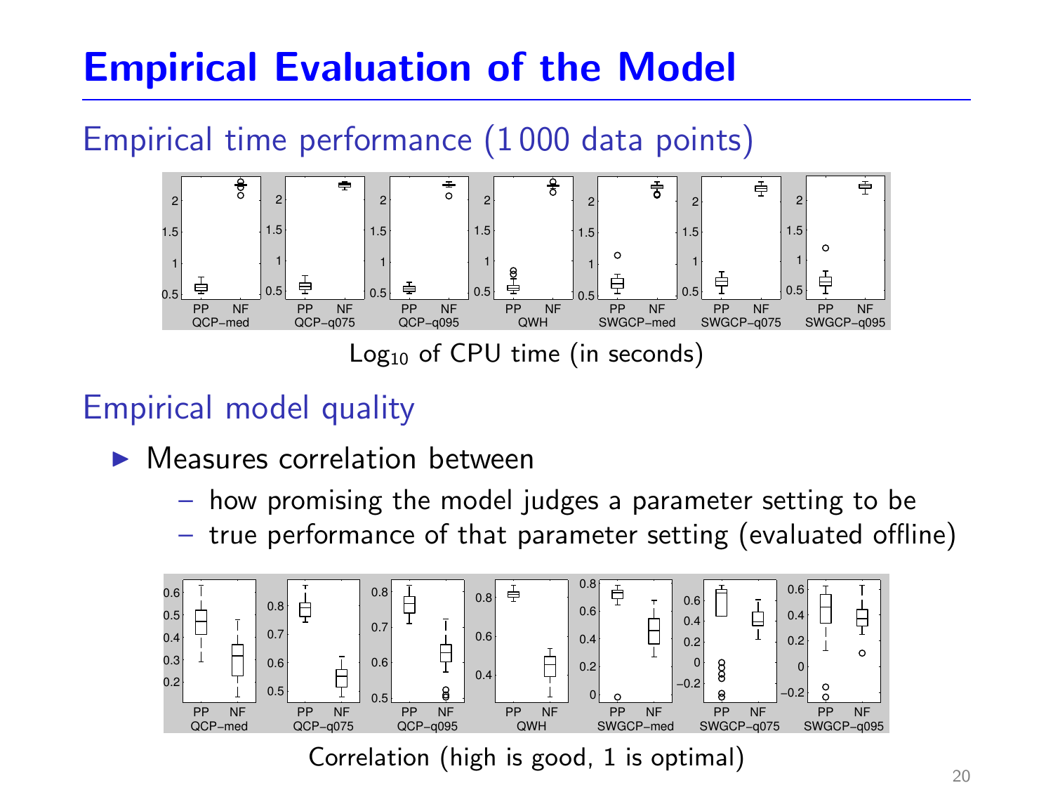# Empirical Evaluation of the Model

## Empirical time performance (1 000 data points)

$\text{Log}_{10}$ of CPU time (in seconds)

## Empirical model quality

- Measures correlation between
  - how promising the model judges a parameter setting to be
  - true performance of that parameter setting (evaluated offline)

Correlation (high is good, 1 is optimal)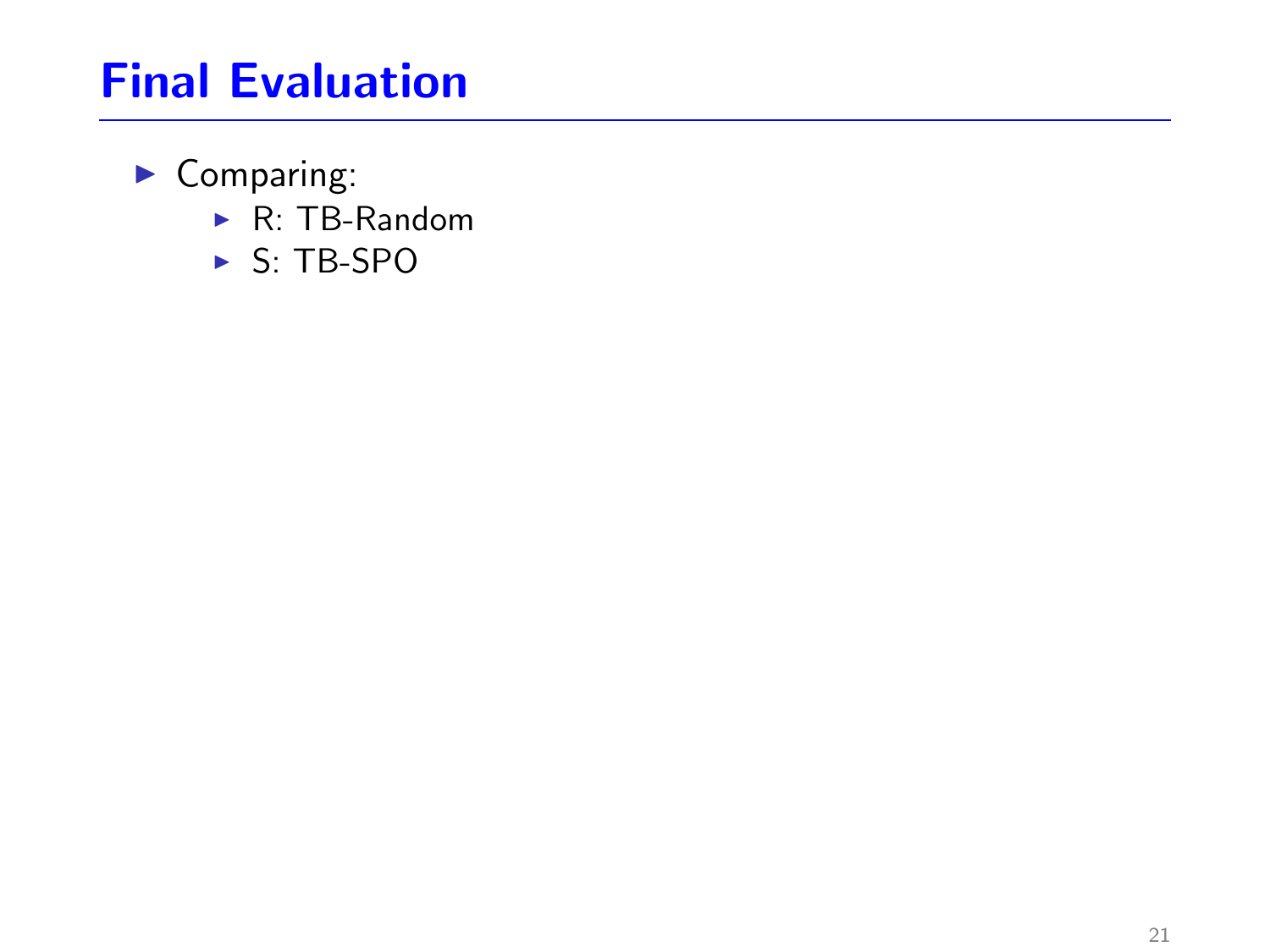# Final Evaluation

- Comparing:
  - R: TB-Random
  - S: TB-SPO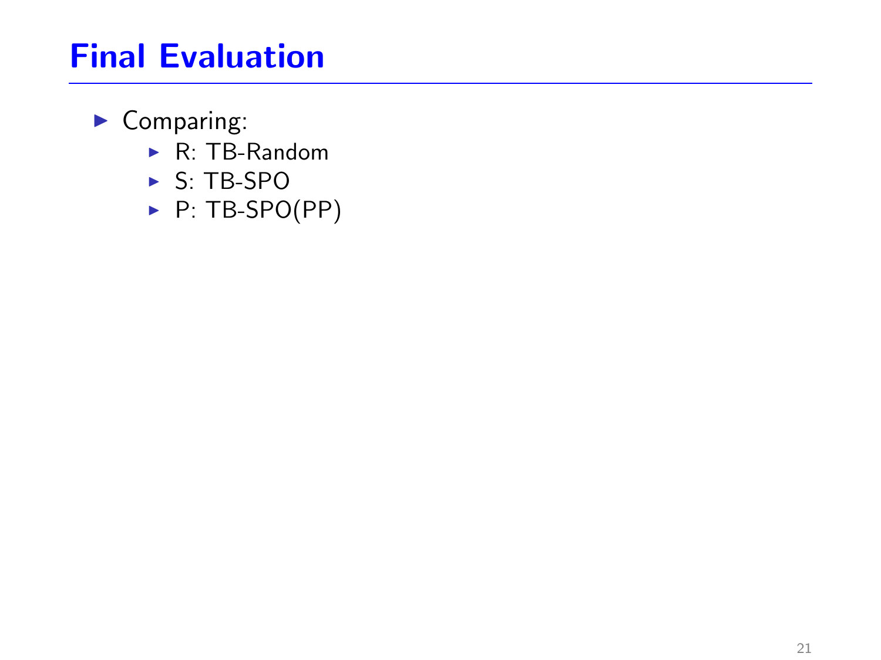# Final Evaluation

- Comparing:
  - R: TB-Random
  - S: TB-SPO
  - P: TB-SPO(PP)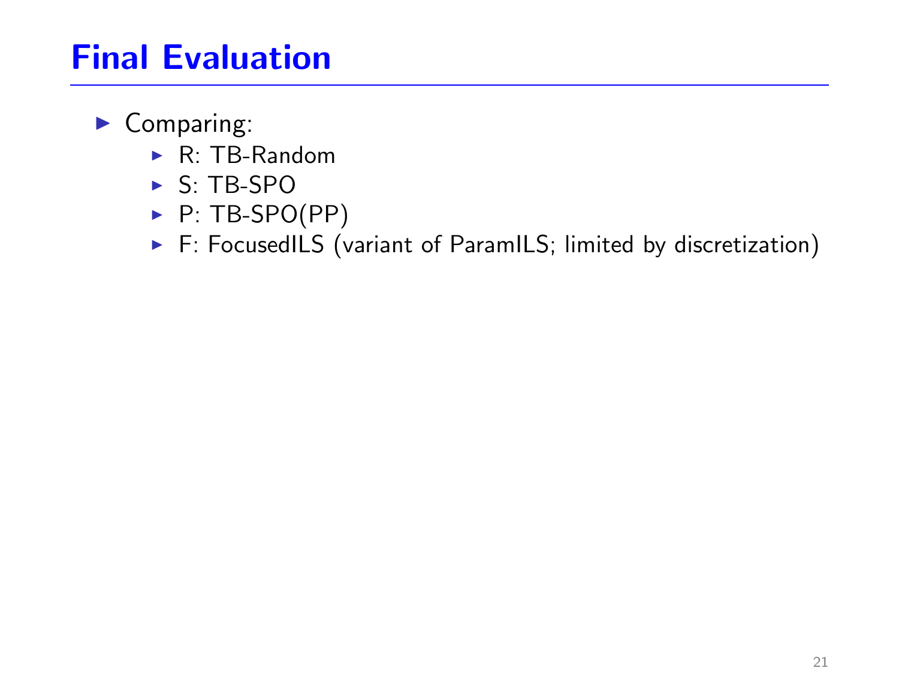# Final Evaluation

- Comparing:
  - R: TB-Random
  - S: TB-SPO
  - P: TB-SPO(PP)
  - F: FocusedILS (variant of ParamILS; limited by discretization)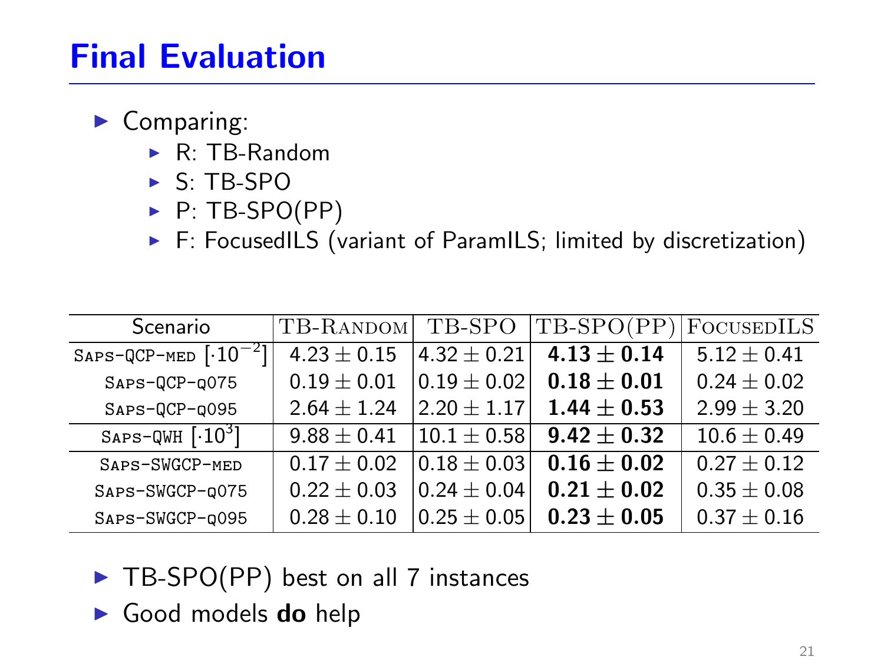## Final Evaluation

- Comparing:
  - R: TB-Random
  - S: TB-SPO
  - P: TB-SPO(PP)
  - F: FocusedILS (variant of ParamILS; limited by discretization)

| Scenario | TB-Random | TB-SPO | TB-SPO(PP) | FocusedILS |
|---|---|---|---|---|
| SAPS-QCP-MED $[\cdot 10^{-2}]$ | $4.23 \pm 0.15$ | $4.32 \pm 0.21$ | $\mathbf{4.13 \pm 0.14}$ | $5.12 \pm 0.41$ |
| SAPS-QCP-Q075 | $0.19 \pm 0.01$ | $0.19 \pm 0.02$ | $\mathbf{0.18 \pm 0.01}$ | $0.24 \pm 0.02$ |
| SAPS-QCP-Q095 | $2.64 \pm 1.24$ | $2.20 \pm 1.17$ | $\mathbf{1.44 \pm 0.53}$ | $2.99 \pm 3.20$ |
| SAPS-QWH $[\cdot 10^{3}]$ | $9.88 \pm 0.41$ | $10.1 \pm 0.58$ | $\mathbf{9.42 \pm 0.32}$ | $10.6 \pm 0.49$ |
| SAPS-SWGCP-MED | $0.17 \pm 0.02$ | $0.18 \pm 0.03$ | $\mathbf{0.16 \pm 0.02}$ | $0.27 \pm 0.12$ |
| SAPS-SWGCP-Q075 | $0.22 \pm 0.03$ | $0.24 \pm 0.04$ | $\mathbf{0.21 \pm 0.02}$ | $0.35 \pm 0.08$ |
| SAPS-SWGCP-Q095 | $0.28 \pm 0.10$ | $0.25 \pm 0.05$ | $\mathbf{0.23 \pm 0.05}$ | $0.37 \pm 0.16$ |

- TB-SPO(PP) best on all 7 instances
- Good models **do** help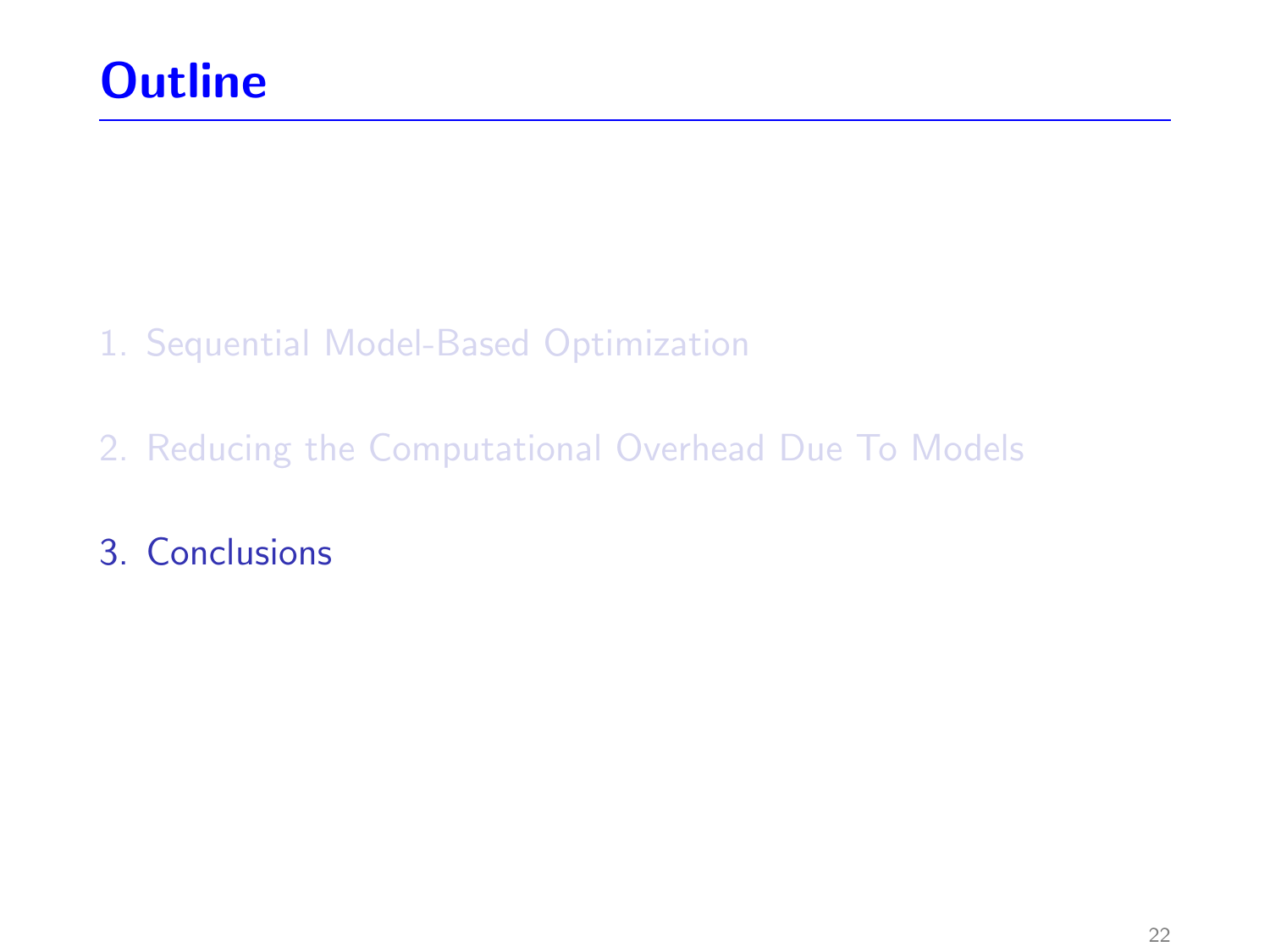# Outline

1. Sequential Model-Based Optimization

2. Reducing the Computational Overhead Due To Models

3. Conclusions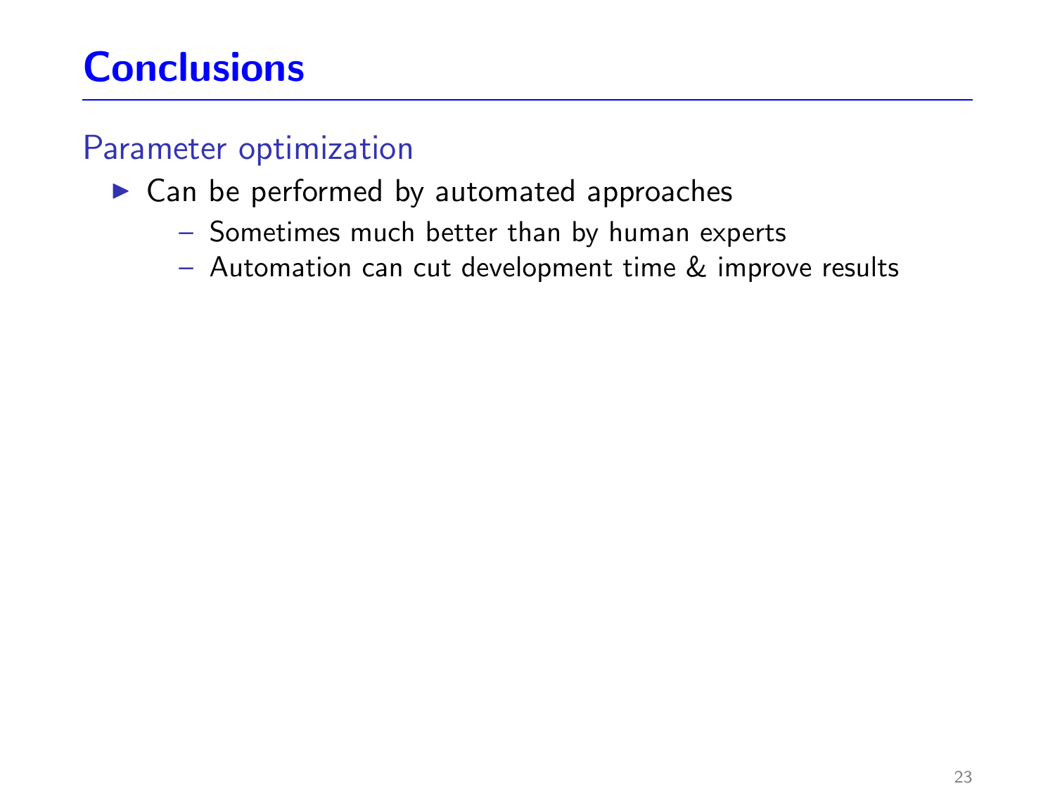# Conclusions

## Parameter optimization

- Can be performed by automated approaches
  - Sometimes much better than by human experts
  - Automation can cut development time & improve results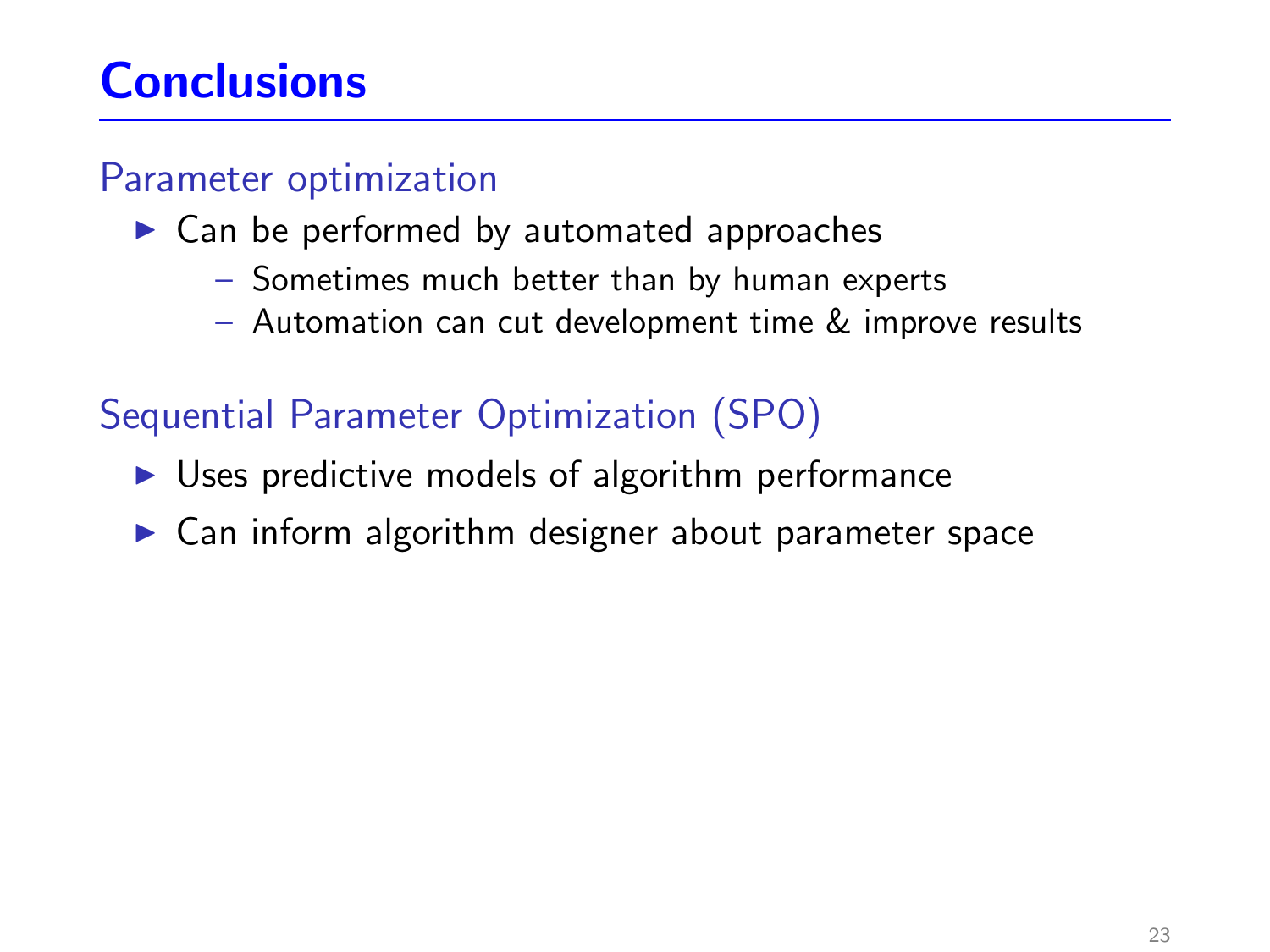# Conclusions

### Parameter optimization

- Can be performed by automated approaches
  - Sometimes much better than by human experts
  - Automation can cut development time & improve results

### Sequential Parameter Optimization (SPO)

- Uses predictive models of algorithm performance
- Can inform algorithm designer about parameter space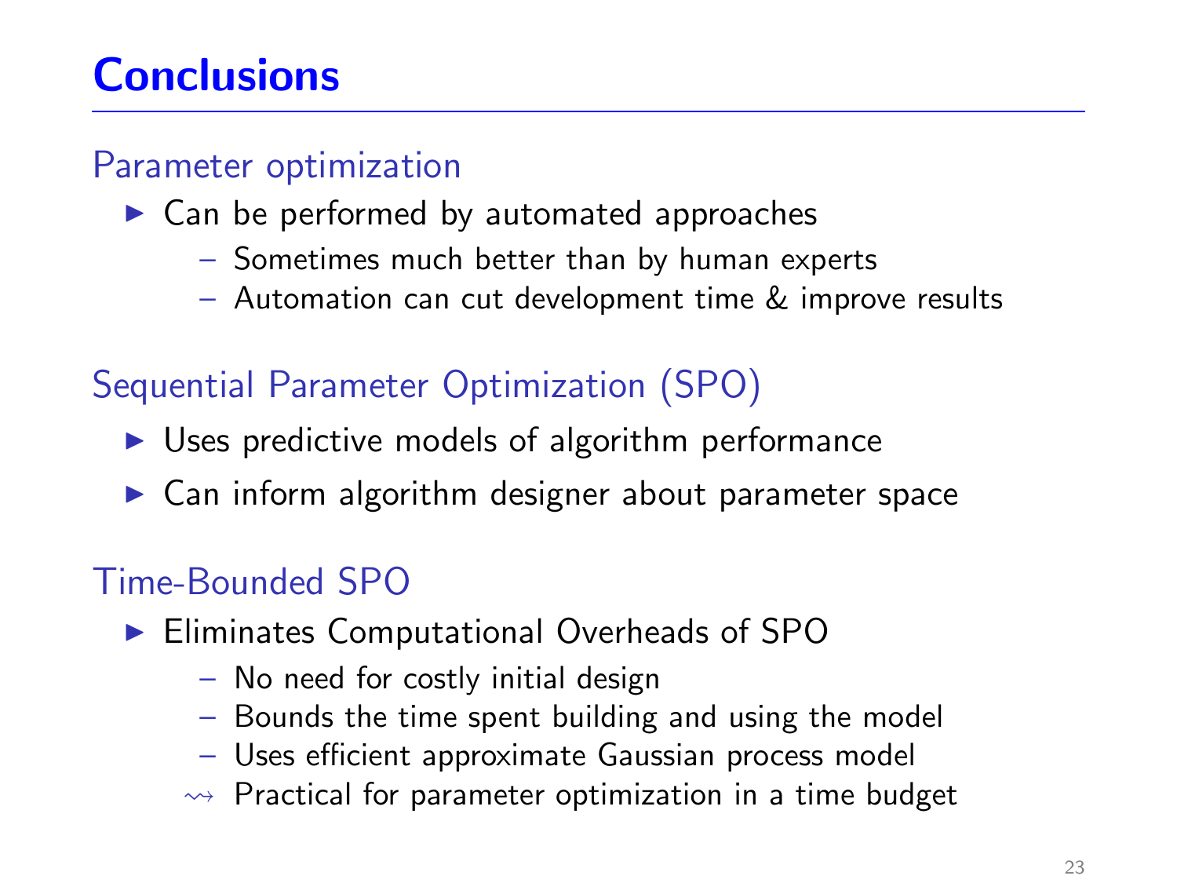# Conclusions

## Parameter optimization

- Can be performed by automated approaches
  - Sometimes much better than by human experts
  - Automation can cut development time & improve results

## Sequential Parameter Optimization (SPO)

- Uses predictive models of algorithm performance
- Can inform algorithm designer about parameter space

## Time-Bounded SPO

- Eliminates Computational Overheads of SPO
  - No need for costly initial design
  - Bounds the time spent building and using the model
  - Uses efficient approximate Gaussian process model
  - $\leadsto$ Practical for parameter optimization in a time budget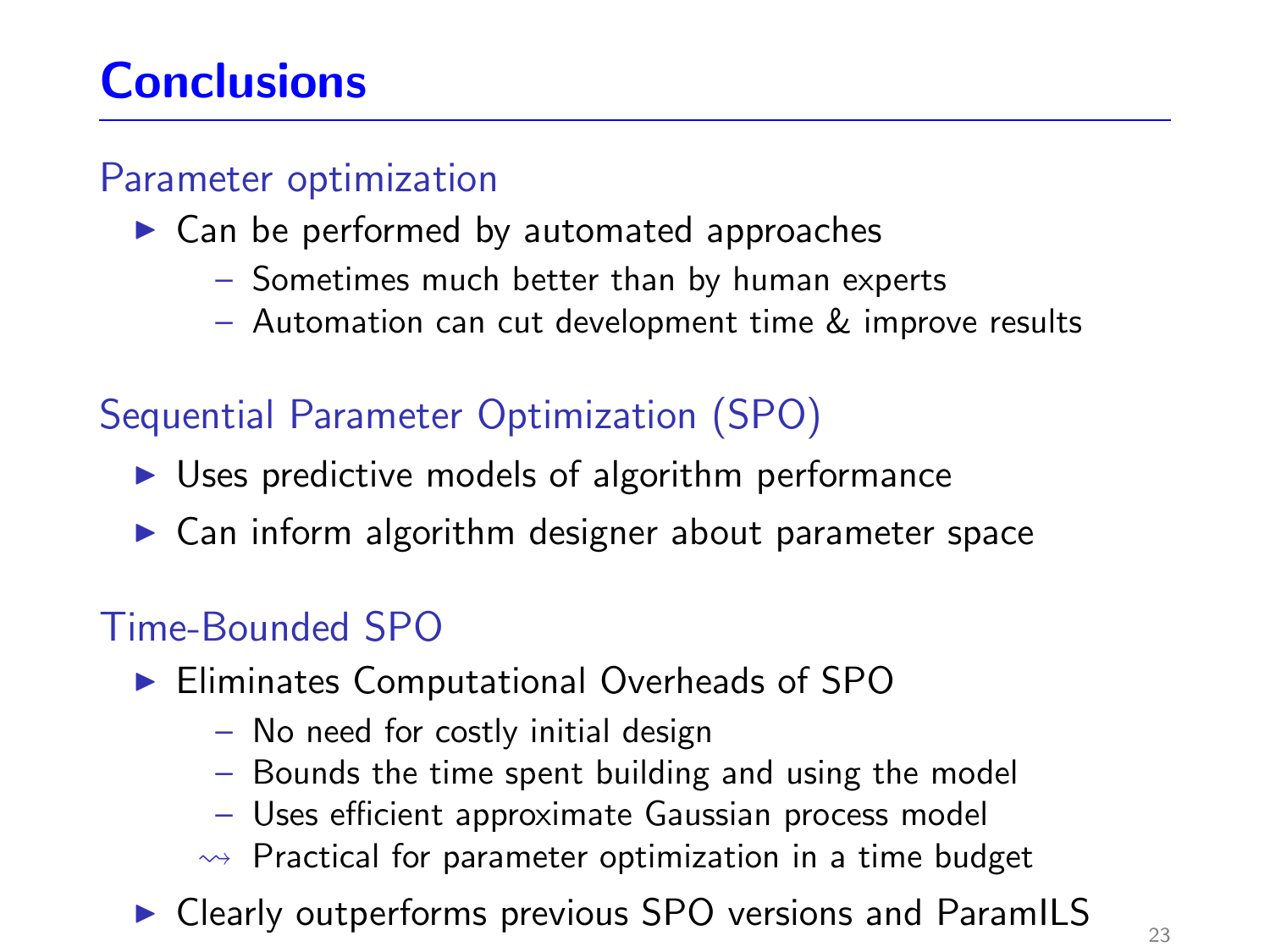# Conclusions

## Parameter optimization

- Can be performed by automated approaches
  - Sometimes much better than by human experts
  - Automation can cut development time & improve results

## Sequential Parameter Optimization (SPO)

- Uses predictive models of algorithm performance
- Can inform algorithm designer about parameter space

## Time-Bounded SPO

- Eliminates Computational Overheads of SPO
  - No need for costly initial design
  - Bounds the time spent building and using the model
  - Uses efficient approximate Gaussian process model
  - ⇝ Practical for parameter optimization in a time budget
- Clearly outperforms previous SPO versions and ParamILS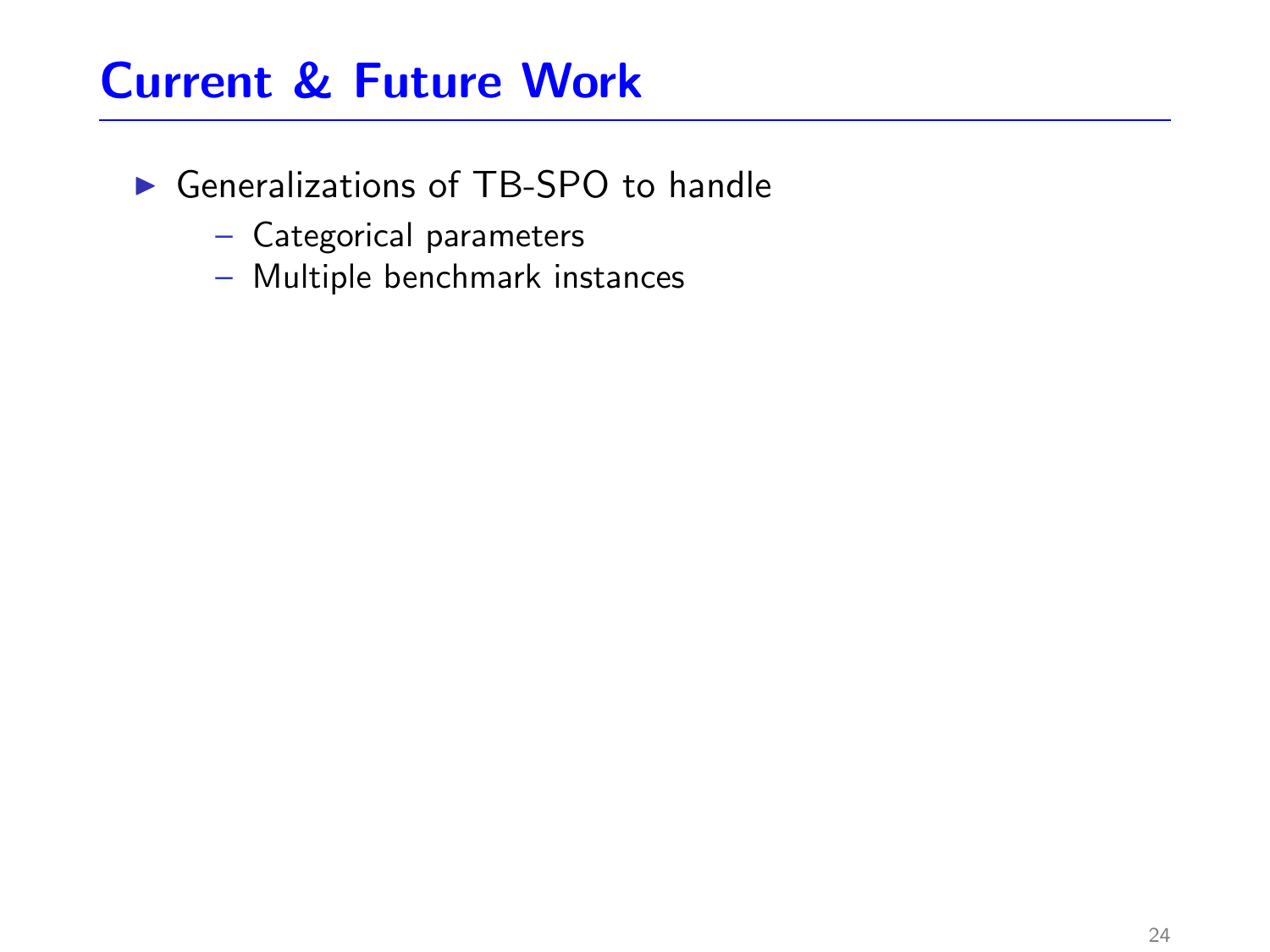# Current & Future Work

- Generalizations of TB-SPO to handle
  - Categorical parameters
  - Multiple benchmark instances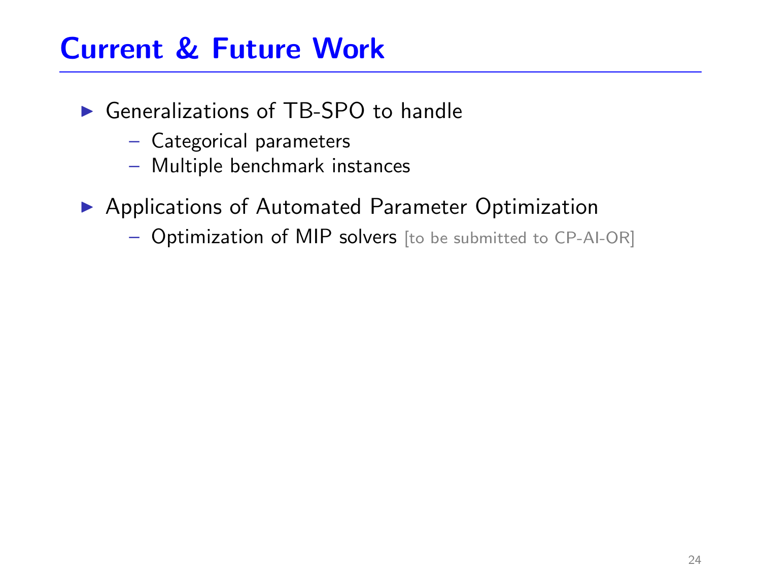# Current & Future Work

- Generalizations of TB-SPO to handle
  - Categorical parameters
  - Multiple benchmark instances
- Applications of Automated Parameter Optimization
  - Optimization of MIP solvers [to be submitted to CP-AI-OR]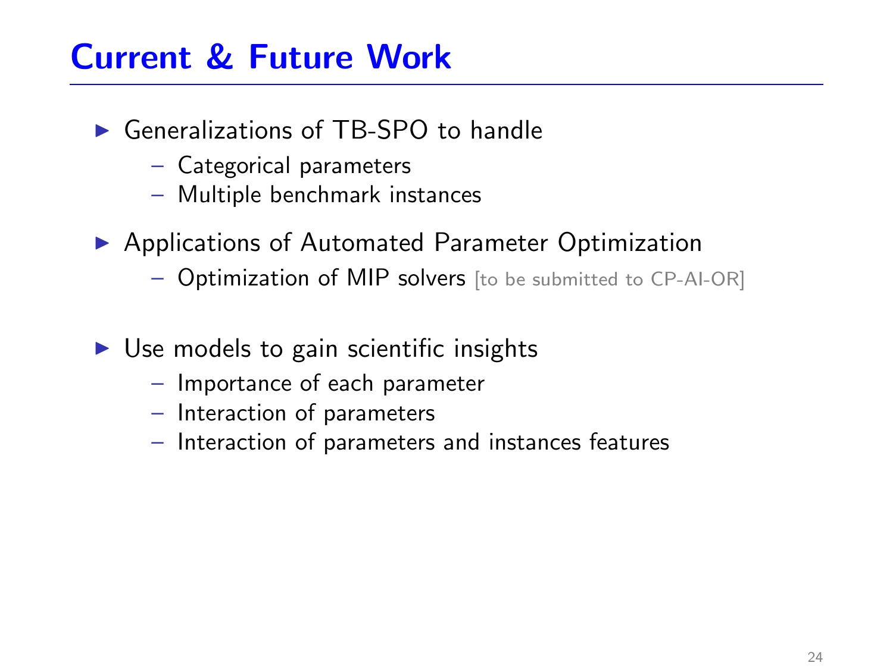# Current & Future Work

- Generalizations of TB-SPO to handle
  - Categorical parameters
  - Multiple benchmark instances
- Applications of Automated Parameter Optimization
  - Optimization of MIP solvers [to be submitted to CP-AI-OR]
- Use models to gain scientific insights
  - Importance of each parameter
  - Interaction of parameters
  - Interaction of parameters and instances features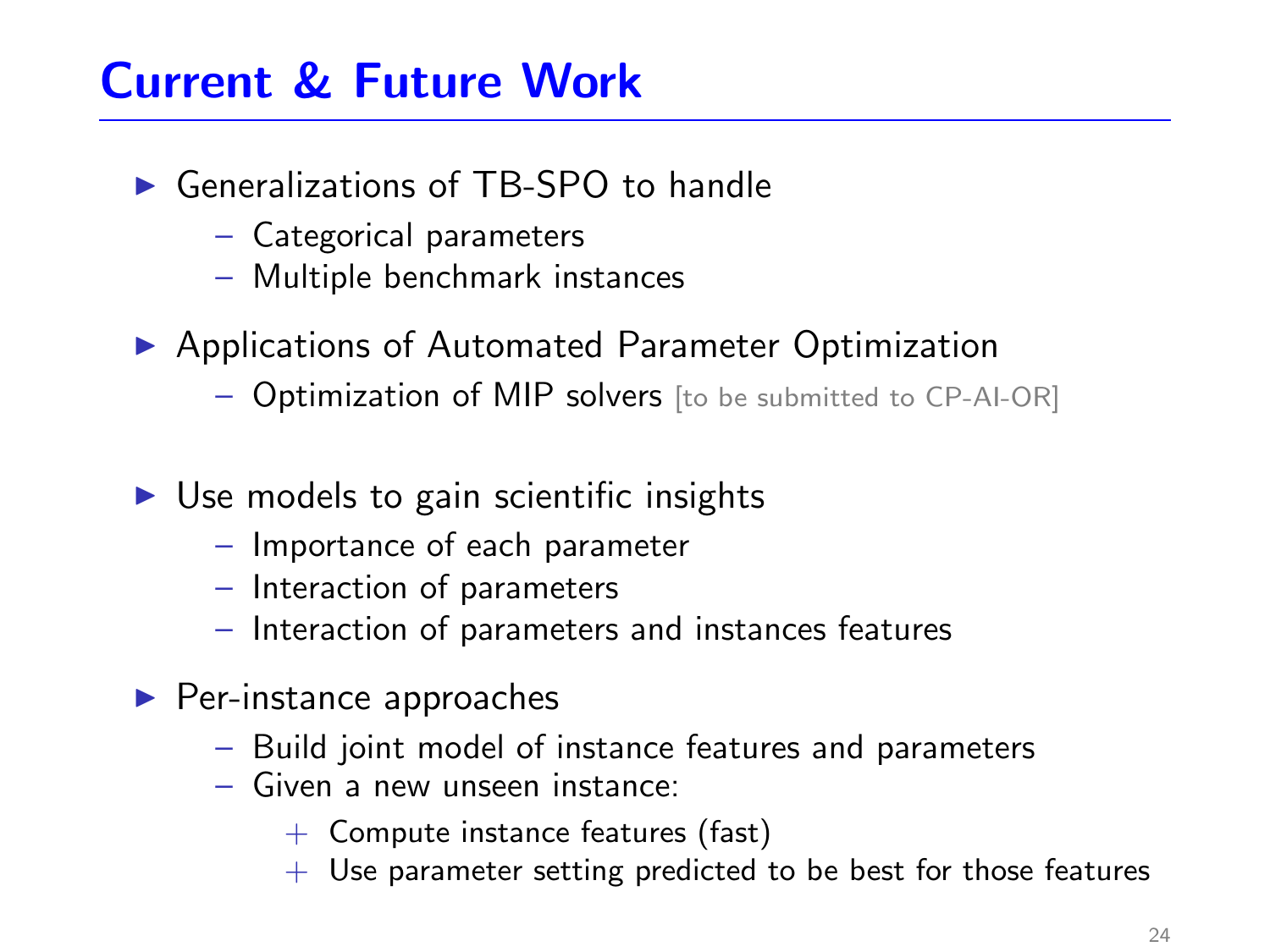# Current & Future Work

- Generalizations of TB-SPO to handle
  - Categorical parameters
  - Multiple benchmark instances
- Applications of Automated Parameter Optimization
  - Optimization of MIP solvers [to be submitted to CP-AI-OR]
- Use models to gain scientific insights
  - Importance of each parameter
  - Interaction of parameters
  - Interaction of parameters and instances features
- Per-instance approaches
  - Build joint model of instance features and parameters
  - Given a new unseen instance:
    - Compute instance features (fast)
    - Use parameter setting predicted to be best for those features